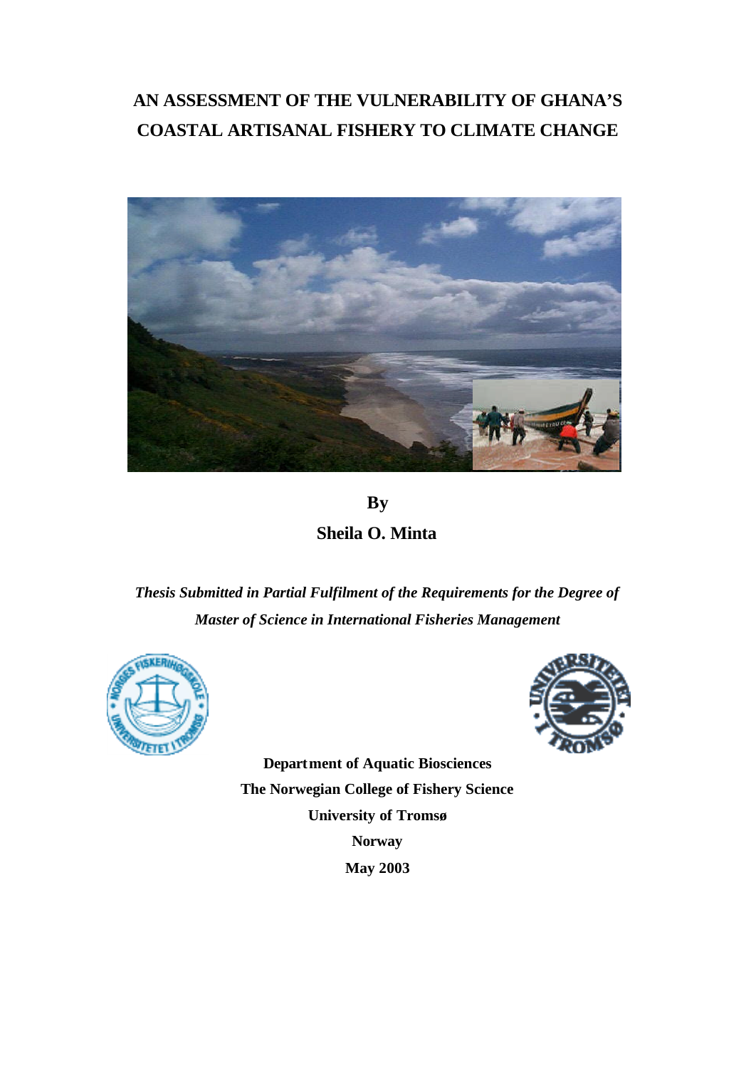# AN ASSESSMENT OF THE VULNERABILITY OF GHANA'S COASTAL ARTISANAL FISHERY TO CLIMATE CHANGE

**By**

**Sheila O. Minta**

***Thesis Submitted in Partial Fulfilment of the Requirements for the Degree of Master of Science in International Fisheries Management***

**Department of Aquatic Biosciences**
**The Norwegian College of Fishery Science**
**University of Tromsø**
**Norway**
**May 2003**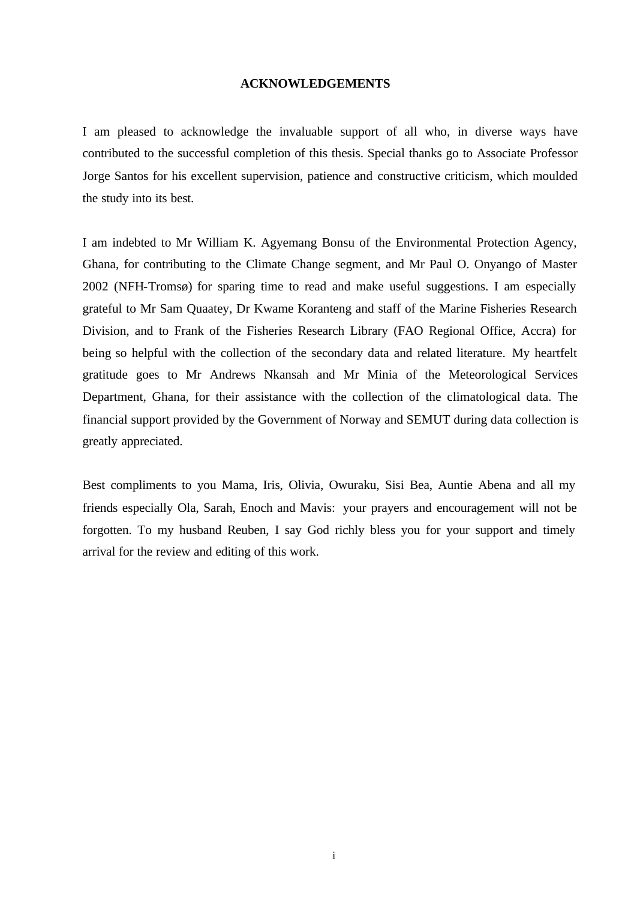## ACKNOWLEDGEMENTS

I am pleased to acknowledge the invaluable support of all who, in diverse ways have contributed to the successful completion of this thesis. Special thanks go to Associate Professor Jorge Santos for his excellent supervision, patience and constructive criticism, which moulded the study into its best.

I am indebted to Mr William K. Agyemang Bonsu of the Environmental Protection Agency, Ghana, for contributing to the Climate Change segment, and Mr Paul O. Onyango of Master 2002 (NFH-Tromsø) for sparing time to read and make useful suggestions. I am especially grateful to Mr Sam Quaatey, Dr Kwame Koranteng and staff of the Marine Fisheries Research Division, and to Frank of the Fisheries Research Library (FAO Regional Office, Accra) for being so helpful with the collection of the secondary data and related literature. My heartfelt gratitude goes to Mr Andrews Nkansah and Mr Minia of the Meteorological Services Department, Ghana, for their assistance with the collection of the climatological data. The financial support provided by the Government of Norway and SEMUT during data collection is greatly appreciated.

Best compliments to you Mama, Iris, Olivia, Owuraku, Sisi Bea, Auntie Abena and all my friends especially Ola, Sarah, Enoch and Mavis: your prayers and encouragement will not be forgotten. To my husband Reuben, I say God richly bless you for your support and timely arrival for the review and editing of this work.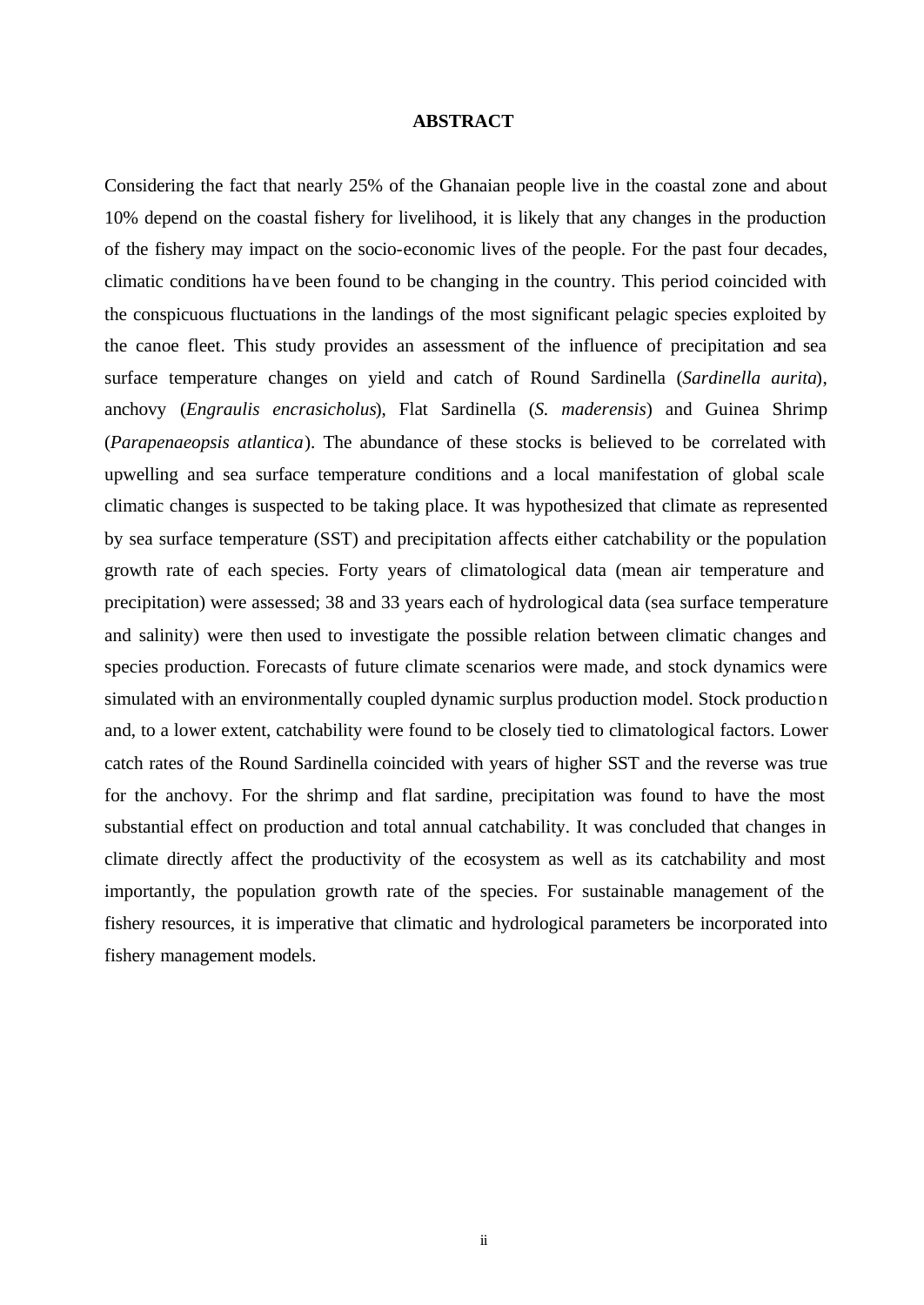# ABSTRACT

Considering the fact that nearly 25% of the Ghanaian people live in the coastal zone and about 10% depend on the coastal fishery for livelihood, it is likely that any changes in the production of the fishery may impact on the socio-economic lives of the people. For the past four decades, climatic conditions have been found to be changing in the country. This period coincided with the conspicuous fluctuations in the landings of the most significant pelagic species exploited by the canoe fleet. This study provides an assessment of the influence of precipitation and sea surface temperature changes on yield and catch of Round Sardinella (*Sardinella aurita*), anchovy (*Engraulis encrasicholus*), Flat Sardinella (*S. maderensis*) and Guinea Shrimp (*Parapenaeopsis atlantica*). The abundance of these stocks is believed to be correlated with upwelling and sea surface temperature conditions and a local manifestation of global scale climatic changes is suspected to be taking place. It was hypothesized that climate as represented by sea surface temperature (SST) and precipitation affects either catchability or the population growth rate of each species. Forty years of climatological data (mean air temperature and precipitation) were assessed; 38 and 33 years each of hydrological data (sea surface temperature and salinity) were then used to investigate the possible relation between climatic changes and species production. Forecasts of future climate scenarios were made, and stock dynamics were simulated with an environmentally coupled dynamic surplus production model. Stock production and, to a lower extent, catchability were found to be closely tied to climatological factors. Lower catch rates of the Round Sardinella coincided with years of higher SST and the reverse was true for the anchovy. For the shrimp and flat sardine, precipitation was found to have the most substantial effect on production and total annual catchability. It was concluded that changes in climate directly affect the productivity of the ecosystem as well as its catchability and most importantly, the population growth rate of the species. For sustainable management of the fishery resources, it is imperative that climatic and hydrological parameters be incorporated into fishery management models.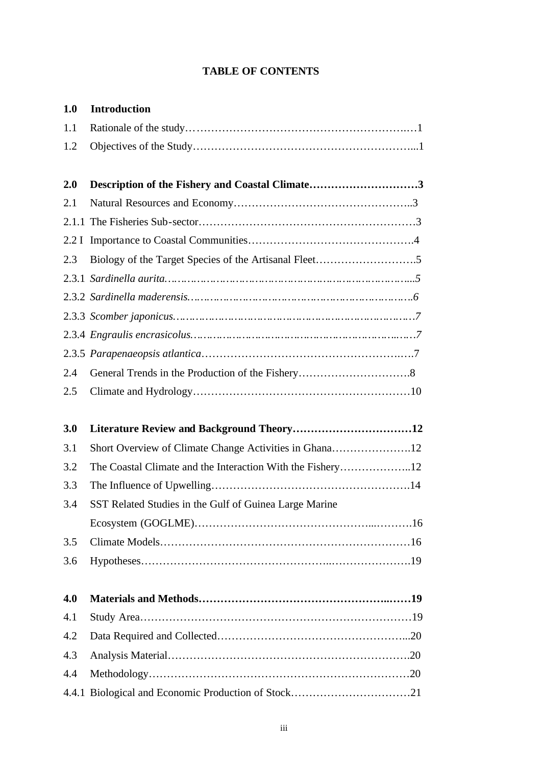# TABLE OF CONTENTS

**1.0 Introduction**

1.1 Rationale of the study……………………………………………………….…1

1.2 Objectives of the Study……………………………………………………....1

**2.0 Description of the Fishery and Coastal Climate…………………………3**

2.1 Natural Resources and Economy…………………………………………..3

2.1.1 The Fisheries Sub-sector…………………………………………………3

2.2 I Importance to Coastal Communities……………………………………….4

2.3 Biology of the Target Species of the Artisanal Fleet……………………….5

2.3.1 *Sardinella aurita……………………………………………………………...5*

2.3.2 *Sardinella maderensis…………………………………………………………6*

2.3.3 *Scomber japonicus……………………………………………………………7*

2.3.4 *Engraulis encrasicolus……………………………………………………..…7*

2.3.5 *Parapenaeopsis atlantica*……………………………………………….….7

2.4 General Trends in the Production of the Fishery………………………….8

2.5 Climate and Hydrology……………………………………………………10

**3.0 Literature Review and Background Theory……………………………12**

3.1 Short Overview of Climate Change Activities in Ghana………………….12

3.2 The Coastal Climate and the Interaction With the Fishery………………..12

3.3 The Influence of Upwelling……………………………………………….14

3.4 SST Related Studies in the Gulf of Guinea Large Marine Ecosystem (GOGLME)……………………………………….....……….16

3.5 Climate Models……………………………………………………………16

3.6 Hypotheses………………………………………….....………………….19

**4.0 Materials and Methods……………………………………………...……19**

4.1 Study Area…………………………………………………………………19

4.2 Data Required and Collected……………………………………………...20

4.3 Analysis Material………………………………………………………….20

4.4 Methodology………………………………………………………………20

4.4.1 Biological and Economic Production of Stock……………………………21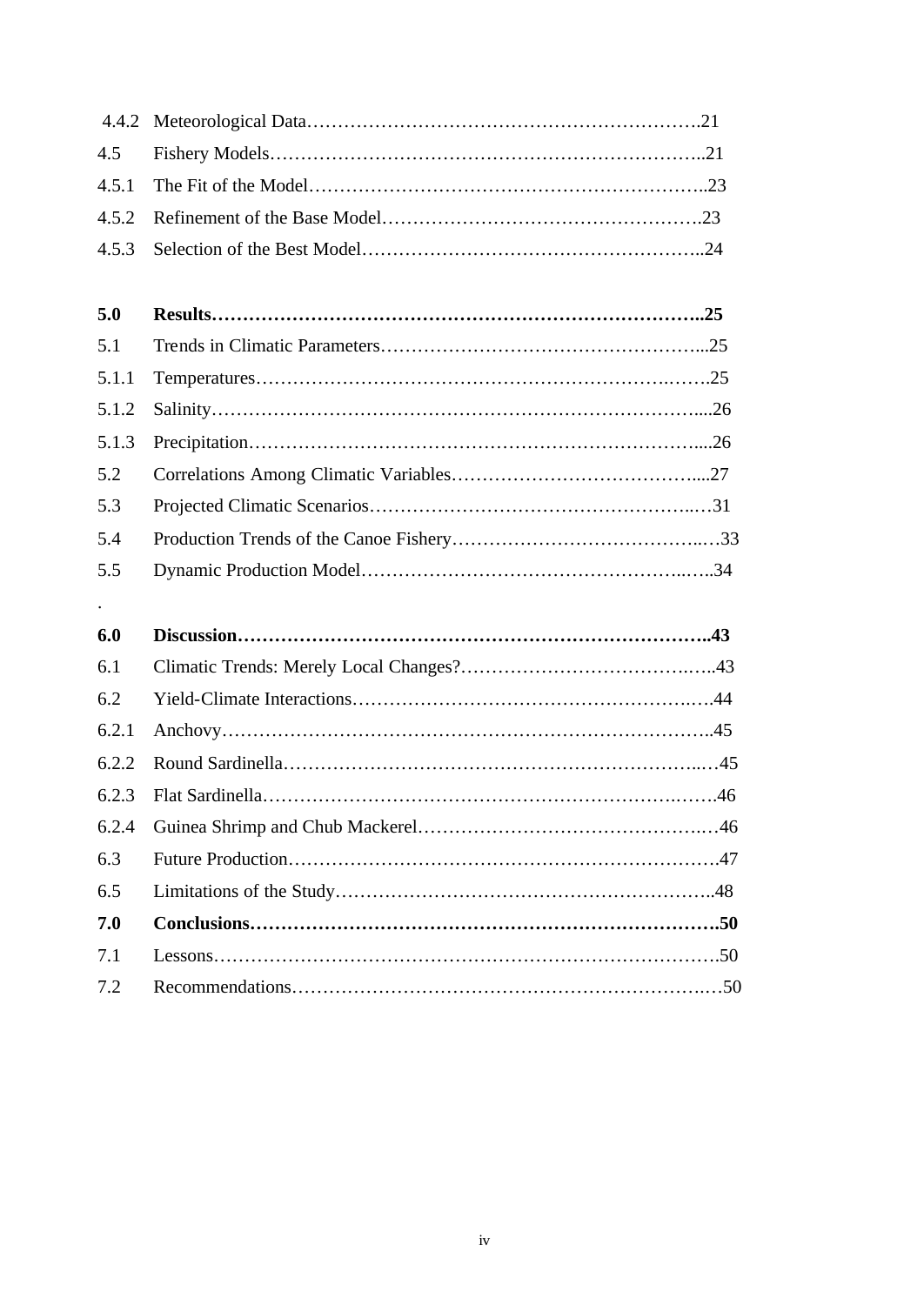4.4.2 Meteorological Data……………………………………………………….21

4.5 Fishery Models……………………………………………………………..21

4.5.1 The Fit of the Model…………………………………………………….23

4.5.2 Refinement of the Base Model…………………………………………….23

4.5.3 Selection of the Best Model……………………………………………..24

**5.0 Results……………………………………………………………………..25**

5.1 Trends in Climatic Parameters…………………………………………...25

5.1.1 Temperatures………………………………………………………….25

5.1.2 Salinity…………………………………………………………………...26

5.1.3 Precipitation……………………………………………………………...26

5.2 Correlations Among Climatic Variables…………………………………...27

5.3 Projected Climatic Scenarios…………………………………………...…31

5.4 Production Trends of the Canoe Fishery………………………………..…33

5.5 Dynamic Production Model…………………………………………..…..34

.

**6.0 Discussion…………………………………………………………………..43**

6.1 Climatic Trends: Merely Local Changes?……………………………..…..43

6.2 Yield-Climate Interactions………………………………………………….44

6.2.1 Anchovy…………………………………………………………………..45

6.2.2 Round Sardinella…………………………………………………..…45

6.2.3 Flat Sardinella…………………………………………………………….46

6.2.4 Guinea Shrimp and Chub Mackerel…………………………………….…46

6.3 Future Production…………………………………………………………….47

6.5 Limitations of the Study……………………………………………………..48

**7.0 Conclusions………………………………………………………………….50**

7.1 Lessons……………………………………………………………………….50

7.2 Recommendations……………………………………………………….…50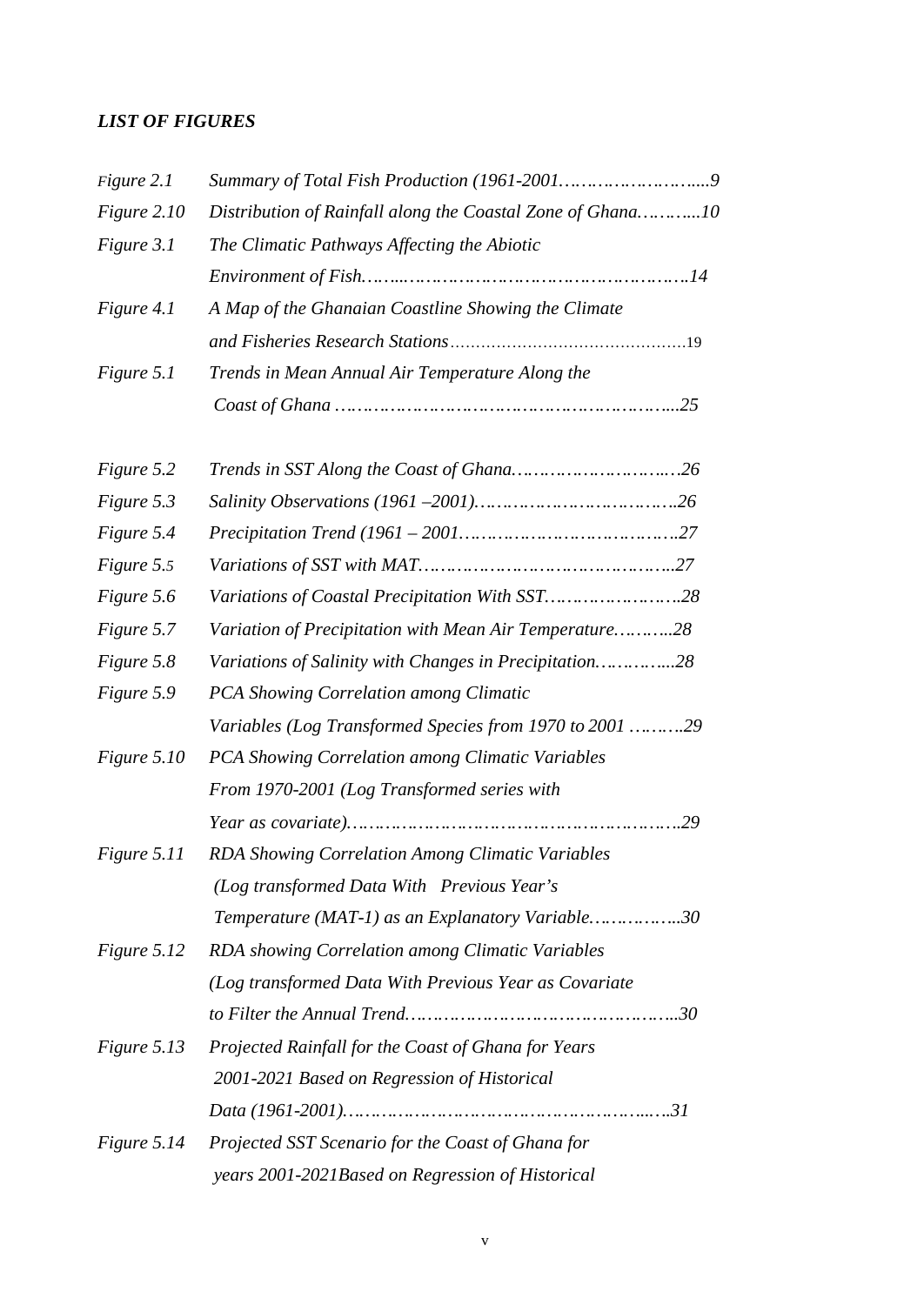***LIST OF FIGURES***

| | |
|---|---|
| *Figure 2.1* | *Summary of Total Fish Production (1961-2001……………………....9* |
| *Figure 2.10* | *Distribution of Rainfall along the Coastal Zone of Ghana………...10* |
| *Figure 3.1* | *The Climatic Pathways Affecting the Abiotic Environment of Fish……..…………………………………………….14* |
| *Figure 4.1* | *A Map of the Ghanaian Coastline Showing the Climate and Fisheries Research Stations*……………………………………….19 |
| *Figure 5.1* | *Trends in Mean Annual Air Temperature Along the Coast of Ghana …………………………………………………....25* |
| *Figure 5.2* | *Trends in SST Along the Coast of Ghana………………………..26* |
| *Figure 5.3* | *Salinity Observations (1961 –2001)……………………………..26* |
| *Figure 5.4* | *Precipitation Trend (1961 – 2001………………………………..27* |
| *Figure 5.5* | *Variations of SST with MAT……………………………………...27* |
| *Figure 5.6* | *Variations of Coastal Precipitation With SST…………………..28* |
| *Figure 5.7* | *Variation of Precipitation with Mean Air Temperature………...28* |
| *Figure 5.8* | *Variations of Salinity with Changes in Precipitation…………....28* |
| *Figure 5.9* | *PCA Showing Correlation among Climatic Variables (Log Transformed Species from 1970 to 2001 ……….29* |
| *Figure 5.10* | *PCA Showing Correlation among Climatic Variables From 1970-2001 (Log Transformed series with Year as covariate)…………………………………………………..29* |
| *Figure 5.11* | *RDA Showing Correlation Among Climatic Variables (Log transformed Data With Previous Year's Temperature (MAT-1) as an Explanatory Variable……………...30* |
| *Figure 5.12* | *RDA showing Correlation among Climatic Variables (Log transformed Data With Previous Year as Covariate to Filter the Annual Trend…………………………………………...30* |
| *Figure 5.13* | *Projected Rainfall for the Coast of Ghana for Years 2001-2021 Based on Regression of Historical Data (1961-2001)……………………………………………...…..31* |
| *Figure 5.14* | *Projected SST Scenario for the Coast of Ghana for years 2001-2021Based on Regression of Historical* |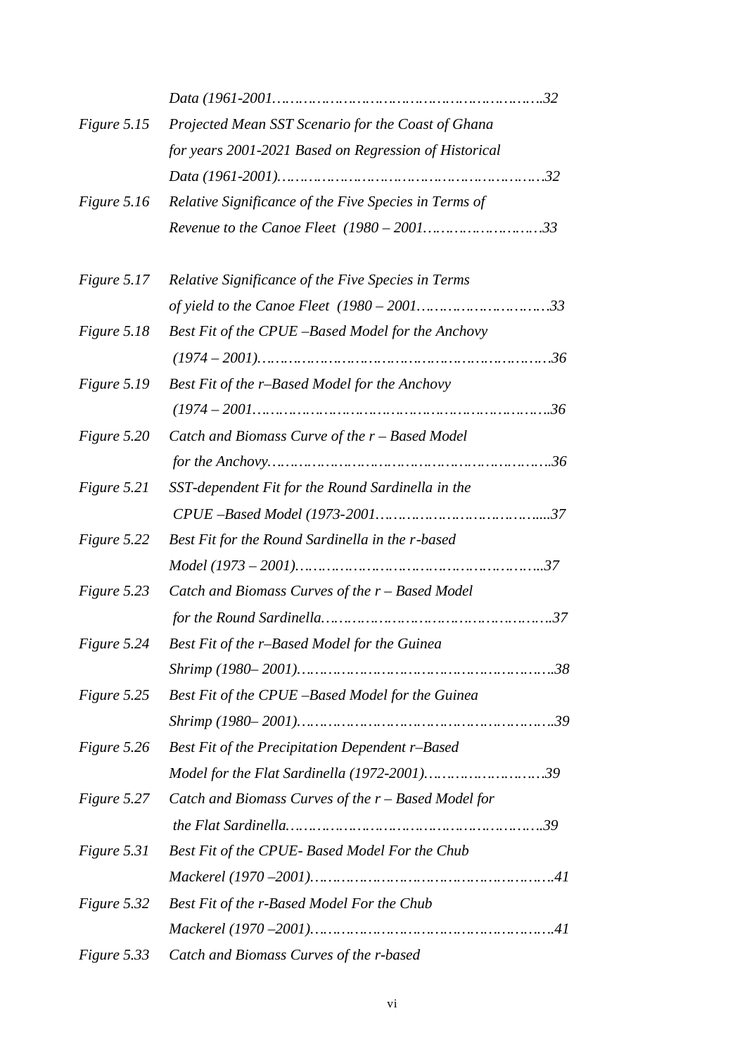*Data (1961-2001………………………………………………………..32*

| | |
|---|---|
| *Figure 5.15* | *Projected Mean SST Scenario for the Coast of Ghana for years 2001-2021 Based on Regression of Historical Data (1961-2001)………………………………………………….32* |
| *Figure 5.16* | *Relative Significance of the Five Species in Terms of Revenue to the Canoe Fleet (1980 – 2001…………………….33* |
| *Figure 5.17* | *Relative Significance of the Five Species in Terms of yield to the Canoe Fleet (1980 – 2001……………………….33* |
| *Figure 5.18* | *Best Fit of the CPUE –Based Model for the Anchovy (1974 – 2001)……………………………………………………….36* |
| *Figure 5.19* | *Best Fit of the r–Based Model for the Anchovy (1974 – 2001……………………………………………………..36* |
| *Figure 5.20* | *Catch and Biomass Curve of the r – Based Model for the Anchovy…………………………………………………..36* |
| *Figure 5.21* | *SST-dependent Fit for the Round Sardinella in the CPUE –Based Model (1973-2001……………………………....37* |
| *Figure 5.22* | *Best Fit for the Round Sardinella in the r-based Model (1973 – 2001)……………………………………………...37* |
| *Figure 5.23* | *Catch and Biomass Curves of the r – Based Model for the Round Sardinella……………………………………..37* |
| *Figure 5.24* | *Best Fit of the r–Based Model for the Guinea Shrimp (1980– 2001)……………………………………………..38* |
| *Figure 5.25* | *Best Fit of the CPUE –Based Model for the Guinea Shrimp (1980– 2001)……………………………………………..39* |
| *Figure 5.26* | *Best Fit of the Precipitation Dependent r–Based Model for the Flat Sardinella (1972-2001)…………………….39* |
| *Figure 5.27* | *Catch and Biomass Curves of the r – Based Model for the Flat Sardinella……………………………………………..39* |
| *Figure 5.31* | *Best Fit of the CPUE- Based Model For the Chub Mackerel (1970 –2001)……………………………………………41* |
| *Figure 5.32* | *Best Fit of the r-Based Model For the Chub Mackerel (1970 –2001)……………………………………………41* |
| *Figure 5.33* | *Catch and Biomass Curves of the r-based* |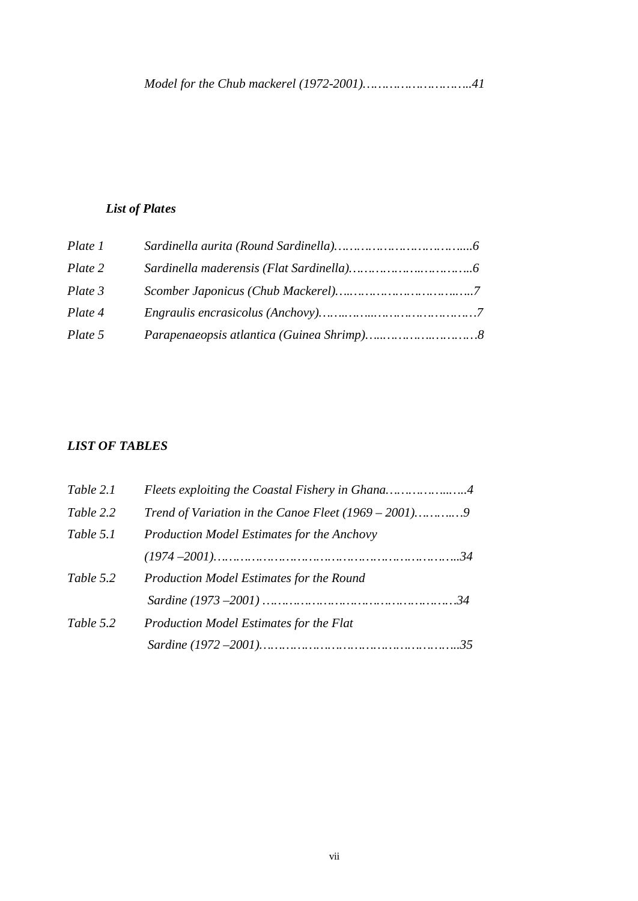*Model for the Chub mackerel (1972-2001)……………………….41*

### *List of Plates*

| | |
|---|---|
| *Plate 1* | *Sardinella aurita (Round Sardinella)……………………………....6* |
| *Plate 2* | *Sardinella maderensis (Flat Sardinella)………………..………..6* |
| *Plate 3* | *Scomber Japonicus (Chub Mackerel)…..………………………...7* |
| *Plate 4* | *Engraulis encrasicolus (Anchovy)……..……..…………………….7* |
| *Plate 5* | *Parapenaeopsis atlantica (Guinea Shrimp)…...……………………8* |

### *LIST OF TABLES*

| | |
|---|---|
| *Table 2.1* | *Fleets exploiting the Coastal Fishery in Ghana………………....…4* |
| *Table 2.2* | *Trend of Variation in the Canoe Fleet (1969 – 2001)………..…9* |
| *Table 5.1* | *Production Model Estimates for the Anchovy (1974 –2001)……………………………………………………...34* |
| *Table 5.2* | *Production Model Estimates for the Round Sardine (1973 –2001) ………………………………………….34* |
| *Table 5.2* | *Production Model Estimates for the Flat Sardine (1972 –2001)……………………………………………...35* |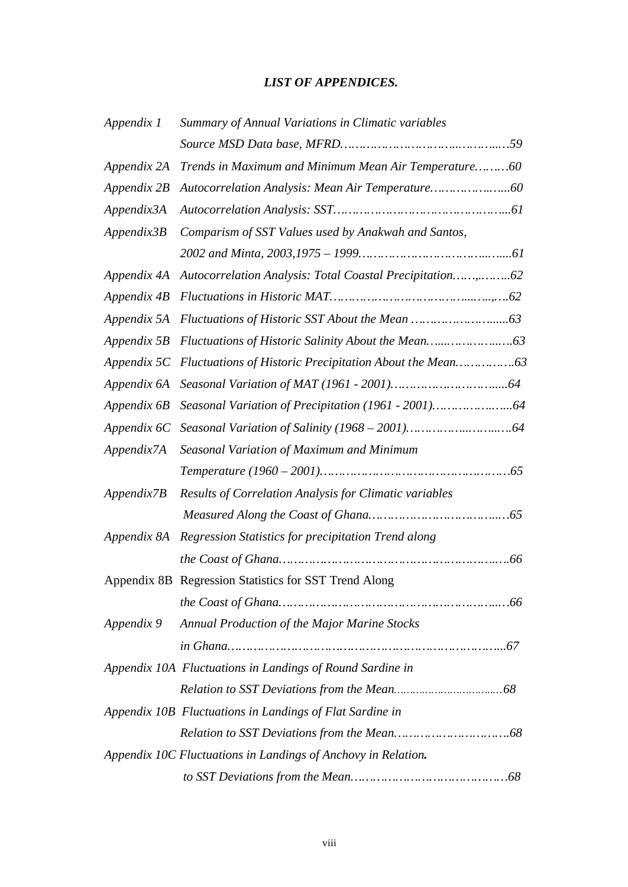## *LIST OF APPENDICES.*

| | | |
|---|---|---|
| *Appendix 1* | *Summary of Annual Variations in Climatic variables Source MSD Data base, MFRD* | *59* |
| *Appendix 2A* | *Trends in Maximum and Minimum Mean Air Temperature* | *60* |
| *Appendix 2B* | *Autocorrelation Analysis: Mean Air Temperature* | *60* |
| *Appendix3A* | *Autocorrelation Analysis: SST* | *61* |
| *Appendix3B* | *Comparism of SST Values used by Anakwah and Santos, 2002 and Minta, 2003,1975 – 1999* | *61* |
| *Appendix 4A* | *Autocorrelation Analysis: Total Coastal Precipitation* | *62* |
| *Appendix 4B* | *Fluctuations in Historic MAT* | *62* |
| *Appendix 5A* | *Fluctuations of Historic SST About the Mean* | *63* |
| *Appendix 5B* | *Fluctuations of Historic Salinity About the Mean* | *63* |
| *Appendix 5C* | *Fluctuations of Historic Precipitation About the Mean* | *63* |
| *Appendix 6A* | *Seasonal Variation of MAT (1961 - 2001)* | *64* |
| *Appendix 6B* | *Seasonal Variation of Precipitation (1961 - 2001)* | *64* |
| *Appendix 6C* | *Seasonal Variation of Salinity (1968 – 2001)* | *64* |
| *Appendix7A* | *Seasonal Variation of Maximum and Minimum Temperature (1960 – 2001)* | *65* |
| *Appendix7B* | *Results of Correlation Analysis for Climatic variables Measured Along the Coast of Ghana* | *65* |
| *Appendix 8A* | *Regression Statistics for precipitation Trend along the Coast of Ghana* | *66* |
| Appendix 8B | Regression Statistics for SST Trend Along *the Coast of Ghana* | *66* |
| *Appendix 9* | *Annual Production of the Major Marine Stocks in Ghana* | *67* |
| *Appendix 10A* | *Fluctuations in Landings of Round Sardine in Relation to SST Deviations from the Mean* | *68* |
| *Appendix 10B* | *Fluctuations in Landings of Flat Sardine in Relation to SST Deviations from the Mean* | *68* |
| *Appendix 10C* | *Fluctuations in Landings of Anchovy in Relation. to SST Deviations from the Mean* | *68* |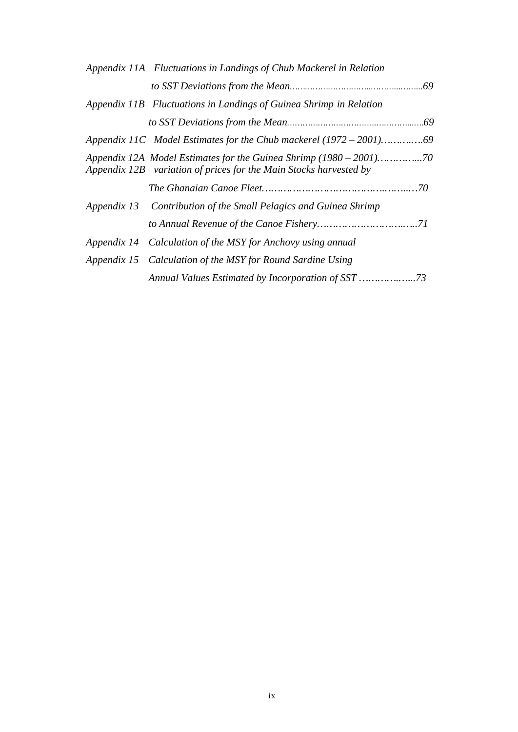*Appendix 11A Fluctuations in Landings of Chub Mackerel in Relation to SST Deviations from the Mean………………………………………….….69*

*Appendix 11B Fluctuations in Landings of Guinea Shrimp in Relation to SST Deviations from the Mean……………………………...……….…..69*

*Appendix 11C Model Estimates for the Chub mackerel (1972 – 2001)………..69*

*Appendix 12A Model Estimates for the Guinea Shrimp (1980 – 2001)…………...70*

*Appendix 12B variation of prices for the Main Stocks harvested by The Ghanaian Canoe Fleet………………………………………...…70*

*Appendix 13 Contribution of the Small Pelagics and Guinea Shrimp to Annual Revenue of the Canoe Fishery………………………..…71*

*Appendix 14 Calculation of the MSY for Anchovy using annual*

*Appendix 15 Calculation of the MSY for Round Sardine Using Annual Values Estimated by Incorporation of SST …………..…..73*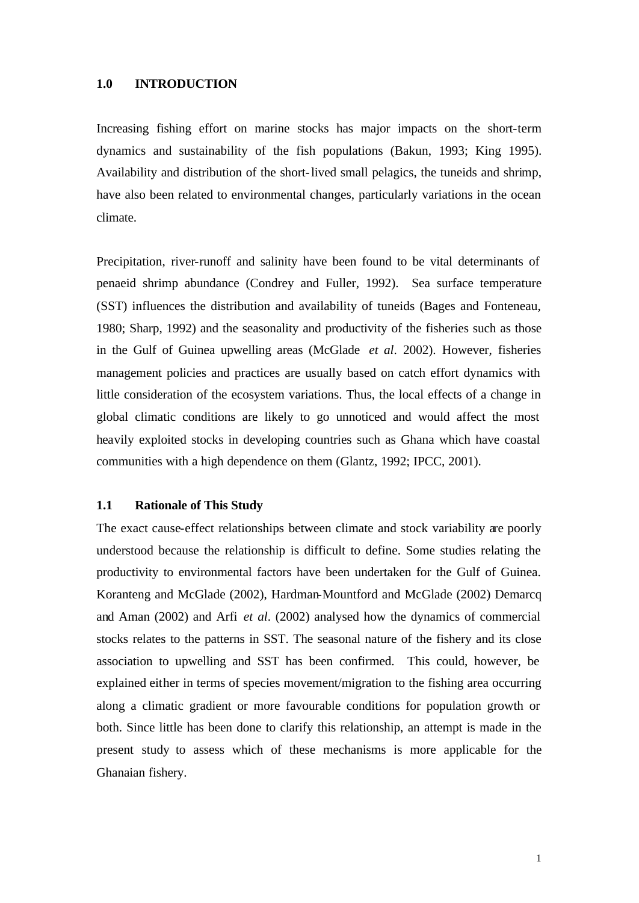# 1.0 INTRODUCTION

Increasing fishing effort on marine stocks has major impacts on the short-term dynamics and sustainability of the fish populations (Bakun, 1993; King 1995). Availability and distribution of the short-lived small pelagics, the tuneids and shrimp, have also been related to environmental changes, particularly variations in the ocean climate.

Precipitation, river-runoff and salinity have been found to be vital determinants of penaeid shrimp abundance (Condrey and Fuller, 1992). Sea surface temperature (SST) influences the distribution and availability of tuneids (Bages and Fonteneau, 1980; Sharp, 1992) and the seasonality and productivity of the fisheries such as those in the Gulf of Guinea upwelling areas (McGlade *et al*. 2002). However, fisheries management policies and practices are usually based on catch effort dynamics with little consideration of the ecosystem variations. Thus, the local effects of a change in global climatic conditions are likely to go unnoticed and would affect the most heavily exploited stocks in developing countries such as Ghana which have coastal communities with a high dependence on them (Glantz, 1992; IPCC, 2001).

## 1.1 Rationale of This Study

The exact cause-effect relationships between climate and stock variability are poorly understood because the relationship is difficult to define. Some studies relating the productivity to environmental factors have been undertaken for the Gulf of Guinea. Koranteng and McGlade (2002), Hardman-Mountford and McGlade (2002) Demarcq and Aman (2002) and Arfi *et al*. (2002) analysed how the dynamics of commercial stocks relates to the patterns in SST. The seasonal nature of the fishery and its close association to upwelling and SST has been confirmed. This could, however, be explained either in terms of species movement/migration to the fishing area occurring along a climatic gradient or more favourable conditions for population growth or both. Since little has been done to clarify this relationship, an attempt is made in the present study to assess which of these mechanisms is more applicable for the Ghanaian fishery.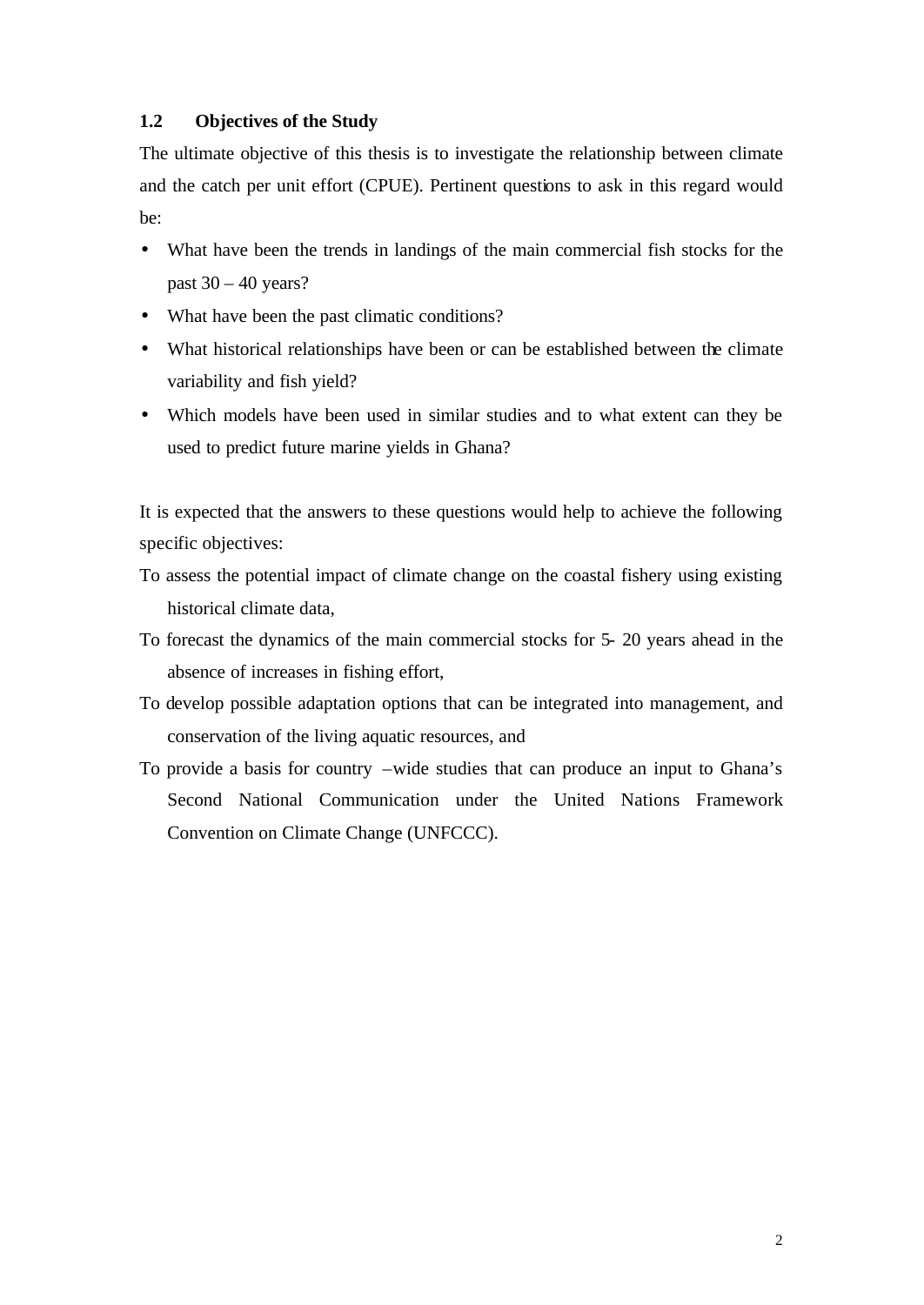### 1.2 Objectives of the Study

The ultimate objective of this thesis is to investigate the relationship between climate and the catch per unit effort (CPUE). Pertinent questions to ask in this regard would be:

- What have been the trends in landings of the main commercial fish stocks for the past 30 – 40 years?
- What have been the past climatic conditions?
- What historical relationships have been or can be established between the climate variability and fish yield?
- Which models have been used in similar studies and to what extent can they be used to predict future marine yields in Ghana?

It is expected that the answers to these questions would help to achieve the following specific objectives:

To assess the potential impact of climate change on the coastal fishery using existing historical climate data,

To forecast the dynamics of the main commercial stocks for 5- 20 years ahead in the absence of increases in fishing effort,

To develop possible adaptation options that can be integrated into management, and conservation of the living aquatic resources, and

To provide a basis for country –wide studies that can produce an input to Ghana's Second National Communication under the United Nations Framework Convention on Climate Change (UNFCCC).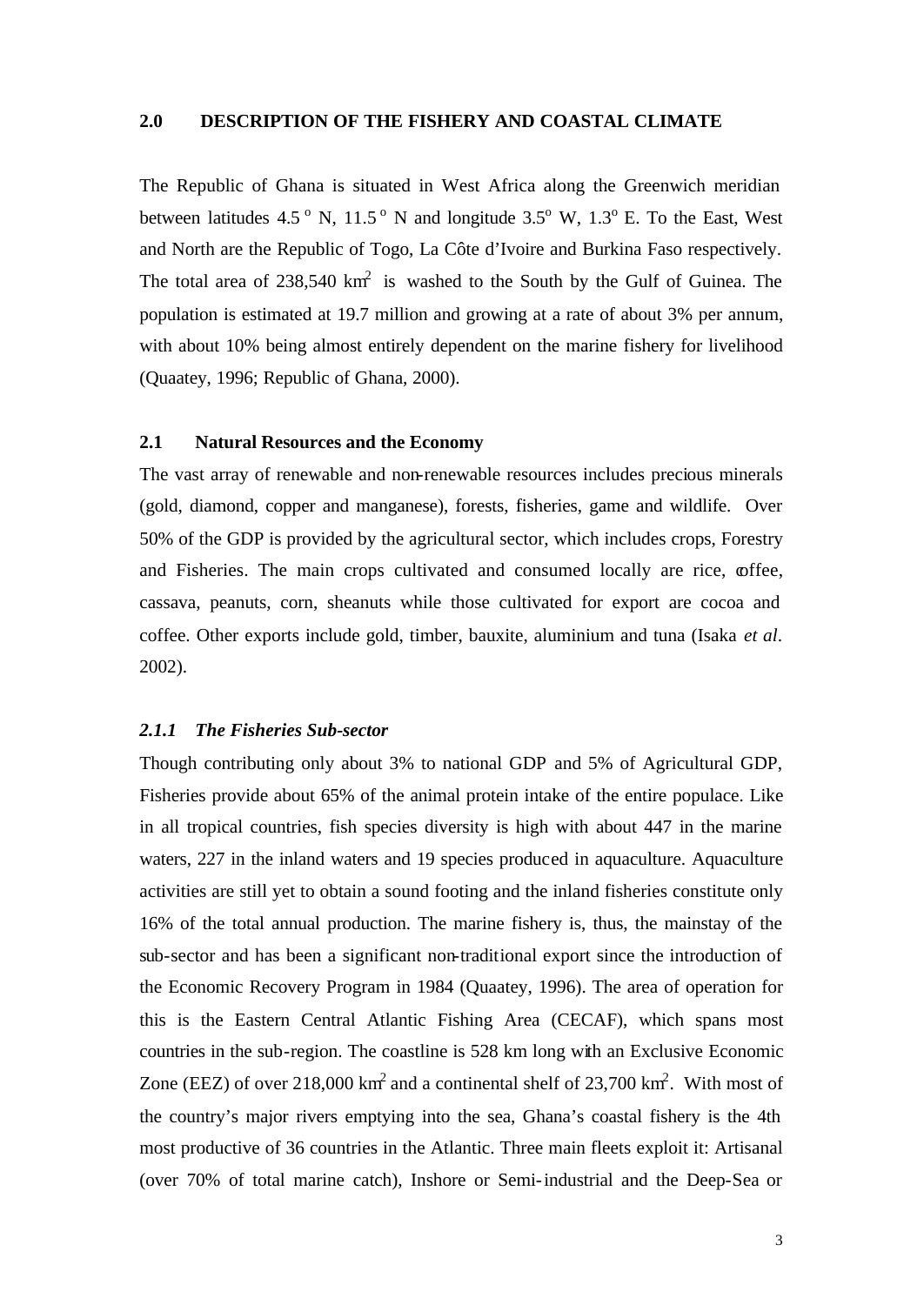## 2.0 DESCRIPTION OF THE FISHERY AND COASTAL CLIMATE

The Republic of Ghana is situated in West Africa along the Greenwich meridian between latitudes 4.5 $^{o}$ N, 11.5 $^{o}$ N and longitude 3.5$^{o}$ W, 1.3$^{o}$ E. To the East, West and North are the Republic of Togo, La Côte d'Ivoire and Burkina Faso respectively. The total area of 238,540 km$^{2}$ is washed to the South by the Gulf of Guinea. The population is estimated at 19.7 million and growing at a rate of about 3% per annum, with about 10% being almost entirely dependent on the marine fishery for livelihood (Quaatey, 1996; Republic of Ghana, 2000).

### 2.1 Natural Resources and the Economy

The vast array of renewable and non-renewable resources includes precious minerals (gold, diamond, copper and manganese), forests, fisheries, game and wildlife. Over 50% of the GDP is provided by the agricultural sector, which includes crops, Forestry and Fisheries. The main crops cultivated and consumed locally are rice, coffee, cassava, peanuts, corn, sheanuts while those cultivated for export are cocoa and coffee. Other exports include gold, timber, bauxite, aluminium and tuna (Isaka *et al*. 2002).

#### *2.1.1 The Fisheries Sub-sector*

Though contributing only about 3% to national GDP and 5% of Agricultural GDP, Fisheries provide about 65% of the animal protein intake of the entire populace. Like in all tropical countries, fish species diversity is high with about 447 in the marine waters, 227 in the inland waters and 19 species produced in aquaculture. Aquaculture activities are still yet to obtain a sound footing and the inland fisheries constitute only 16% of the total annual production. The marine fishery is, thus, the mainstay of the sub-sector and has been a significant non-traditional export since the introduction of the Economic Recovery Program in 1984 (Quaatey, 1996). The area of operation for this is the Eastern Central Atlantic Fishing Area (CECAF), which spans most countries in the sub-region. The coastline is 528 km long with an Exclusive Economic Zone (EEZ) of over 218,000 km$^{2}$ and a continental shelf of 23,700 km$^{2}$. With most of the country's major rivers emptying into the sea, Ghana's coastal fishery is the 4th most productive of 36 countries in the Atlantic. Three main fleets exploit it: Artisanal (over 70% of total marine catch), Inshore or Semi-industrial and the Deep-Sea or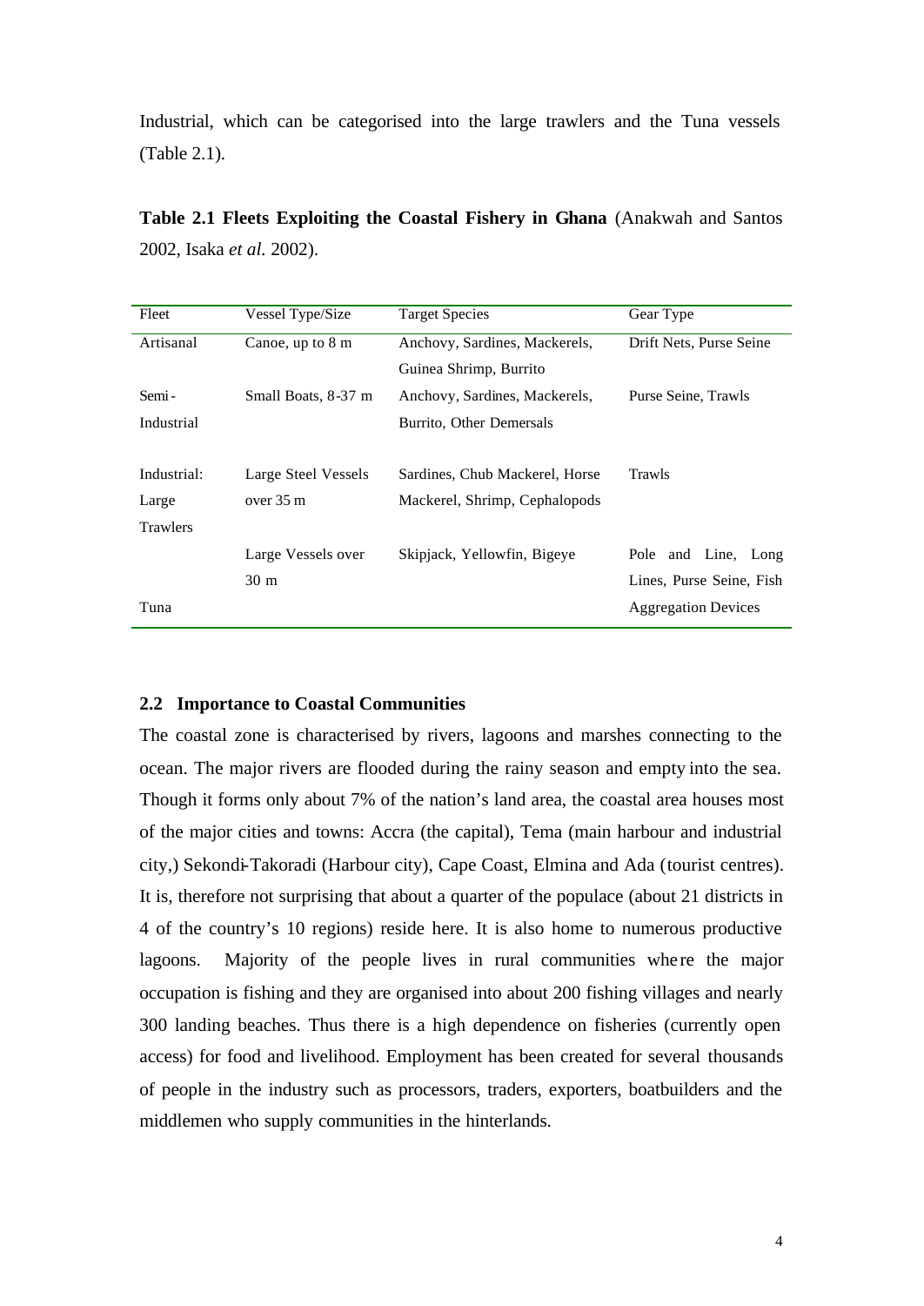Industrial, which can be categorised into the large trawlers and the Tuna vessels (Table 2.1).

**Table 2.1 Fleets Exploiting the Coastal Fishery in Ghana** (Anakwah and Santos 2002, Isaka *et al.* 2002).

| Fleet | Vessel Type/Size | Target Species | Gear Type |
|---|---|---|---|
| Artisanal | Canoe, up to 8 m | Anchovy, Sardines, Mackerels, Guinea Shrimp, Burrito | Drift Nets, Purse Seine |
| Semi-Industrial | Small Boats, 8-37 m | Anchovy, Sardines, Mackerels, Burrito, Other Demersals | Purse Seine, Trawls |
| Industrial: Large Trawlers | Large Steel Vessels over 35 m | Sardines, Chub Mackerel, Horse Mackerel, Shrimp, Cephalopods | Trawls |
| Tuna | Large Vessels over 30 m | Skipjack, Yellowfin, Bigeye | Pole and Line, Long Lines, Purse Seine, Fish Aggregation Devices |

### 2.2 Importance to Coastal Communities

The coastal zone is characterised by rivers, lagoons and marshes connecting to the ocean. The major rivers are flooded during the rainy season and empty into the sea. Though it forms only about 7% of the nation's land area, the coastal area houses most of the major cities and towns: Accra (the capital), Tema (main harbour and industrial city,) Sekondi-Takoradi (Harbour city), Cape Coast, Elmina and Ada (tourist centres). It is, therefore not surprising that about a quarter of the populace (about 21 districts in 4 of the country's 10 regions) reside here. It is also home to numerous productive lagoons. Majority of the people lives in rural communities where the major occupation is fishing and they are organised into about 200 fishing villages and nearly 300 landing beaches. Thus there is a high dependence on fisheries (currently open access) for food and livelihood. Employment has been created for several thousands of people in the industry such as processors, traders, exporters, boatbuilders and the middlemen who supply communities in the hinterlands.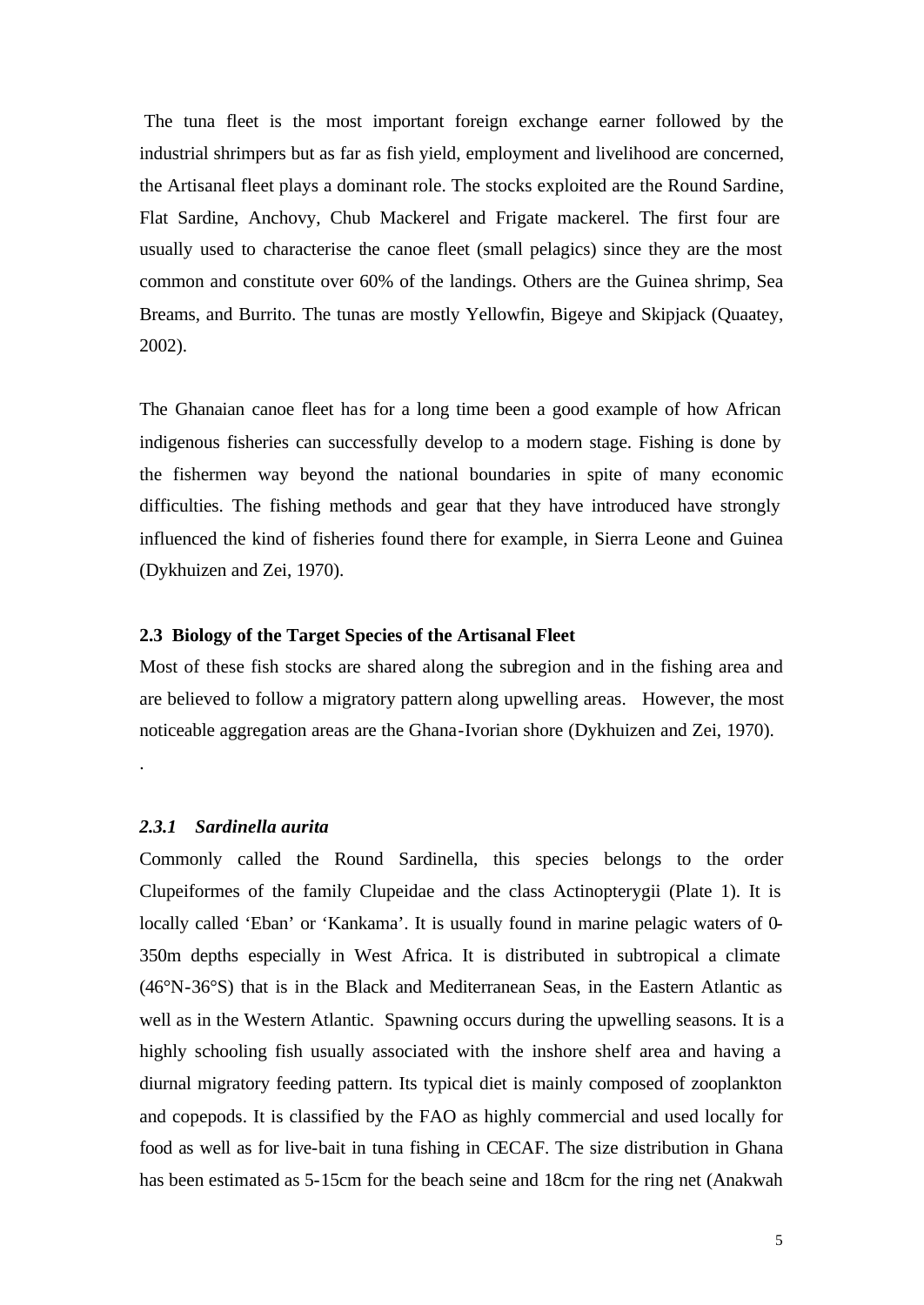The tuna fleet is the most important foreign exchange earner followed by the industrial shrimpers but as far as fish yield, employment and livelihood are concerned, the Artisanal fleet plays a dominant role. The stocks exploited are the Round Sardine, Flat Sardine, Anchovy, Chub Mackerel and Frigate mackerel. The first four are usually used to characterise the canoe fleet (small pelagics) since they are the most common and constitute over 60% of the landings. Others are the Guinea shrimp, Sea Breams, and Burrito. The tunas are mostly Yellowfin, Bigeye and Skipjack (Quaatey, 2002).

The Ghanaian canoe fleet has for a long time been a good example of how African indigenous fisheries can successfully develop to a modern stage. Fishing is done by the fishermen way beyond the national boundaries in spite of many economic difficulties. The fishing methods and gear that they have introduced have strongly influenced the kind of fisheries found there for example, in Sierra Leone and Guinea (Dykhuizen and Zei, 1970).

### 2.3 Biology of the Target Species of the Artisanal Fleet

Most of these fish stocks are shared along the subregion and in the fishing area and are believed to follow a migratory pattern along upwelling areas. However, the most noticeable aggregation areas are the Ghana-Ivorian shore (Dykhuizen and Zei, 1970).

.

#### *2.3.1 Sardinella aurita*

Commonly called the Round Sardinella, this species belongs to the order Clupeiformes of the family Clupeidae and the class Actinopterygii (Plate 1). It is locally called 'Eban' or 'Kankama'. It is usually found in marine pelagic waters of 0-350m depths especially in West Africa. It is distributed in subtropical a climate (46°N-36°S) that is in the Black and Mediterranean Seas, in the Eastern Atlantic as well as in the Western Atlantic. Spawning occurs during the upwelling seasons. It is a highly schooling fish usually associated with the inshore shelf area and having a diurnal migratory feeding pattern. Its typical diet is mainly composed of zooplankton and copepods. It is classified by the FAO as highly commercial and used locally for food as well as for live-bait in tuna fishing in CECAF. The size distribution in Ghana has been estimated as 5-15cm for the beach seine and 18cm for the ring net (Anakwah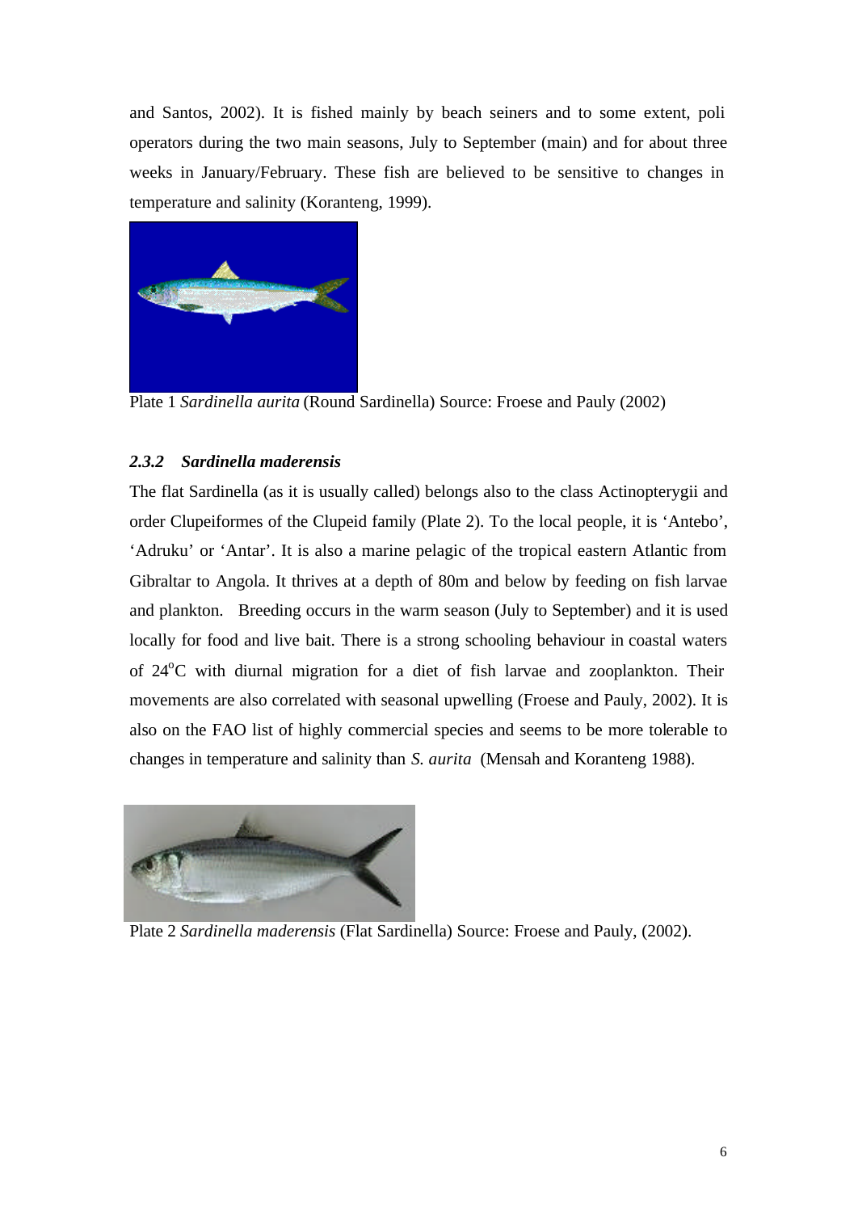and Santos, 2002). It is fished mainly by beach seiners and to some extent, poli operators during the two main seasons, July to September (main) and for about three weeks in January/February. These fish are believed to be sensitive to changes in temperature and salinity (Koranteng, 1999).

Plate 1 *Sardinella aurita* (Round Sardinella) Source: Froese and Pauly (2002)

### *2.3.2 Sardinella maderensis*

The flat Sardinella (as it is usually called) belongs also to the class Actinopterygii and order Clupeiformes of the Clupeid family (Plate 2). To the local people, it is 'Antebo', 'Adruku' or 'Antar'. It is also a marine pelagic of the tropical eastern Atlantic from Gibraltar to Angola. It thrives at a depth of 80m and below by feeding on fish larvae and plankton. Breeding occurs in the warm season (July to September) and it is used locally for food and live bait. There is a strong schooling behaviour in coastal waters of 24$^{o}$C with diurnal migration for a diet of fish larvae and zooplankton. Their movements are also correlated with seasonal upwelling (Froese and Pauly, 2002). It is also on the FAO list of highly commercial species and seems to be more tolerable to changes in temperature and salinity than *S. aurita* (Mensah and Koranteng 1988).

Plate 2 *Sardinella maderensis* (Flat Sardinella) Source: Froese and Pauly, (2002).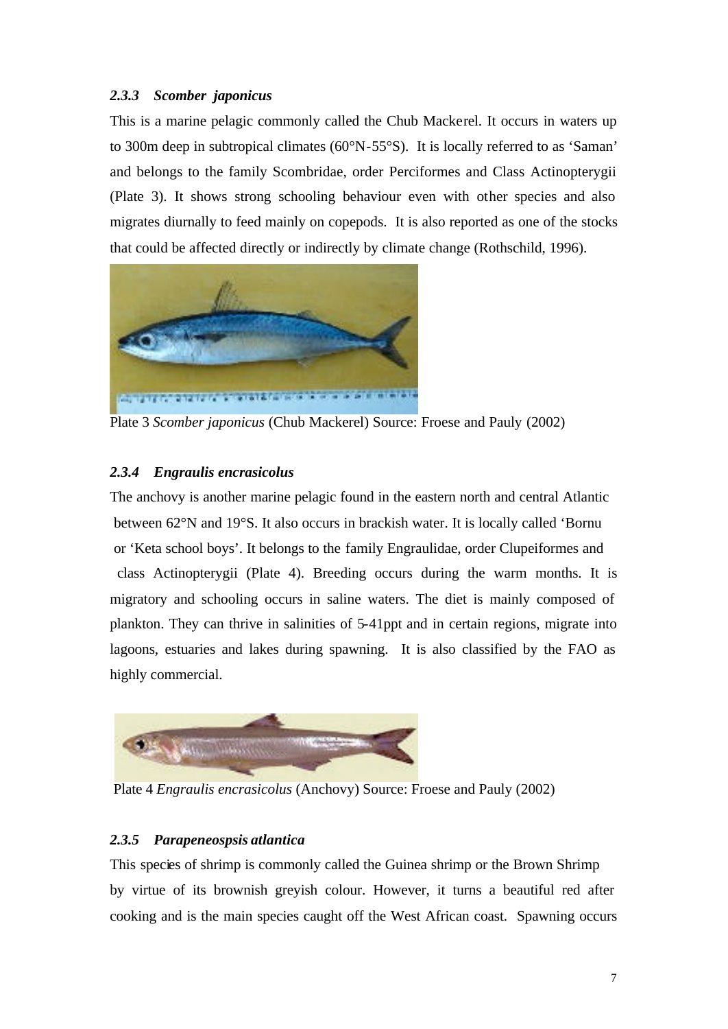### *2.3.3 Scomber japonicus*

This is a marine pelagic commonly called the Chub Mackerel. It occurs in waters up to 300m deep in subtropical climates (60°N-55°S). It is locally referred to as 'Saman' and belongs to the family Scombridae, order Perciformes and Class Actinopterygii (Plate 3). It shows strong schooling behaviour even with other species and also migrates diurnally to feed mainly on copepods. It is also reported as one of the stocks that could be affected directly or indirectly by climate change (Rothschild, 1996).

Plate 3 *Scomber japonicus* (Chub Mackerel) Source: Froese and Pauly (2002)

### *2.3.4 Engraulis encrasicolus*

The anchovy is another marine pelagic found in the eastern north and central Atlantic between 62°N and 19°S. It also occurs in brackish water. It is locally called 'Bornu or 'Keta school boys'. It belongs to the family Engraulidae, order Clupeiformes and class Actinopterygii (Plate 4). Breeding occurs during the warm months. It is migratory and schooling occurs in saline waters. The diet is mainly composed of plankton. They can thrive in salinities of 5-41ppt and in certain regions, migrate into lagoons, estuaries and lakes during spawning. It is also classified by the FAO as highly commercial.

Plate 4 *Engraulis encrasicolus* (Anchovy) Source: Froese and Pauly (2002)

### *2.3.5 Parapeneospsis atlantica*

This species of shrimp is commonly called the Guinea shrimp or the Brown Shrimp by virtue of its brownish greyish colour. However, it turns a beautiful red after cooking and is the main species caught off the West African coast. Spawning occurs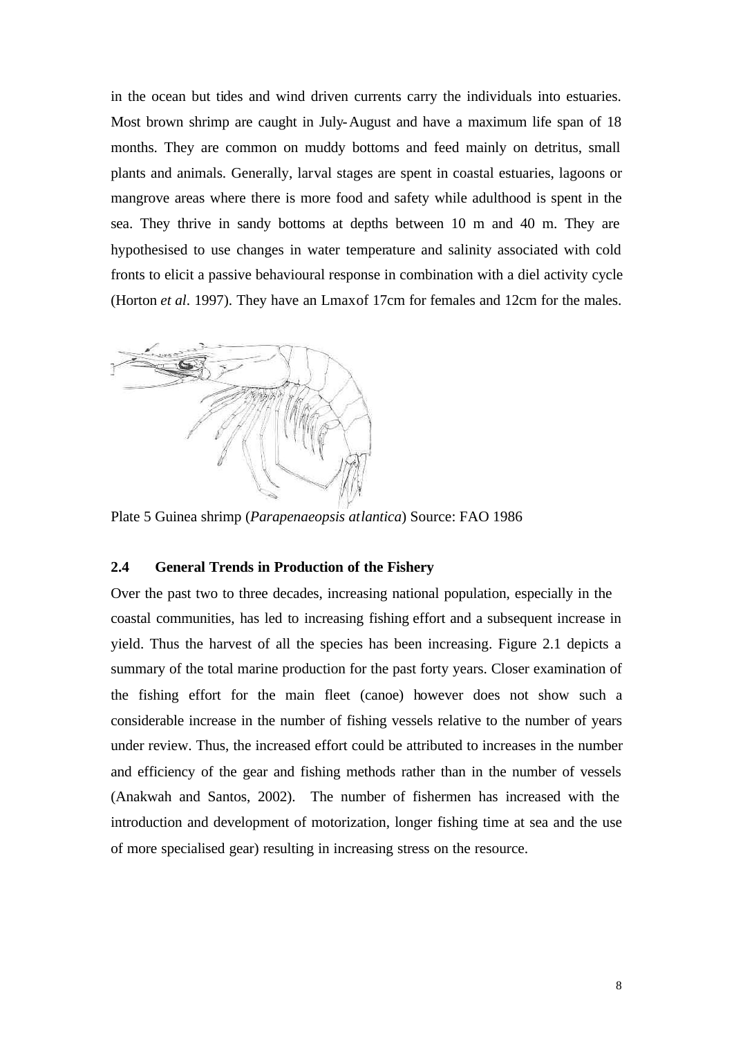in the ocean but tides and wind driven currents carry the individuals into estuaries. Most brown shrimp are caught in July-August and have a maximum life span of 18 months. They are common on muddy bottoms and feed mainly on detritus, small plants and animals. Generally, larval stages are spent in coastal estuaries, lagoons or mangrove areas where there is more food and safety while adulthood is spent in the sea. They thrive in sandy bottoms at depths between 10 m and 40 m. They are hypothesised to use changes in water temperature and salinity associated with cold fronts to elicit a passive behavioural response in combination with a diel activity cycle (Horton *et al*. 1997). They have an Lmaxof 17cm for females and 12cm for the males.

Plate 5 Guinea shrimp (*Parapenaeopsis atlantica*) Source: FAO 1986

### 2.4 General Trends in Production of the Fishery

Over the past two to three decades, increasing national population, especially in the coastal communities, has led to increasing fishing effort and a subsequent increase in yield. Thus the harvest of all the species has been increasing. Figure 2.1 depicts a summary of the total marine production for the past forty years. Closer examination of the fishing effort for the main fleet (canoe) however does not show such a considerable increase in the number of fishing vessels relative to the number of years under review. Thus, the increased effort could be attributed to increases in the number and efficiency of the gear and fishing methods rather than in the number of vessels (Anakwah and Santos, 2002). The number of fishermen has increased with the introduction and development of motorization, longer fishing time at sea and the use of more specialised gear) resulting in increasing stress on the resource.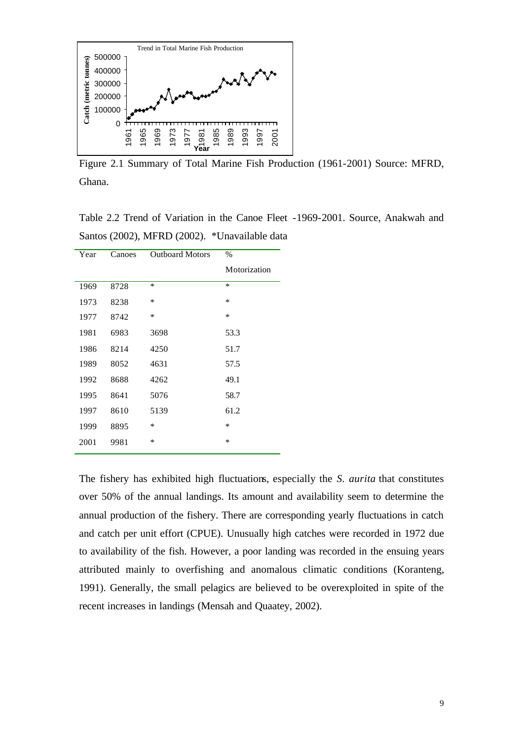Figure 2.1 Summary of Total Marine Fish Production (1961-2001) Source: MFRD, Ghana.

Table 2.2 Trend of Variation in the Canoe Fleet -1969-2001. Source, Anakwah and Santos (2002), MFRD (2002). *Unavailable data

| Year | Canoes | Outboard Motors | % Motorization |
|---|---|---|---|
| 1969 | 8728 | * | * |
| 1973 | 8238 | * | * |
| 1977 | 8742 | * | * |
| 1981 | 6983 | 3698 | 53.3 |
| 1986 | 8214 | 4250 | 51.7 |
| 1989 | 8052 | 4631 | 57.5 |
| 1992 | 8688 | 4262 | 49.1 |
| 1995 | 8641 | 5076 | 58.7 |
| 1997 | 8610 | 5139 | 61.2 |
| 1999 | 8895 | * | * |
| 2001 | 9981 | * | * |

The fishery has exhibited high fluctuations, especially the *S. aurita* that constitutes over 50% of the annual landings. Its amount and availability seem to determine the annual production of the fishery. There are corresponding yearly fluctuations in catch and catch per unit effort (CPUE). Unusually high catches were recorded in 1972 due to availability of the fish. However, a poor landing was recorded in the ensuing years attributed mainly to overfishing and anomalous climatic conditions (Koranteng, 1991). Generally, the small pelagics are believed to be overexploited in spite of the recent increases in landings (Mensah and Quaatey, 2002).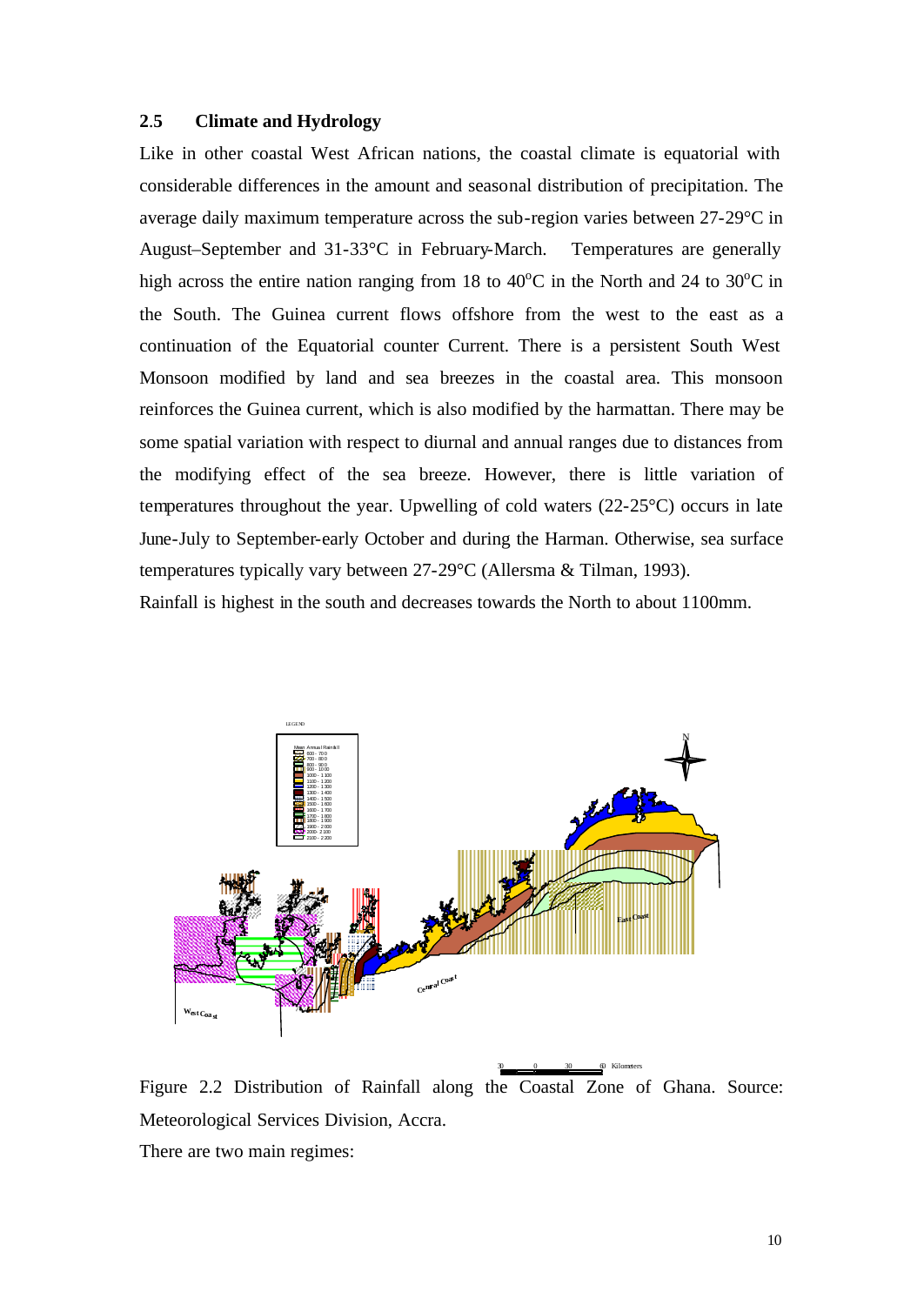## 2.5 Climate and Hydrology

Like in other coastal West African nations, the coastal climate is equatorial with considerable differences in the amount and seasonal distribution of precipitation. The average daily maximum temperature across the sub-region varies between 27-29°C in August–September and 31-33°C in February-March. Temperatures are generally high across the entire nation ranging from 18 to 40°C in the North and 24 to 30°C in the South. The Guinea current flows offshore from the west to the east as a continuation of the Equatorial counter Current. There is a persistent South West Monsoon modified by land and sea breezes in the coastal area. This monsoon reinforces the Guinea current, which is also modified by the harmattan. There may be some spatial variation with respect to diurnal and annual ranges due to distances from the modifying effect of the sea breeze. However, there is little variation of temperatures throughout the year. Upwelling of cold waters (22-25°C) occurs in late June-July to September-early October and during the Harman. Otherwise, sea surface temperatures typically vary between 27-29°C (Allersma & Tilman, 1993).

Rainfall is highest in the south and decreases towards the North to about 1100mm.

Figure 2.2 Distribution of Rainfall along the Coastal Zone of Ghana. Source: Meteorological Services Division, Accra.

There are two main regimes: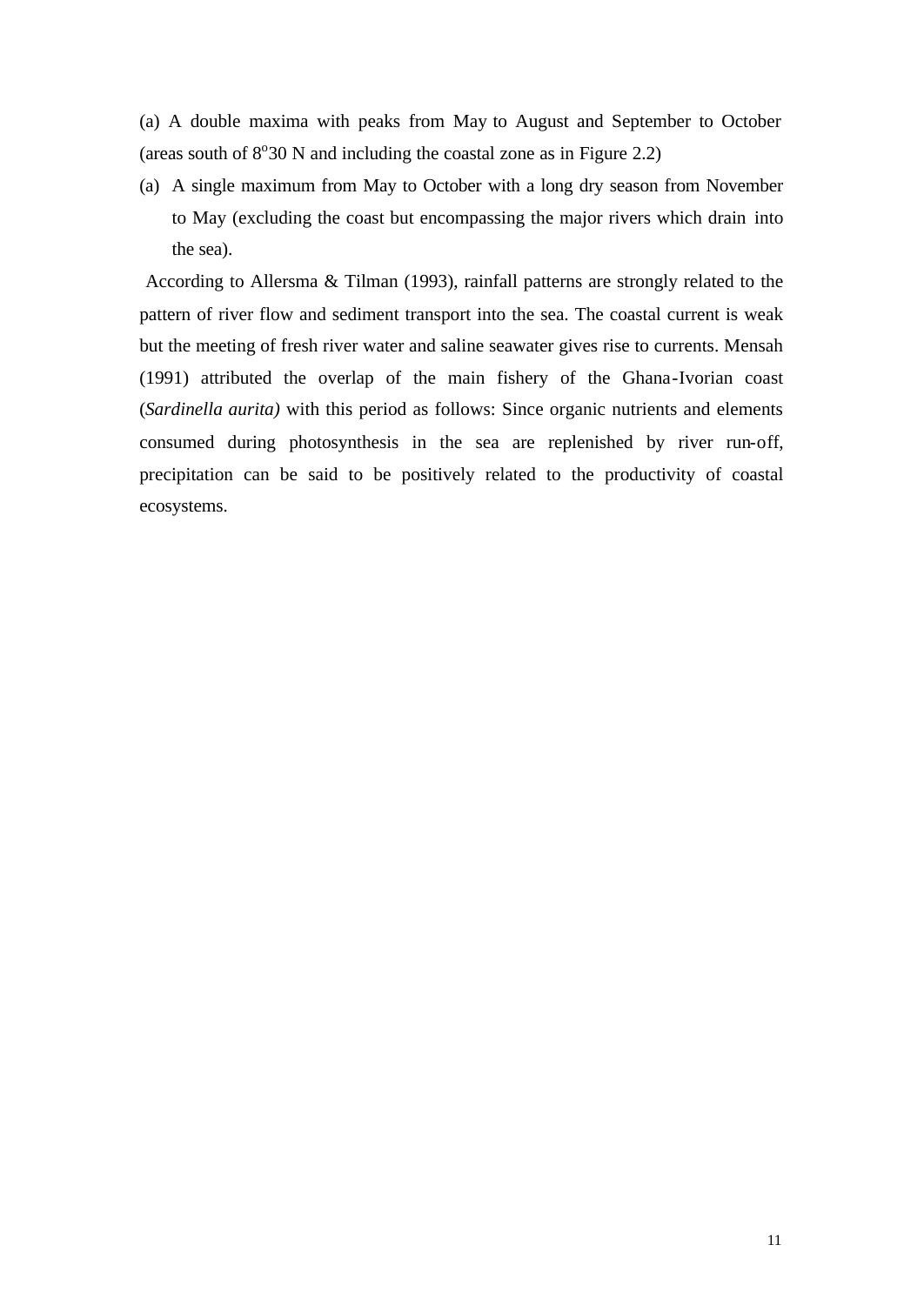(a) A double maxima with peaks from May to August and September to October (areas south of $8^{o}30$ N and including the coastal zone as in Figure 2.2)

(a) A single maximum from May to October with a long dry season from November to May (excluding the coast but encompassing the major rivers which drain into the sea).

According to Allersma & Tilman (1993), rainfall patterns are strongly related to the pattern of river flow and sediment transport into the sea. The coastal current is weak but the meeting of fresh river water and saline seawater gives rise to currents. Mensah (1991) attributed the overlap of the main fishery of the Ghana-Ivorian coast (*Sardinella aurita)* with this period as follows: Since organic nutrients and elements consumed during photosynthesis in the sea are replenished by river run-off, precipitation can be said to be positively related to the productivity of coastal ecosystems.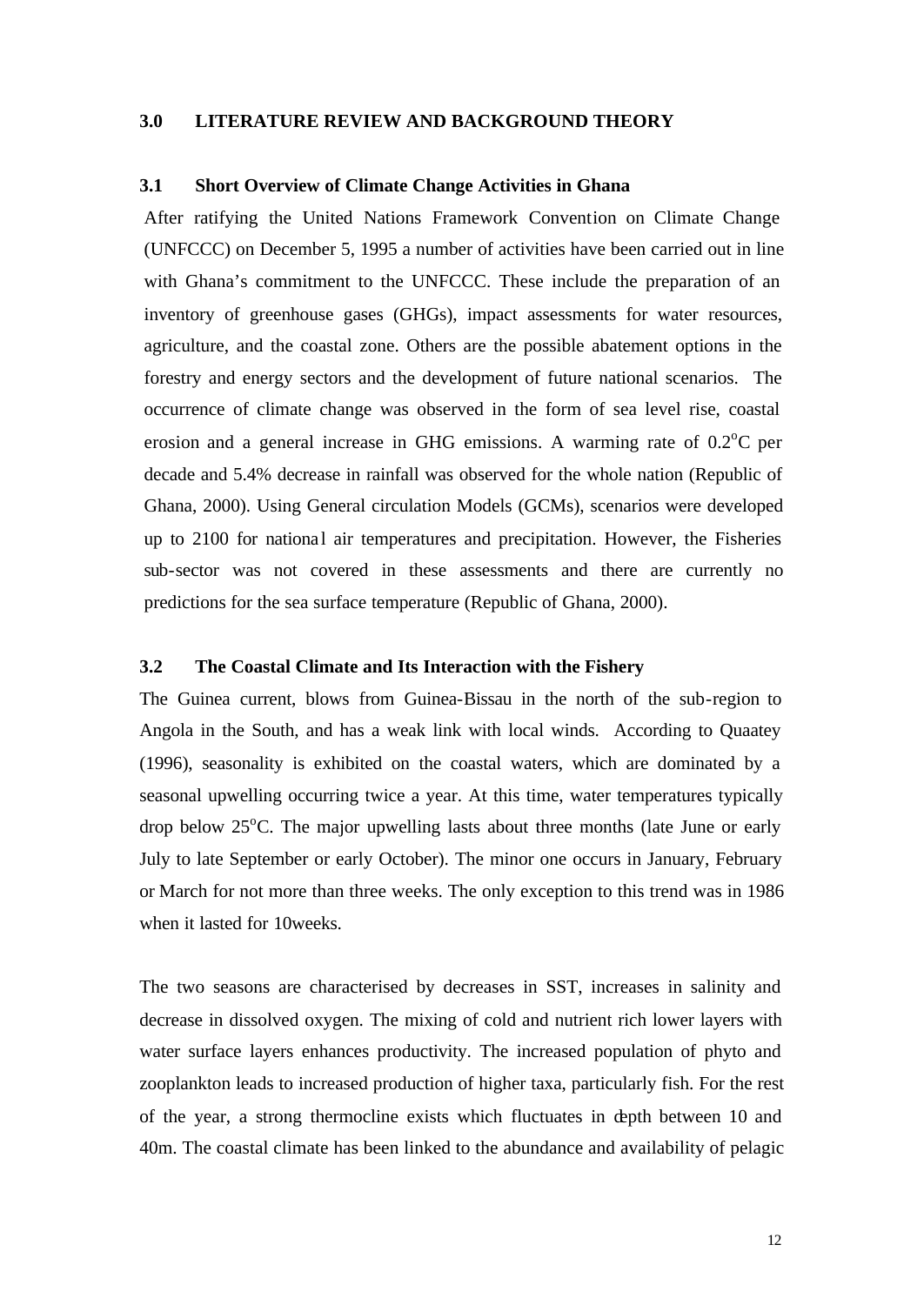## 3.0 LITERATURE REVIEW AND BACKGROUND THEORY

### 3.1 Short Overview of Climate Change Activities in Ghana

After ratifying the United Nations Framework Convention on Climate Change (UNFCCC) on December 5, 1995 a number of activities have been carried out in line with Ghana's commitment to the UNFCCC. These include the preparation of an inventory of greenhouse gases (GHGs), impact assessments for water resources, agriculture, and the coastal zone. Others are the possible abatement options in the forestry and energy sectors and the development of future national scenarios. The occurrence of climate change was observed in the form of sea level rise, coastal erosion and a general increase in GHG emissions. A warming rate of 0.2$^{o}$C per decade and 5.4% decrease in rainfall was observed for the whole nation (Republic of Ghana, 2000). Using General circulation Models (GCMs), scenarios were developed up to 2100 for national air temperatures and precipitation. However, the Fisheries sub-sector was not covered in these assessments and there are currently no predictions for the sea surface temperature (Republic of Ghana, 2000).

### 3.2 The Coastal Climate and Its Interaction with the Fishery

The Guinea current, blows from Guinea-Bissau in the north of the sub-region to Angola in the South, and has a weak link with local winds. According to Quaatey (1996), seasonality is exhibited on the coastal waters, which are dominated by a seasonal upwelling occurring twice a year. At this time, water temperatures typically drop below 25$^{o}$C. The major upwelling lasts about three months (late June or early July to late September or early October). The minor one occurs in January, February or March for not more than three weeks. The only exception to this trend was in 1986 when it lasted for 10weeks.

The two seasons are characterised by decreases in SST, increases in salinity and decrease in dissolved oxygen. The mixing of cold and nutrient rich lower layers with water surface layers enhances productivity. The increased population of phyto and zooplankton leads to increased production of higher taxa, particularly fish. For the rest of the year, a strong thermocline exists which fluctuates in depth between 10 and 40m. The coastal climate has been linked to the abundance and availability of pelagic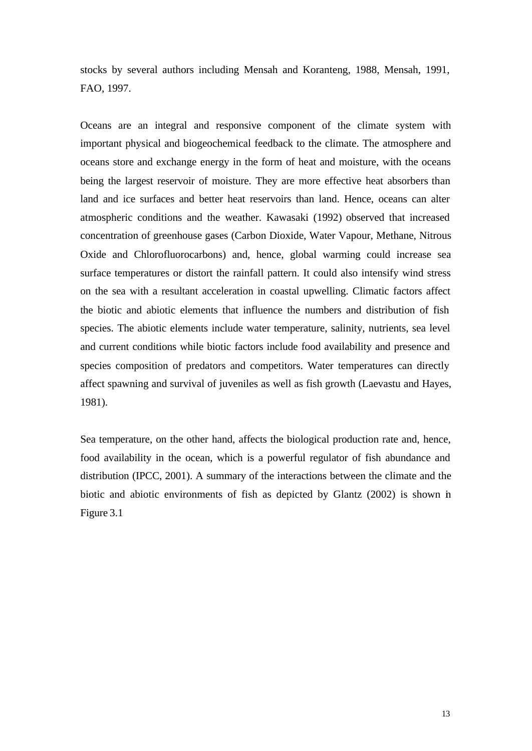stocks by several authors including Mensah and Koranteng, 1988, Mensah, 1991, FAO, 1997.

Oceans are an integral and responsive component of the climate system with important physical and biogeochemical feedback to the climate. The atmosphere and oceans store and exchange energy in the form of heat and moisture, with the oceans being the largest reservoir of moisture. They are more effective heat absorbers than land and ice surfaces and better heat reservoirs than land. Hence, oceans can alter atmospheric conditions and the weather. Kawasaki (1992) observed that increased concentration of greenhouse gases (Carbon Dioxide, Water Vapour, Methane, Nitrous Oxide and Chlorofluorocarbons) and, hence, global warming could increase sea surface temperatures or distort the rainfall pattern. It could also intensify wind stress on the sea with a resultant acceleration in coastal upwelling. Climatic factors affect the biotic and abiotic elements that influence the numbers and distribution of fish species. The abiotic elements include water temperature, salinity, nutrients, sea level and current conditions while biotic factors include food availability and presence and species composition of predators and competitors. Water temperatures can directly affect spawning and survival of juveniles as well as fish growth (Laevastu and Hayes, 1981).

Sea temperature, on the other hand, affects the biological production rate and, hence, food availability in the ocean, which is a powerful regulator of fish abundance and distribution (IPCC, 2001). A summary of the interactions between the climate and the biotic and abiotic environments of fish as depicted by Glantz (2002) is shown in Figure 3.1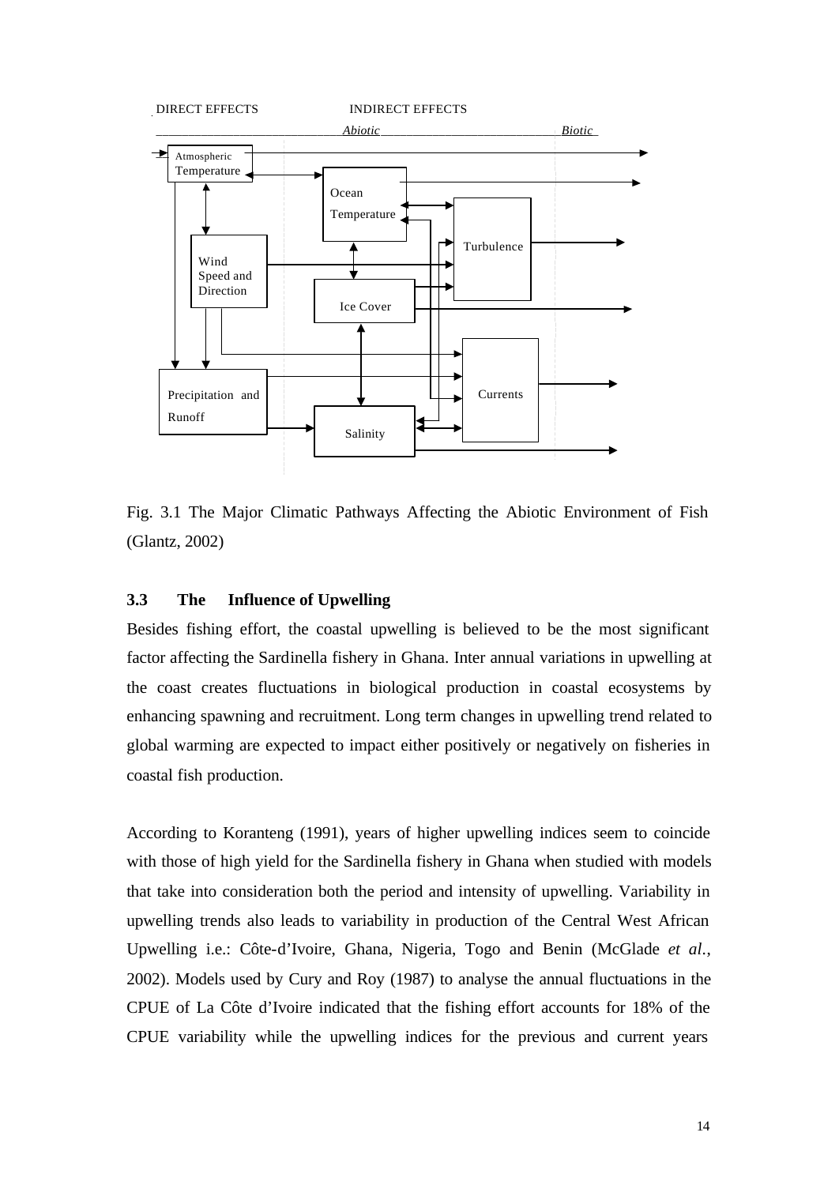DIRECT EFFECTS INDIRECT EFFECTS

*Abiotic* *Biotic*

Atmospheric Temperature

Ocean Temperature

Turbulence

Wind Speed and Direction

Ice Cover

Currents

Precipitation and Runoff

Salinity

Fig. 3.1 The Major Climatic Pathways Affecting the Abiotic Environment of Fish (Glantz, 2002)

### 3.3 The Influence of Upwelling

Besides fishing effort, the coastal upwelling is believed to be the most significant factor affecting the Sardinella fishery in Ghana. Inter annual variations in upwelling at the coast creates fluctuations in biological production in coastal ecosystems by enhancing spawning and recruitment. Long term changes in upwelling trend related to global warming are expected to impact either positively or negatively on fisheries in coastal fish production.

According to Koranteng (1991), years of higher upwelling indices seem to coincide with those of high yield for the Sardinella fishery in Ghana when studied with models that take into consideration both the period and intensity of upwelling. Variability in upwelling trends also leads to variability in production of the Central West African Upwelling i.e.: Côte-d'Ivoire, Ghana, Nigeria, Togo and Benin (McGlade *et al.*, 2002). Models used by Cury and Roy (1987) to analyse the annual fluctuations in the CPUE of La Côte d'Ivoire indicated that the fishing effort accounts for 18% of the CPUE variability while the upwelling indices for the previous and current years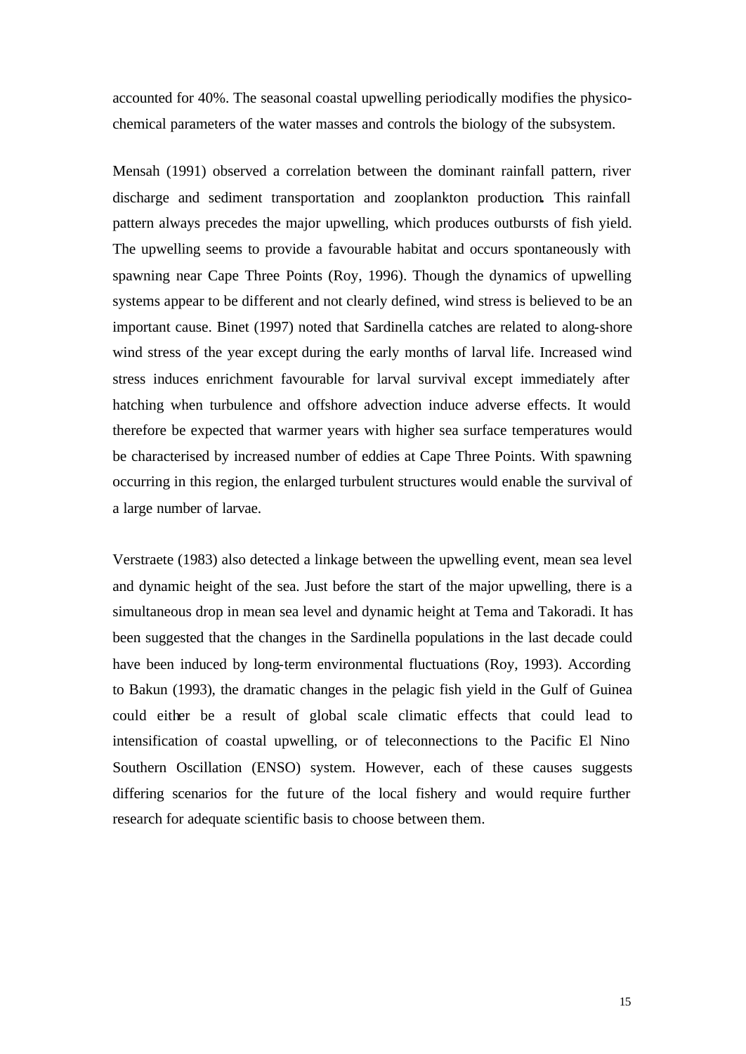accounted for 40%. The seasonal coastal upwelling periodically modifies the physico-chemical parameters of the water masses and controls the biology of the subsystem.

Mensah (1991) observed a correlation between the dominant rainfall pattern, river discharge and sediment transportation and zooplankton production. This rainfall pattern always precedes the major upwelling, which produces outbursts of fish yield. The upwelling seems to provide a favourable habitat and occurs spontaneously with spawning near Cape Three Points (Roy, 1996). Though the dynamics of upwelling systems appear to be different and not clearly defined, wind stress is believed to be an important cause. Binet (1997) noted that Sardinella catches are related to along-shore wind stress of the year except during the early months of larval life. Increased wind stress induces enrichment favourable for larval survival except immediately after hatching when turbulence and offshore advection induce adverse effects. It would therefore be expected that warmer years with higher sea surface temperatures would be characterised by increased number of eddies at Cape Three Points. With spawning occurring in this region, the enlarged turbulent structures would enable the survival of a large number of larvae.

Verstraete (1983) also detected a linkage between the upwelling event, mean sea level and dynamic height of the sea. Just before the start of the major upwelling, there is a simultaneous drop in mean sea level and dynamic height at Tema and Takoradi. It has been suggested that the changes in the Sardinella populations in the last decade could have been induced by long-term environmental fluctuations (Roy, 1993). According to Bakun (1993), the dramatic changes in the pelagic fish yield in the Gulf of Guinea could either be a result of global scale climatic effects that could lead to intensification of coastal upwelling, or of teleconnections to the Pacific El Nino Southern Oscillation (ENSO) system. However, each of these causes suggests differing scenarios for the future of the local fishery and would require further research for adequate scientific basis to choose between them.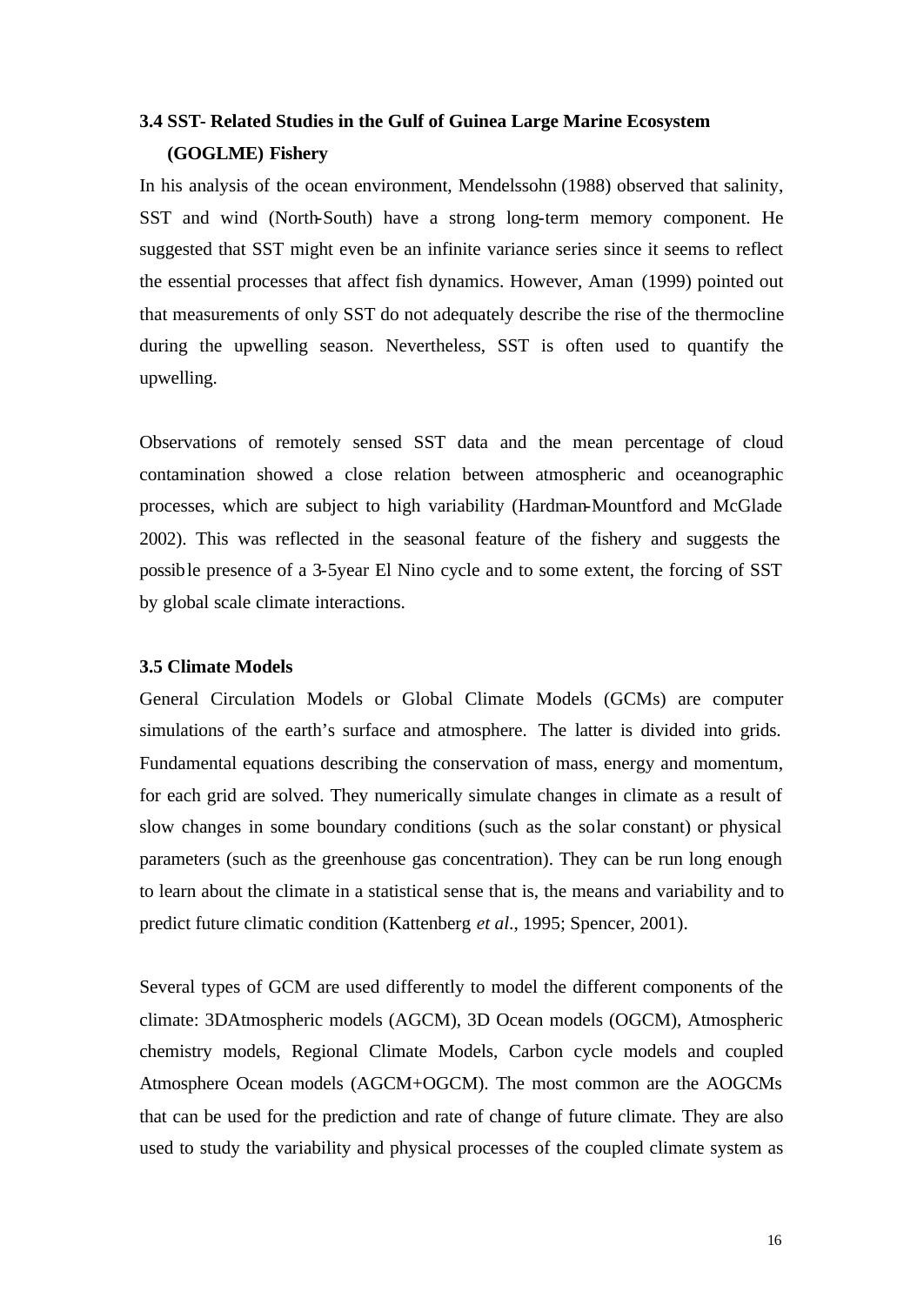### 3.4 SST- Related Studies in the Gulf of Guinea Large Marine Ecosystem (GOGLME) Fishery

In his analysis of the ocean environment, Mendelssohn (1988) observed that salinity, SST and wind (North-South) have a strong long-term memory component. He suggested that SST might even be an infinite variance series since it seems to reflect the essential processes that affect fish dynamics. However, Aman (1999) pointed out that measurements of only SST do not adequately describe the rise of the thermocline during the upwelling season. Nevertheless, SST is often used to quantify the upwelling.

Observations of remotely sensed SST data and the mean percentage of cloud contamination showed a close relation between atmospheric and oceanographic processes, which are subject to high variability (Hardman-Mountford and McGlade 2002). This was reflected in the seasonal feature of the fishery and suggests the possible presence of a 3-5year El Nino cycle and to some extent, the forcing of SST by global scale climate interactions.

### 3.5 Climate Models

General Circulation Models or Global Climate Models (GCMs) are computer simulations of the earth's surface and atmosphere. The latter is divided into grids. Fundamental equations describing the conservation of mass, energy and momentum, for each grid are solved. They numerically simulate changes in climate as a result of slow changes in some boundary conditions (such as the solar constant) or physical parameters (such as the greenhouse gas concentration). They can be run long enough to learn about the climate in a statistical sense that is, the means and variability and to predict future climatic condition (Kattenberg *et al.*, 1995; Spencer, 2001).

Several types of GCM are used differently to model the different components of the climate: 3DAtmospheric models (AGCM), 3D Ocean models (OGCM), Atmospheric chemistry models, Regional Climate Models, Carbon cycle models and coupled Atmosphere Ocean models (AGCM+OGCM). The most common are the AOGCMs that can be used for the prediction and rate of change of future climate. They are also used to study the variability and physical processes of the coupled climate system as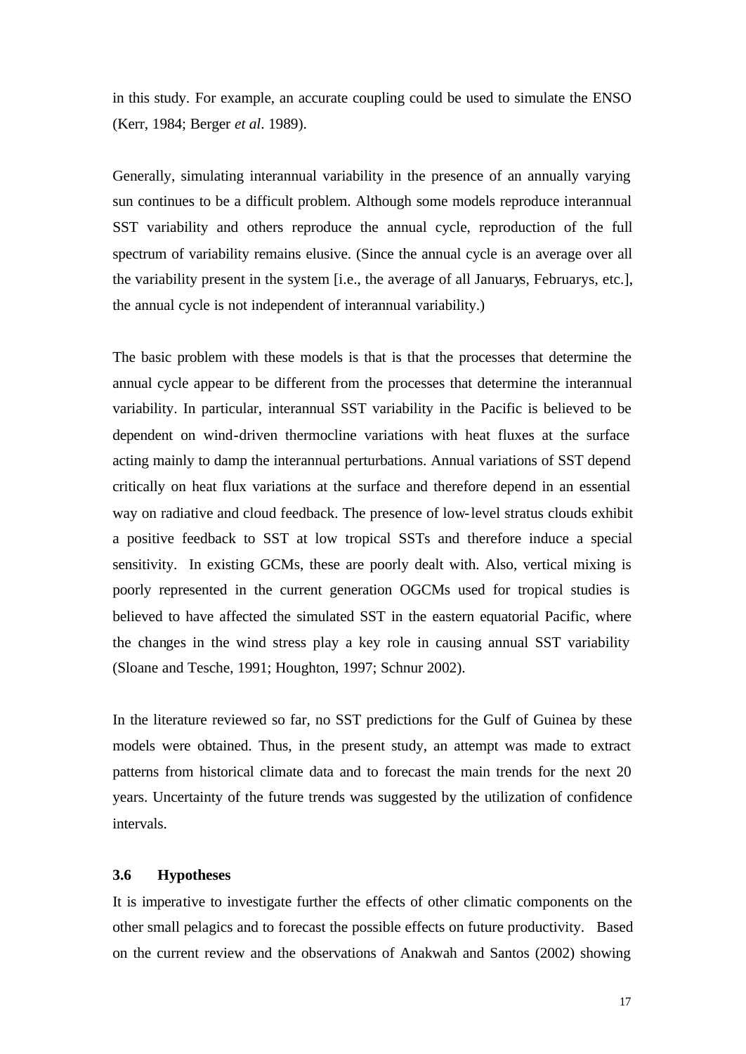in this study. For example, an accurate coupling could be used to simulate the ENSO (Kerr, 1984; Berger *et al*. 1989).

Generally, simulating interannual variability in the presence of an annually varying sun continues to be a difficult problem. Although some models reproduce interannual SST variability and others reproduce the annual cycle, reproduction of the full spectrum of variability remains elusive. (Since the annual cycle is an average over all the variability present in the system [i.e., the average of all Januarys, Februarys, etc.], the annual cycle is not independent of interannual variability.)

The basic problem with these models is that is that the processes that determine the annual cycle appear to be different from the processes that determine the interannual variability. In particular, interannual SST variability in the Pacific is believed to be dependent on wind-driven thermocline variations with heat fluxes at the surface acting mainly to damp the interannual perturbations. Annual variations of SST depend critically on heat flux variations at the surface and therefore depend in an essential way on radiative and cloud feedback. The presence of low-level stratus clouds exhibit a positive feedback to SST at low tropical SSTs and therefore induce a special sensitivity. In existing GCMs, these are poorly dealt with. Also, vertical mixing is poorly represented in the current generation OGCMs used for tropical studies is believed to have affected the simulated SST in the eastern equatorial Pacific, where the changes in the wind stress play a key role in causing annual SST variability (Sloane and Tesche, 1991; Houghton, 1997; Schnur 2002).

In the literature reviewed so far, no SST predictions for the Gulf of Guinea by these models were obtained. Thus, in the present study, an attempt was made to extract patterns from historical climate data and to forecast the main trends for the next 20 years. Uncertainty of the future trends was suggested by the utilization of confidence intervals.

### 3.6 Hypotheses

It is imperative to investigate further the effects of other climatic components on the other small pelagics and to forecast the possible effects on future productivity. Based on the current review and the observations of Anakwah and Santos (2002) showing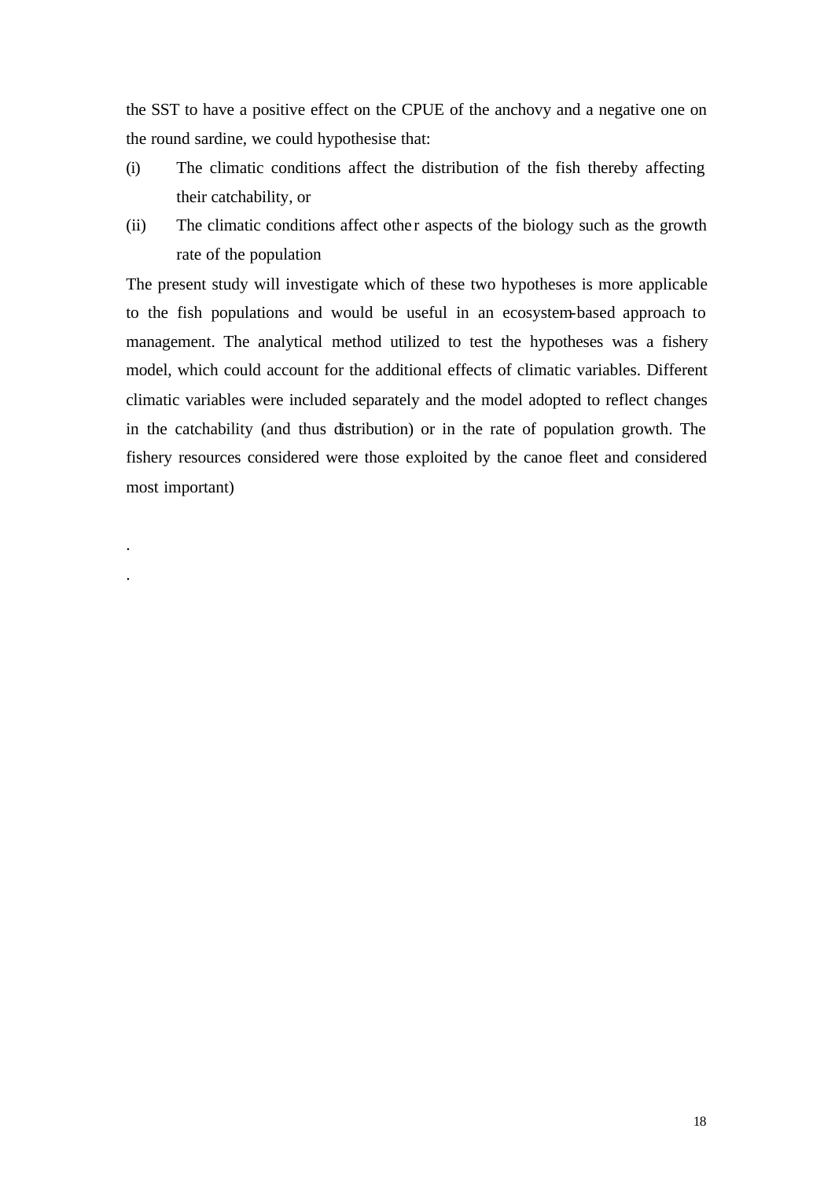the SST to have a positive effect on the CPUE of the anchovy and a negative one on the round sardine, we could hypothesise that:

(i) The climatic conditions affect the distribution of the fish thereby affecting their catchability, or

(ii) The climatic conditions affect other aspects of the biology such as the growth rate of the population

The present study will investigate which of these two hypotheses is more applicable to the fish populations and would be useful in an ecosystem-based approach to management. The analytical method utilized to test the hypotheses was a fishery model, which could account for the additional effects of climatic variables. Different climatic variables were included separately and the model adopted to reflect changes in the catchability (and thus distribution) or in the rate of population growth. The fishery resources considered were those exploited by the canoe fleet and considered most important)

.

.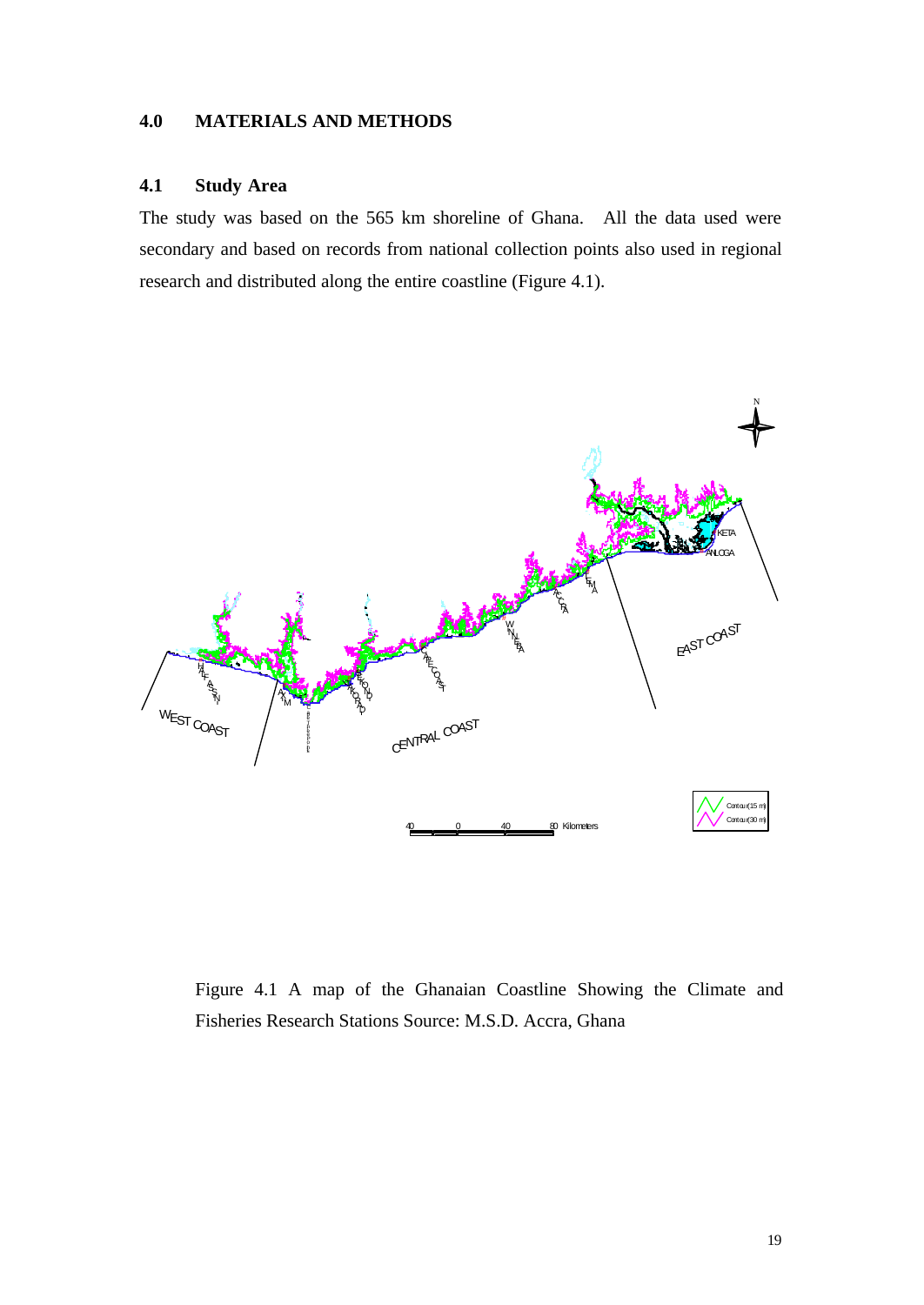## 4.0 MATERIALS AND METHODS

### 4.1 Study Area

The study was based on the 565 km shoreline of Ghana. All the data used were secondary and based on records from national collection points also used in regional research and distributed along the entire coastline (Figure 4.1).

Figure 4.1 A map of the Ghanaian Coastline Showing the Climate and Fisheries Research Stations Source: M.S.D. Accra, Ghana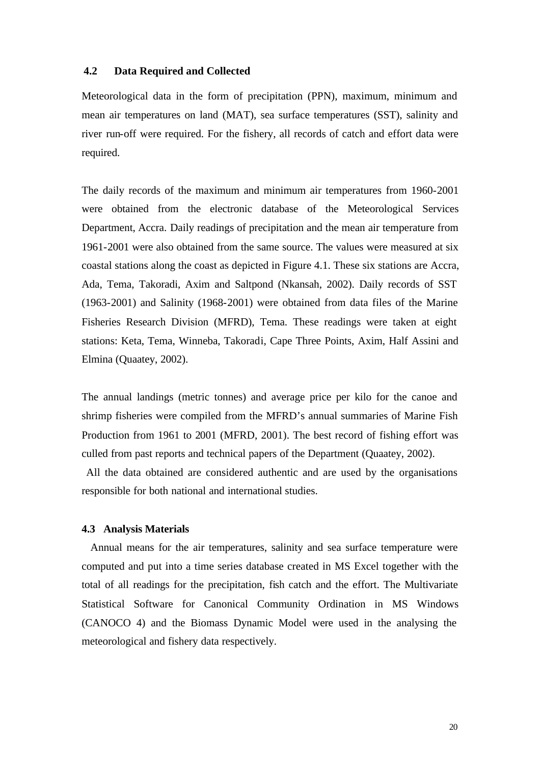## 4.2 Data Required and Collected

Meteorological data in the form of precipitation (PPN), maximum, minimum and mean air temperatures on land (MAT), sea surface temperatures (SST), salinity and river run-off were required. For the fishery, all records of catch and effort data were required.

The daily records of the maximum and minimum air temperatures from 1960-2001 were obtained from the electronic database of the Meteorological Services Department, Accra. Daily readings of precipitation and the mean air temperature from 1961-2001 were also obtained from the same source. The values were measured at six coastal stations along the coast as depicted in Figure 4.1. These six stations are Accra, Ada, Tema, Takoradi, Axim and Saltpond (Nkansah, 2002). Daily records of SST (1963-2001) and Salinity (1968-2001) were obtained from data files of the Marine Fisheries Research Division (MFRD), Tema. These readings were taken at eight stations: Keta, Tema, Winneba, Takoradi, Cape Three Points, Axim, Half Assini and Elmina (Quaatey, 2002).

The annual landings (metric tonnes) and average price per kilo for the canoe and shrimp fisheries were compiled from the MFRD's annual summaries of Marine Fish Production from 1961 to 2001 (MFRD, 2001). The best record of fishing effort was culled from past reports and technical papers of the Department (Quaatey, 2002).

All the data obtained are considered authentic and are used by the organisations responsible for both national and international studies.

## 4.3 Analysis Materials

Annual means for the air temperatures, salinity and sea surface temperature were computed and put into a time series database created in MS Excel together with the total of all readings for the precipitation, fish catch and the effort. The Multivariate Statistical Software for Canonical Community Ordination in MS Windows (CANOCO 4) and the Biomass Dynamic Model were used in the analysing the meteorological and fishery data respectively.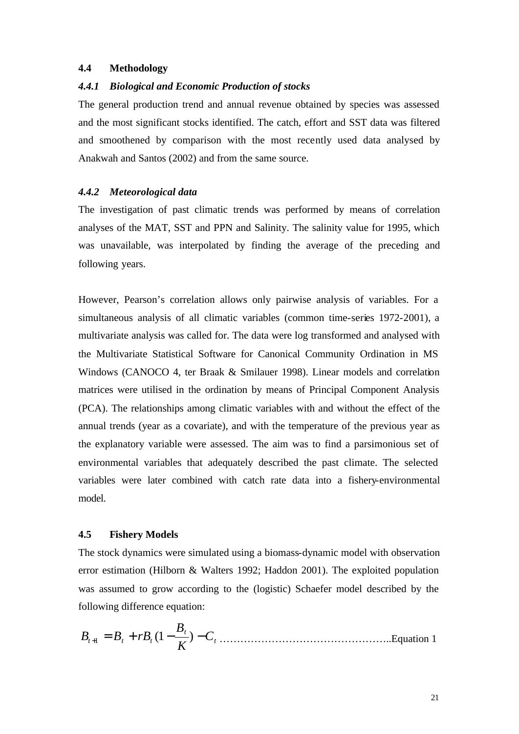## 4.4 Methodology

### *4.4.1 Biological and Economic Production of stocks*

The general production trend and annual revenue obtained by species was assessed and the most significant stocks identified. The catch, effort and SST data was filtered and smoothened by comparison with the most recently used data analysed by Anakwah and Santos (2002) and from the same source.

### *4.4.2 Meteorological data*

The investigation of past climatic trends was performed by means of correlation analyses of the MAT, SST and PPN and Salinity. The salinity value for 1995, which was unavailable, was interpolated by finding the average of the preceding and following years.

However, Pearson's correlation allows only pairwise analysis of variables. For a simultaneous analysis of all climatic variables (common time-series 1972-2001), a multivariate analysis was called for. The data were log transformed and analysed with the Multivariate Statistical Software for Canonical Community Ordination in MS Windows (CANOCO 4, ter Braak & Smilauer 1998). Linear models and correlation matrices were utilised in the ordination by means of Principal Component Analysis (PCA). The relationships among climatic variables with and without the effect of the annual trends (year as a covariate), and with the temperature of the previous year as the explanatory variable were assessed. The aim was to find a parsimonious set of environmental variables that adequately described the past climate. The selected variables were later combined with catch rate data into a fishery-environmental model.

## 4.5 Fishery Models

The stock dynamics were simulated using a biomass-dynamic model with observation error estimation (Hilborn & Walters 1992; Haddon 2001). The exploited population was assumed to grow according to the (logistic) Schaefer model described by the following difference equation:

$$B_{t+1} = B_t + rB_t(1 - \frac{B_t}{K}) - C_t \quad \text{.....Equation 1}$$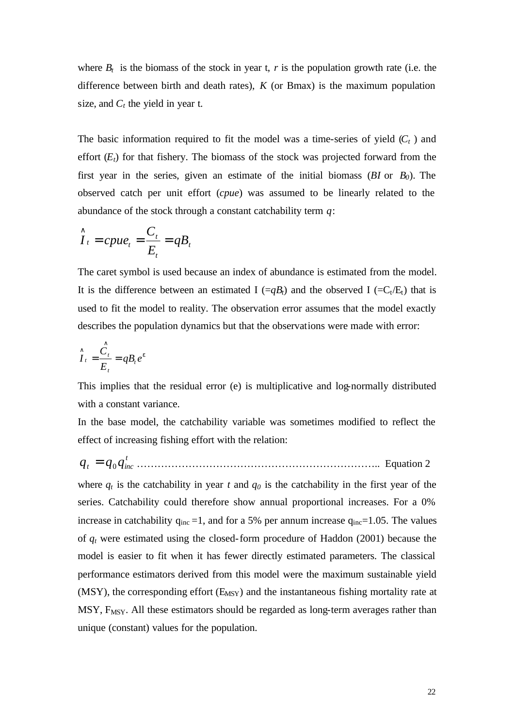where $B_t$ is the biomass of the stock in year t, $r$ is the population growth rate (i.e. the difference between birth and death rates), $K$ (or Bmax) is the maximum population size, and $C_t$ the yield in year t.

The basic information required to fit the model was a time-series of yield ($C_t$ ) and effort ($E_t$) for that fishery. The biomass of the stock was projected forward from the first year in the series, given an estimate of the initial biomass ($BI$ or $B_0$). The observed catch per unit effort (*cpue*) was assumed to be linearly related to the abundance of the stock through a constant catchability term $q$:

$$\hat{I}_t = cpue_t = \frac{C_t}{E_t} = qB_t$$

The caret symbol is used because an index of abundance is estimated from the model. It is the difference between an estimated I (=$qB_t$) and the observed I (=$C_t/E_t$) that is used to fit the model to reality. The observation error assumes that the model exactly describes the population dynamics but that the observations were made with error:

$$\hat{I}_t = \frac{\hat{C}_t}{E_t} = qB_t e^{\varepsilon}$$

This implies that the residual error (e) is multiplicative and log-normally distributed with a constant variance.

In the base model, the catchability variable was sometimes modified to reflect the effect of increasing fishing effort with the relation:

$$q_t = q_0 q_{inc}^t \quad \text{.................................................................. Equation 2}$$

where $q_t$ is the catchability in year $t$ and $q_0$ is the catchability in the first year of the series. Catchability could therefore show annual proportional increases. For a 0% increase in catchability $q_{inc}$ =1, and for a 5% per annum increase $q_{inc}$=1.05. The values of $q_t$ were estimated using the closed-form procedure of Haddon (2001) because the model is easier to fit when it has fewer directly estimated parameters. The classical performance estimators derived from this model were the maximum sustainable yield (MSY), the corresponding effort ($E_{MSY}$) and the instantaneous fishing mortality rate at MSY, $F_{MSY}$. All these estimators should be regarded as long-term averages rather than unique (constant) values for the population.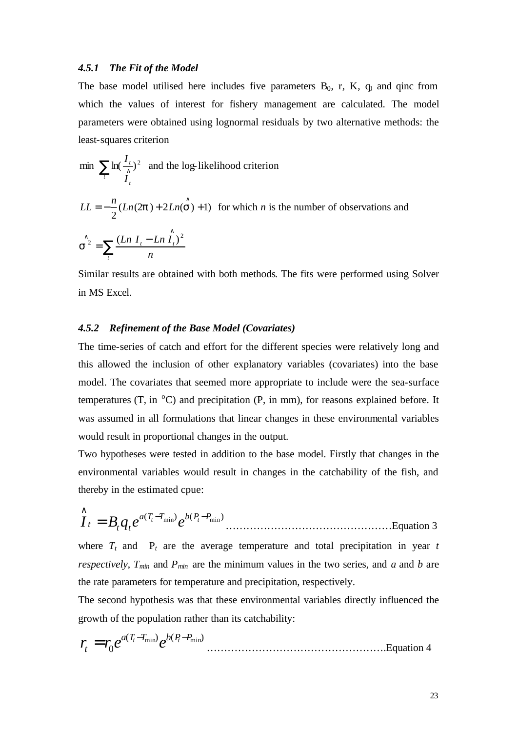#### *4.5.1 The Fit of the Model*

The base model utilised here includes five parameters $B_0$, r, K, $q_0$ and qinc from which the values of interest for fishery management are calculated. The model parameters were obtained using lognormal residuals by two alternative methods: the least-squares criterion

$\min \sum_t \ln(\frac{I_t}{\hat{I}_t})^2$ and the log-likelihood criterion

$LL = -\frac{n}{2}(Ln(2\pi) + 2Ln(\hat{\sigma}) + 1)$ for which *n* is the number of observations and

$$\hat{\sigma}^2 = \sum_t \frac{(Ln\ I_t - Ln\ \hat{I}_t)^2}{n}$$

Similar results are obtained with both methods. The fits were performed using Solver in MS Excel.

#### *4.5.2 Refinement of the Base Model (Covariates)*

The time-series of catch and effort for the different species were relatively long and this allowed the inclusion of other explanatory variables (covariates) into the base model. The covariates that seemed more appropriate to include were the sea-surface temperatures (T, in $^oC$) and precipitation (P, in mm), for reasons explained before. It was assumed in all formulations that linear changes in these environmental variables would result in proportional changes in the output.

Two hypotheses were tested in addition to the base model. Firstly that changes in the environmental variables would result in changes in the catchability of the fish, and thereby in the estimated cpue:

$$\hat{I}_t = B_t q_t e^{a(T_t - T_{\min})} e^{b(P_t - P_{\min})} \quad \text{............................................Equation 3}$$

where $T_t$ and $P_t$ are the average temperature and total precipitation in year *t respectively*, $T_{min}$ and $P_{min}$ are the minimum values in the two series, and *a* and *b* are the rate parameters for temperature and precipitation, respectively.

The second hypothesis was that these environmental variables directly influenced the growth of the population rather than its catchability:

$$r_t = r_0 e^{a(T_t - T_{\min})} e^{b(P_t - P_{\min})} \quad \text{..............................................Equation 4}$$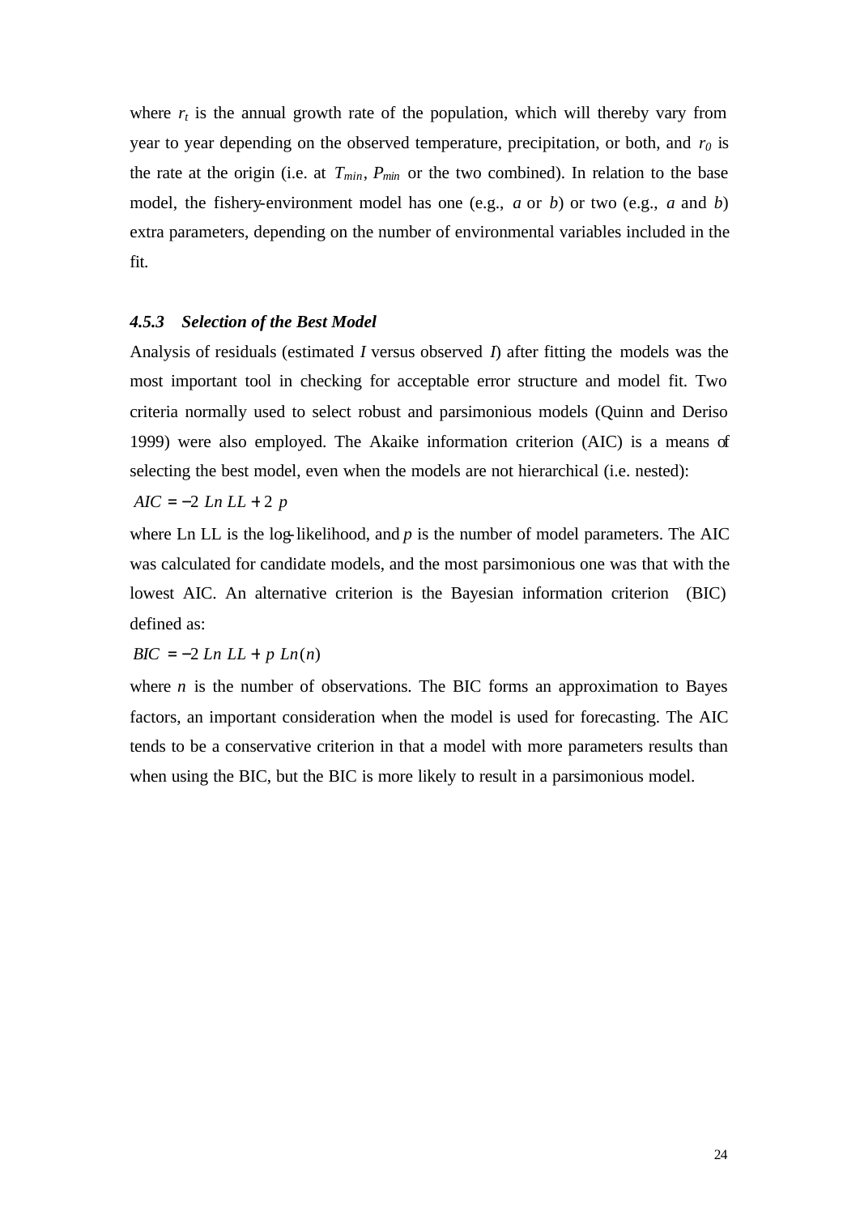where $r_t$ is the annual growth rate of the population, which will thereby vary from year to year depending on the observed temperature, precipitation, or both, and $r_0$ is the rate at the origin (i.e. at $T_{min}$, $P_{min}$ or the two combined). In relation to the base model, the fishery-environment model has one (e.g., $a$ or $b$) or two (e.g., $a$ and $b$) extra parameters, depending on the number of environmental variables included in the fit.

### 4.5.3 Selection of the Best Model

Analysis of residuals (estimated $I$ versus observed $I$) after fitting the models was the most important tool in checking for acceptable error structure and model fit. Two criteria normally used to select robust and parsimonious models (Quinn and Deriso 1999) were also employed. The Akaike information criterion (AIC) is a means of selecting the best model, even when the models are not hierarchical (i.e. nested):

$$AIC = -2\ Ln\ LL + 2\ p$$

where Ln LL is the log-likelihood, and $p$ is the number of model parameters. The AIC was calculated for candidate models, and the most parsimonious one was that with the lowest AIC. An alternative criterion is the Bayesian information criterion (BIC) defined as:

$$BIC = -2\ Ln\ LL + p\ Ln(n)$$

where $n$ is the number of observations. The BIC forms an approximation to Bayes factors, an important consideration when the model is used for forecasting. The AIC tends to be a conservative criterion in that a model with more parameters results than when using the BIC, but the BIC is more likely to result in a parsimonious model.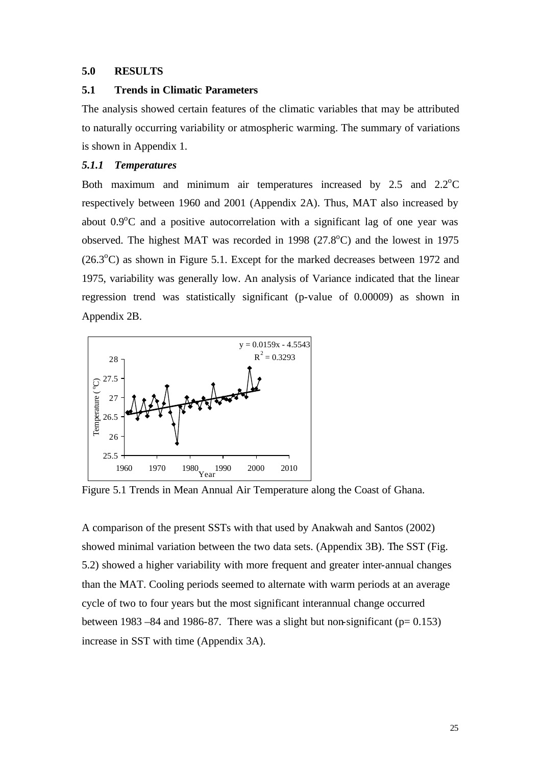## 5.0 RESULTS

### 5.1 Trends in Climatic Parameters

The analysis showed certain features of the climatic variables that may be attributed to naturally occurring variability or atmospheric warming. The summary of variations is shown in Appendix 1.

#### *5.1.1 Temperatures*

Both maximum and minimum air temperatures increased by 2.5 and 2.2°C respectively between 1960 and 2001 (Appendix 2A). Thus, MAT also increased by about 0.9°C and a positive autocorrelation with a significant lag of one year was observed. The highest MAT was recorded in 1998 (27.8°C) and the lowest in 1975 (26.3°C) as shown in Figure 5.1. Except for the marked decreases between 1972 and 1975, variability was generally low. An analysis of Variance indicated that the linear regression trend was statistically significant (p-value of 0.00009) as shown in Appendix 2B.

$$y = 0.0159x - 4.5543$$
$$R^2 = 0.3293$$

Figure 5.1 Trends in Mean Annual Air Temperature along the Coast of Ghana.

A comparison of the present SSTs with that used by Anakwah and Santos (2002) showed minimal variation between the two data sets. (Appendix 3B). The SST (Fig. 5.2) showed a higher variability with more frequent and greater inter-annual changes than the MAT. Cooling periods seemed to alternate with warm periods at an average cycle of two to four years but the most significant interannual change occurred between 1983 –84 and 1986-87. There was a slight but non-significant ($p= 0.153$) increase in SST with time (Appendix 3A).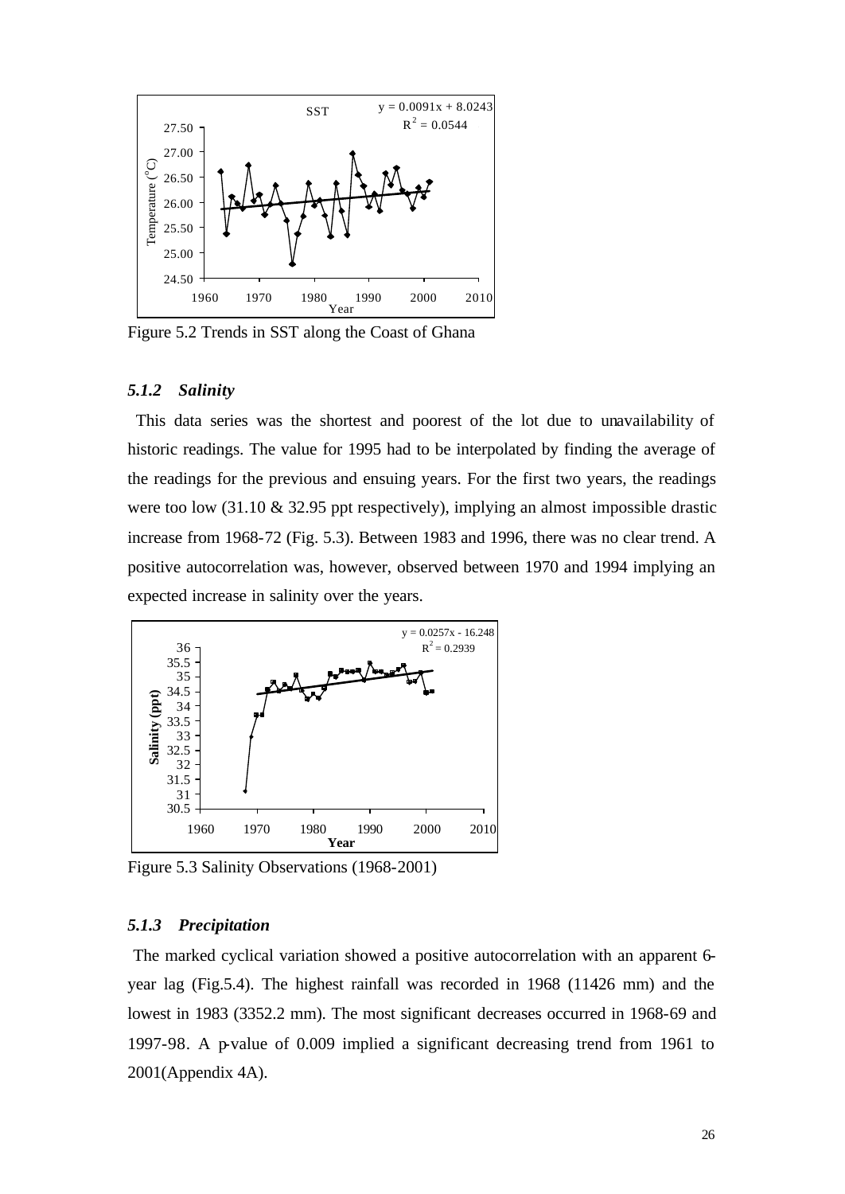Figure 5.2 Trends in SST along the Coast of Ghana

### *5.1.2 Salinity*

This data series was the shortest and poorest of the lot due to unavailability of historic readings. The value for 1995 had to be interpolated by finding the average of the readings for the previous and ensuing years. For the first two years, the readings were too low (31.10 & 32.95 ppt respectively), implying an almost impossible drastic increase from 1968-72 (Fig. 5.3). Between 1983 and 1996, there was no clear trend. A positive autocorrelation was, however, observed between 1970 and 1994 implying an expected increase in salinity over the years.

Figure 5.3 Salinity Observations (1968-2001)

### *5.1.3 Precipitation*

The marked cyclical variation showed a positive autocorrelation with an apparent 6-year lag (Fig.5.4). The highest rainfall was recorded in 1968 (11426 mm) and the lowest in 1983 (3352.2 mm). The most significant decreases occurred in 1968-69 and 1997-98. A p-value of 0.009 implied a significant decreasing trend from 1961 to 2001(Appendix 4A).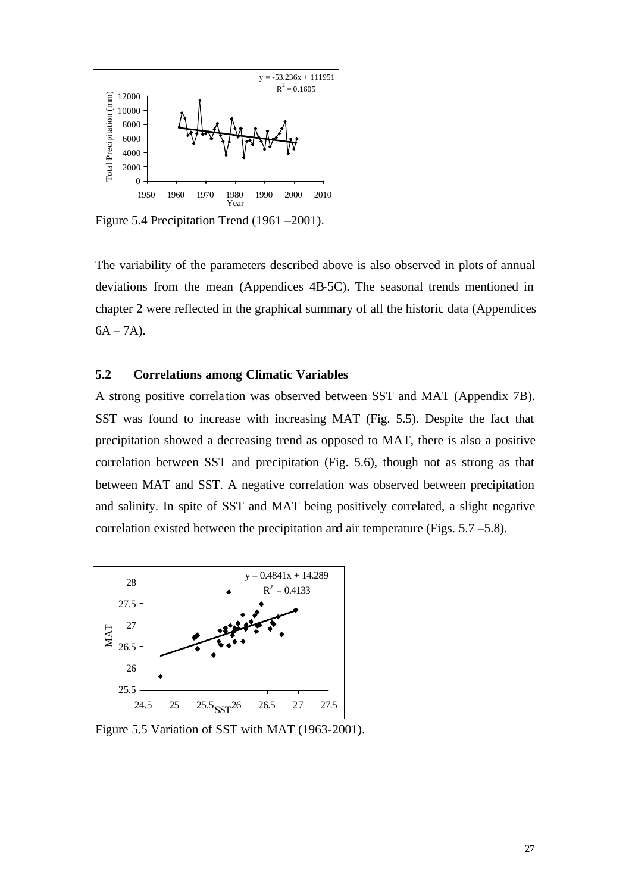Figure 5.4 Precipitation Trend (1961 –2001).

The variability of the parameters described above is also observed in plots of annual deviations from the mean (Appendices 4B-5C). The seasonal trends mentioned in chapter 2 were reflected in the graphical summary of all the historic data (Appendices 6A – 7A).

## 5.2 Correlations among Climatic Variables

A strong positive correlation was observed between SST and MAT (Appendix 7B). SST was found to increase with increasing MAT (Fig. 5.5). Despite the fact that precipitation showed a decreasing trend as opposed to MAT, there is also a positive correlation between SST and precipitation (Fig. 5.6), though not as strong as that between MAT and SST. A negative correlation was observed between precipitation and salinity. In spite of SST and MAT being positively correlated, a slight negative correlation existed between the precipitation and air temperature (Figs. 5.7 –5.8).

Figure 5.5 Variation of SST with MAT (1963-2001).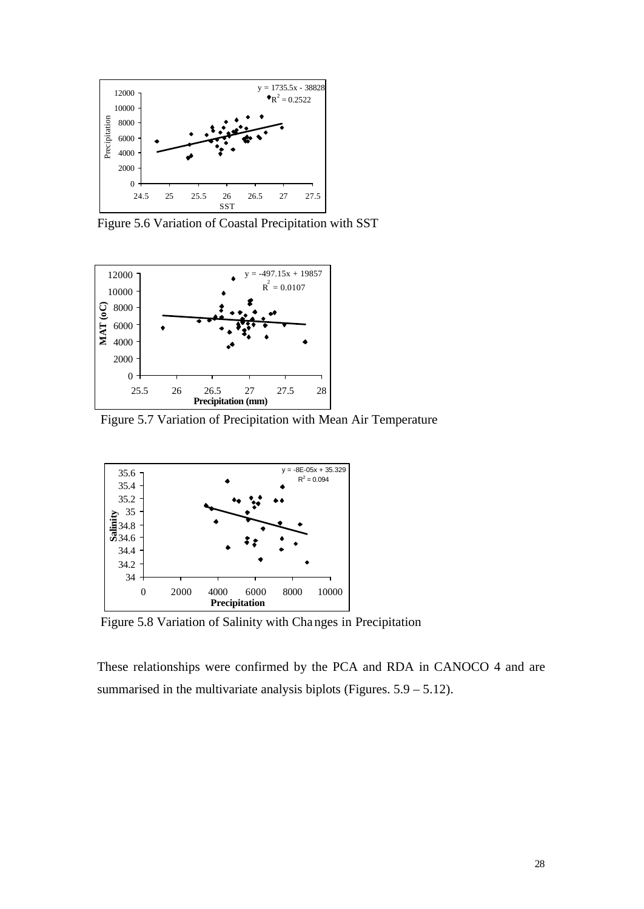Figure 5.6 Variation of Coastal Precipitation with SST

Figure 5.7 Variation of Precipitation with Mean Air Temperature

Figure 5.8 Variation of Salinity with Changes in Precipitation

These relationships were confirmed by the PCA and RDA in CANOCO 4 and are summarised in the multivariate analysis biplots (Figures. 5.9 – 5.12).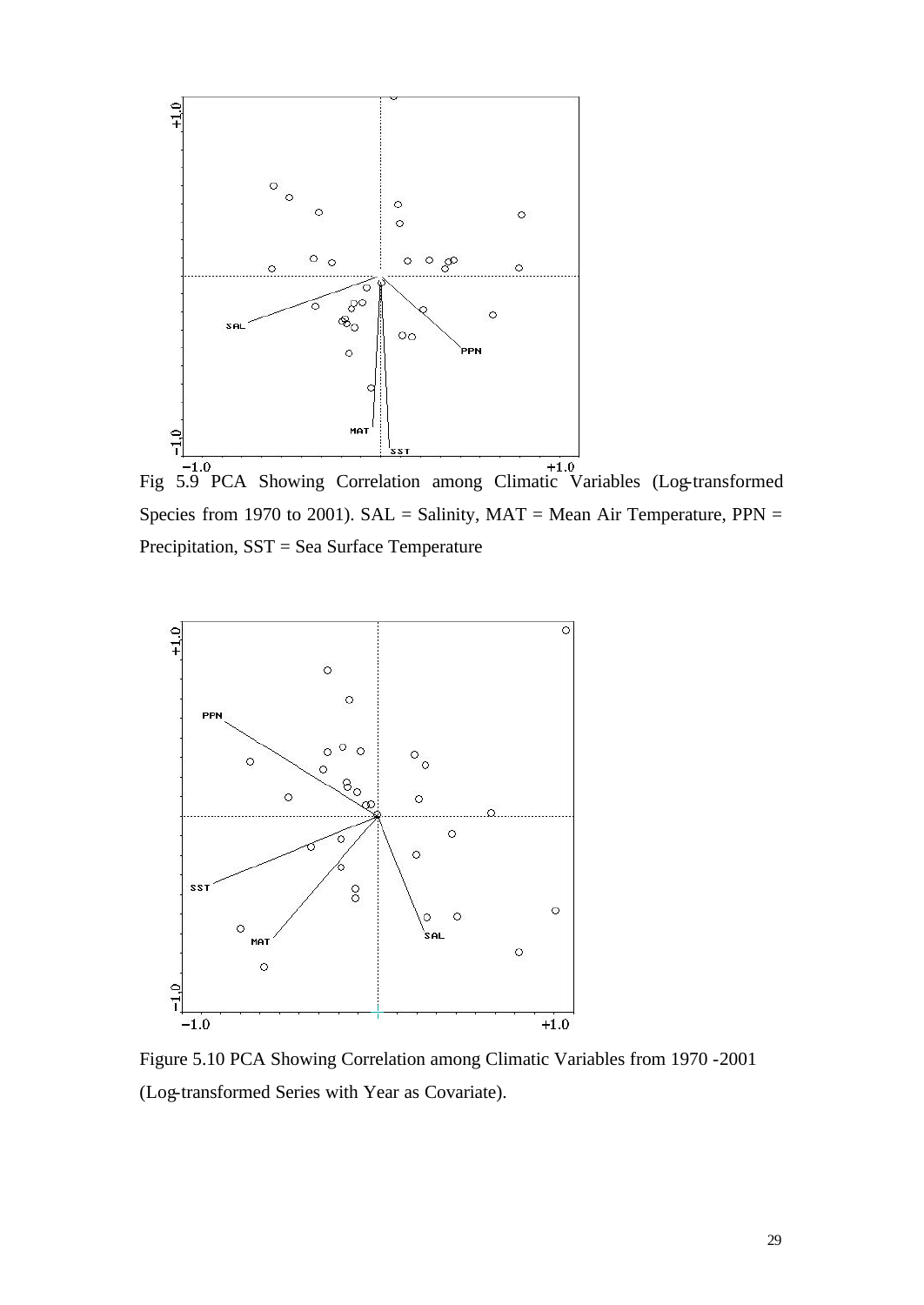Fig 5.9 PCA Showing Correlation among Climatic Variables (Log-transformed Species from 1970 to 2001). SAL = Salinity, MAT = Mean Air Temperature, PPN = Precipitation, SST = Sea Surface Temperature

Figure 5.10 PCA Showing Correlation among Climatic Variables from 1970 -2001 (Log-transformed Series with Year as Covariate).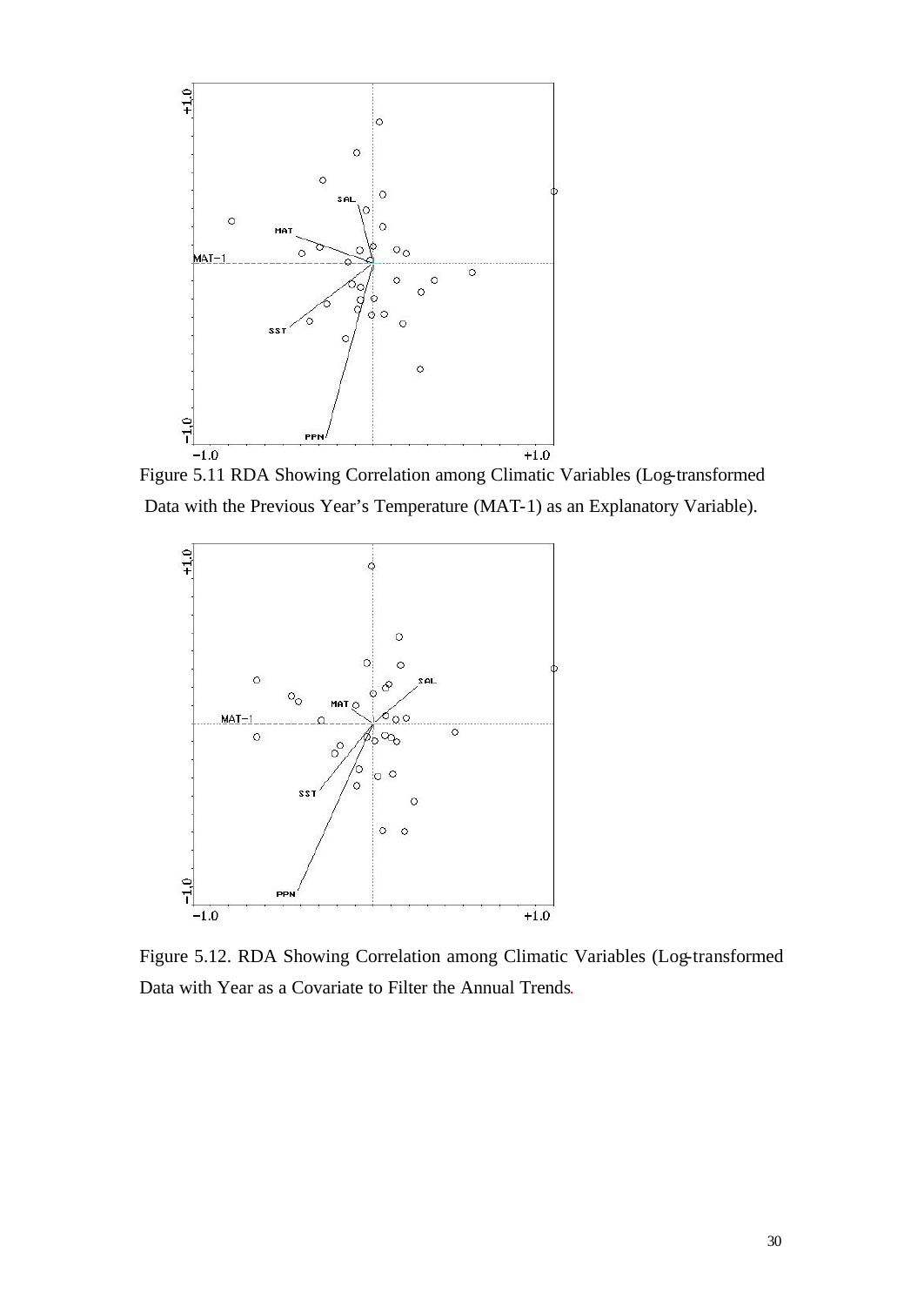Figure 5.11 RDA Showing Correlation among Climatic Variables (Log-transformed Data with the Previous Year's Temperature (MAT-1) as an Explanatory Variable).

Figure 5.12. RDA Showing Correlation among Climatic Variables (Log-transformed Data with Year as a Covariate to Filter the Annual Trends.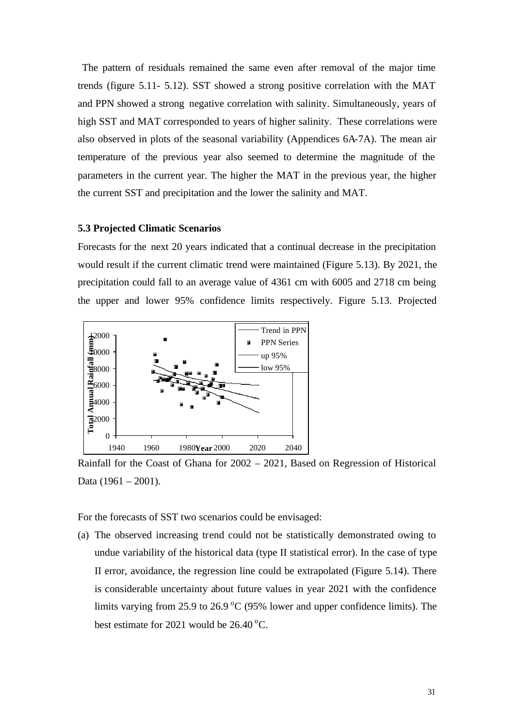The pattern of residuals remained the same even after removal of the major time trends (figure 5.11- 5.12). SST showed a strong positive correlation with the MAT and PPN showed a strong negative correlation with salinity. Simultaneously, years of high SST and MAT corresponded to years of higher salinity. These correlations were also observed in plots of the seasonal variability (Appendices 6A-7A). The mean air temperature of the previous year also seemed to determine the magnitude of the parameters in the current year. The higher the MAT in the previous year, the higher the current SST and precipitation and the lower the salinity and MAT.

### 5.3 Projected Climatic Scenarios

Forecasts for the next 20 years indicated that a continual decrease in the precipitation would result if the current climatic trend were maintained (Figure 5.13). By 2021, the precipitation could fall to an average value of 4361 cm with 6005 and 2718 cm being the upper and lower 95% confidence limits respectively. Figure 5.13. Projected Rainfall for the Coast of Ghana for 2002 – 2021, Based on Regression of Historical Data (1961 – 2001).

For the forecasts of SST two scenarios could be envisaged:

(a) The observed increasing trend could not be statistically demonstrated owing to undue variability of the historical data (type II statistical error). In the case of type II error, avoidance, the regression line could be extrapolated (Figure 5.14). There is considerable uncertainty about future values in year 2021 with the confidence limits varying from 25.9 to 26.9 $^{o}$C (95% lower and upper confidence limits). The best estimate for 2021 would be 26.40 $^{o}$C.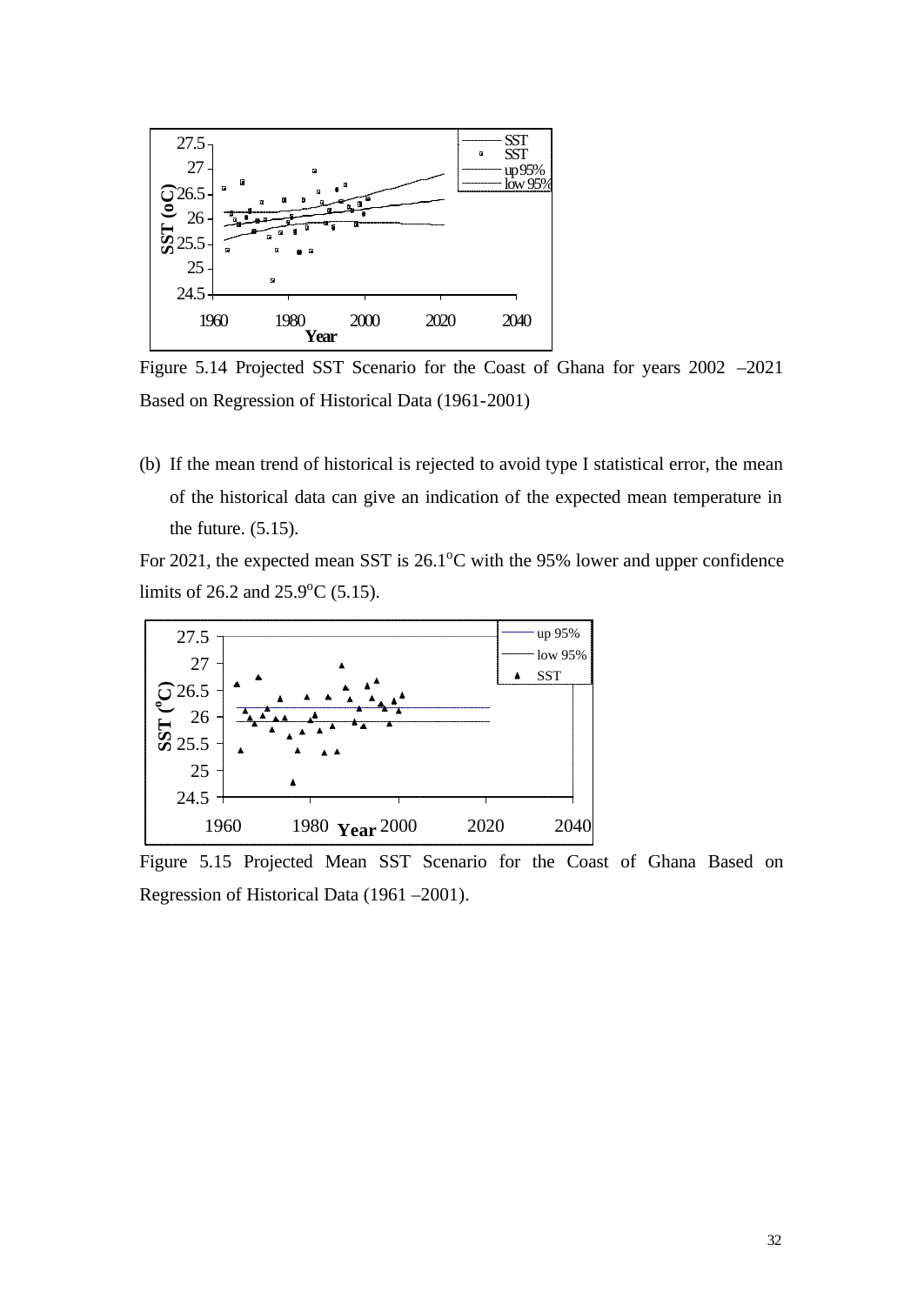Figure 5.14 Projected SST Scenario for the Coast of Ghana for years 2002 –2021 Based on Regression of Historical Data (1961-2001)

(b) If the mean trend of historical is rejected to avoid type I statistical error, the mean of the historical data can give an indication of the expected mean temperature in the future. (5.15).

For 2021, the expected mean SST is 26.1$^{o}$C with the 95% lower and upper confidence limits of 26.2 and 25.9$^{o}$C (5.15).

Figure 5.15 Projected Mean SST Scenario for the Coast of Ghana Based on Regression of Historical Data (1961 –2001).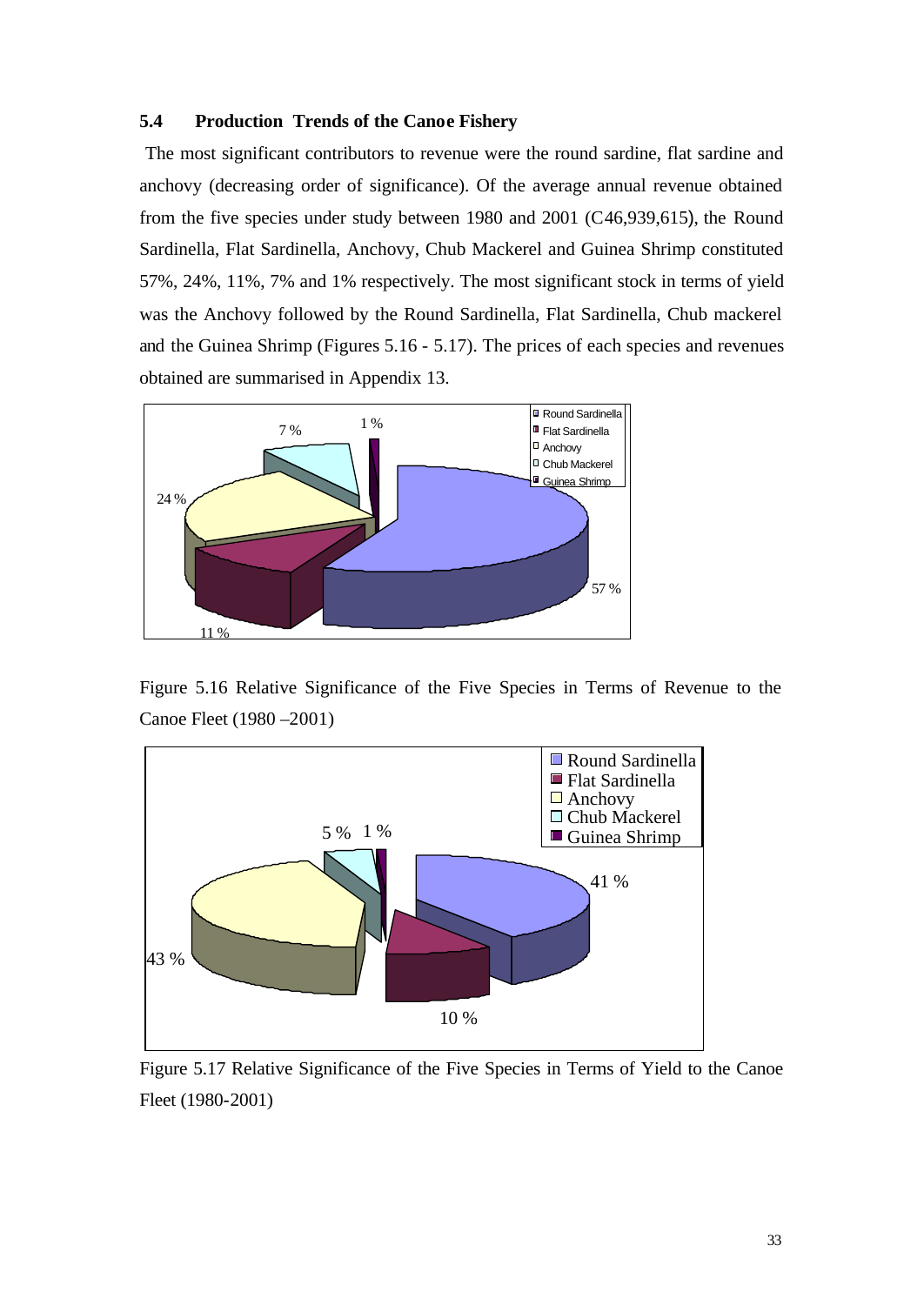### 5.4 Production Trends of the Canoe Fishery

The most significant contributors to revenue were the round sardine, flat sardine and anchovy (decreasing order of significance). Of the average annual revenue obtained from the five species under study between 1980 and 2001 (C46,939,615), the Round Sardinella, Flat Sardinella, Anchovy, Chub Mackerel and Guinea Shrimp constituted 57%, 24%, 11%, 7% and 1% respectively. The most significant stock in terms of yield was the Anchovy followed by the Round Sardinella, Flat Sardinella, Chub mackerel and the Guinea Shrimp (Figures 5.16 - 5.17). The prices of each species and revenues obtained are summarised in Appendix 13.

Figure 5.16 Relative Significance of the Five Species in Terms of Revenue to the Canoe Fleet (1980 –2001)

Figure 5.17 Relative Significance of the Five Species in Terms of Yield to the Canoe Fleet (1980-2001)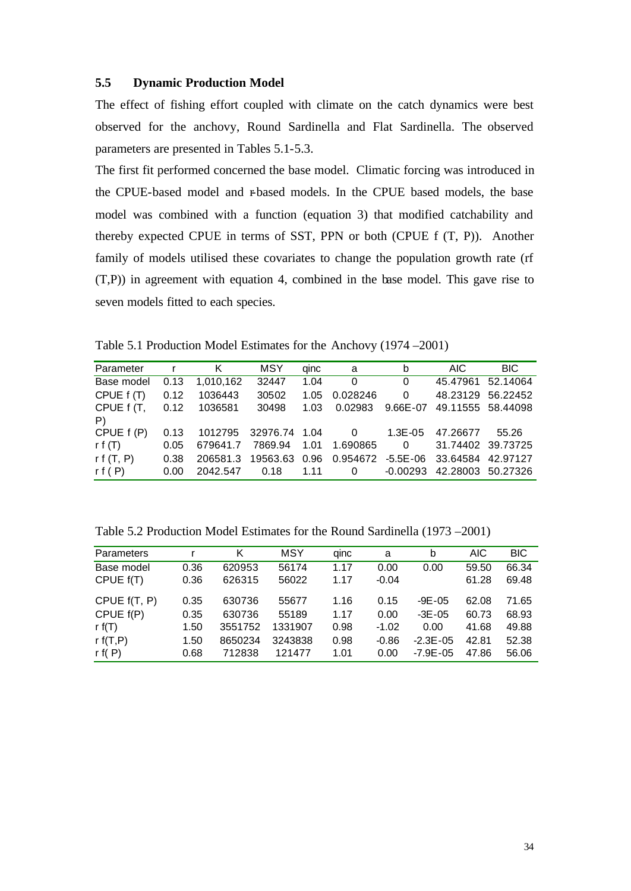### 5.5 Dynamic Production Model

The effect of fishing effort coupled with climate on the catch dynamics were best observed for the anchovy, Round Sardinella and Flat Sardinella. The observed parameters are presented in Tables 5.1-5.3.

The first fit performed concerned the base model. Climatic forcing was introduced in the CPUE-based model and r-based models. In the CPUE based models, the base model was combined with a function (equation 3) that modified catchability and thereby expected CPUE in terms of SST, PPN or both (CPUE f (T, P)). Another family of models utilised these covariates to change the population growth rate (rf (T,P)) in agreement with equation 4, combined in the base model. This gave rise to seven models fitted to each species.

Table 5.1 Production Model Estimates for the Anchovy (1974 –2001)

| Parameter | r | K | MSY | qinc | a | b | AIC | BIC |
|---|---|---|---|---|---|---|---|---|
| Base model | 0.13 | 1,010,162 | 32447 | 1.04 | 0 | 0 | 45.47961 | 52.14064 |
| CPUE f (T) | 0.12 | 1036443 | 30502 | 1.05 | 0.028246 | 0 | 48.23129 | 56.22452 |
| CPUE f (T, P) | 0.12 | 1036581 | 30498 | 1.03 | 0.02983 | 9.66E-07 | 49.11555 | 58.44098 |
| CPUE f (P) | 0.13 | 1012795 | 32976.74 | 1.04 | 0 | 1.3E-05 | 47.26677 | 55.26 |
| r f (T) | 0.05 | 679641.7 | 7869.94 | 1.01 | 1.690865 | 0 | 31.74402 | 39.73725 |
| r f (T, P) | 0.38 | 206581.3 | 19563.63 | 0.96 | 0.954672 | -5.5E-06 | 33.64584 | 42.97127 |
| r f ( P) | 0.00 | 2042.547 | 0.18 | 1.11 | 0 | -0.00293 | 42.28003 | 50.27326 |

Table 5.2 Production Model Estimates for the Round Sardinella (1973 –2001)

| Parameters | r | K | MSY | qinc | a | b | AIC | BIC |
|---|---|---|---|---|---|---|---|---|
| Base model | 0.36 | 620953 | 56174 | 1.17 | 0.00 | 0.00 | 59.50 | 66.34 |
| CPUE f(T) | 0.36 | 626315 | 56022 | 1.17 | -0.04 | | 61.28 | 69.48 |
| CPUE f(T, P) | 0.35 | 630736 | 55677 | 1.16 | 0.15 | -9E-05 | 62.08 | 71.65 |
| CPUE f(P) | 0.35 | 630736 | 55189 | 1.17 | 0.00 | -3E-05 | 60.73 | 68.93 |
| r f(T) | 1.50 | 3551752 | 1331907 | 0.98 | -1.02 | 0.00 | 41.68 | 49.88 |
| r f(T,P) | 1.50 | 8650234 | 3243838 | 0.98 | -0.86 | -2.3E-05 | 42.81 | 52.38 |
| r f( P) | 0.68 | 712838 | 121477 | 1.01 | 0.00 | -7.9E-05 | 47.86 | 56.06 |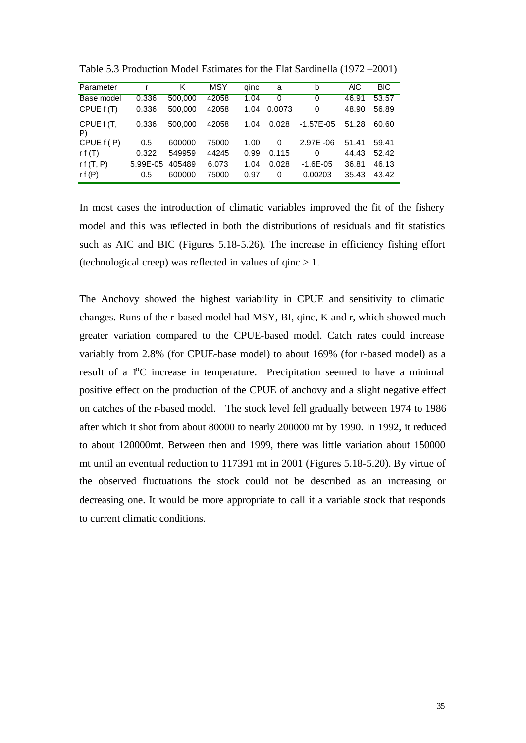Table 5.3 Production Model Estimates for the Flat Sardinella (1972 –2001)

| Parameter | r | K | MSY | qinc | a | b | AIC | BIC |
|---|---|---|---|---|---|---|---|---|
| Base model | 0.336 | 500,000 | 42058 | 1.04 | 0 | 0 | 46.91 | 53.57 |
| CPUE f (T) | 0.336 | 500,000 | 42058 | 1.04 | 0.0073 | 0 | 48.90 | 56.89 |
| CPUE f (T, P) | 0.336 | 500,000 | 42058 | 1.04 | 0.028 | -1.57E-05 | 51.28 | 60.60 |
| CPUE f ( P) | 0.5 | 600000 | 75000 | 1.00 | 0 | 2.97E -06 | 51.41 | 59.41 |
| r f (T) | 0.322 | 549959 | 44245 | 0.99 | 0.115 | 0 | 44.43 | 52.42 |
| r f (T, P) | 5.99E-05 | 405489 | 6.073 | 1.04 | 0.028 | -1.6E-05 | 36.81 | 46.13 |
| r f (P) | 0.5 | 600000 | 75000 | 0.97 | 0 | 0.00203 | 35.43 | 43.42 |

In most cases the introduction of climatic variables improved the fit of the fishery model and this was reflected in both the distributions of residuals and fit statistics such as AIC and BIC (Figures 5.18-5.26). The increase in efficiency fishing effort (technological creep) was reflected in values of qinc > 1.

The Anchovy showed the highest variability in CPUE and sensitivity to climatic changes. Runs of the r-based model had MSY, BI, qinc, K and r, which showed much greater variation compared to the CPUE-based model. Catch rates could increase variably from 2.8% (for CPUE-base model) to about 169% (for r-based model) as a result of a 1°C increase in temperature. Precipitation seemed to have a minimal positive effect on the production of the CPUE of anchovy and a slight negative effect on catches of the r-based model. The stock level fell gradually between 1974 to 1986 after which it shot from about 80000 to nearly 200000 mt by 1990. In 1992, it reduced to about 120000mt. Between then and 1999, there was little variation about 150000 mt until an eventual reduction to 117391 mt in 2001 (Figures 5.18-5.20). By virtue of the observed fluctuations the stock could not be described as an increasing or decreasing one. It would be more appropriate to call it a variable stock that responds to current climatic conditions.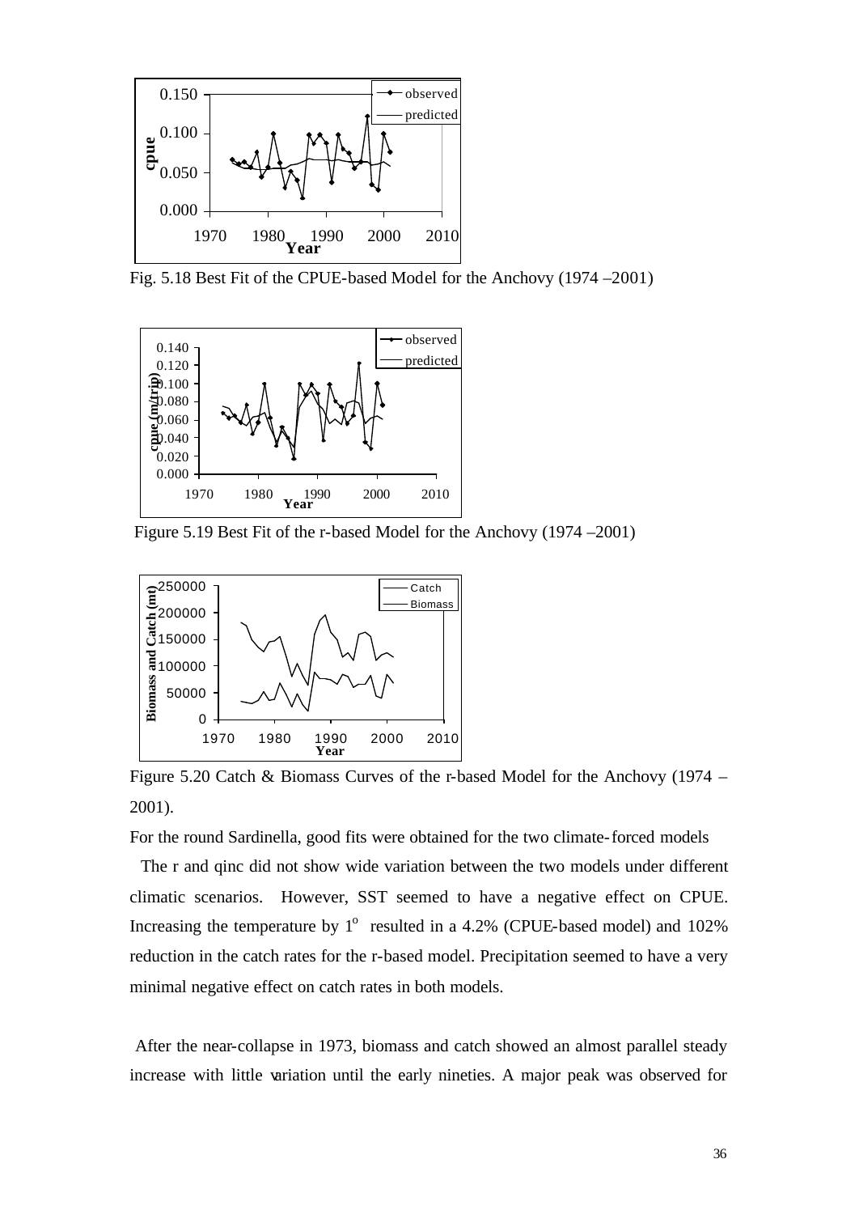Fig. 5.18 Best Fit of the CPUE-based Model for the Anchovy (1974 –2001)

Figure 5.19 Best Fit of the r-based Model for the Anchovy (1974 –2001)

Figure 5.20 Catch & Biomass Curves of the r-based Model for the Anchovy (1974 – 2001).

For the round Sardinella, good fits were obtained for the two climate-forced models

The r and qinc did not show wide variation between the two models under different climatic scenarios. However, SST seemed to have a negative effect on CPUE. Increasing the temperature by $1^o$ resulted in a 4.2% (CPUE-based model) and 102% reduction in the catch rates for the r-based model. Precipitation seemed to have a very minimal negative effect on catch rates in both models.

After the near-collapse in 1973, biomass and catch showed an almost parallel steady increase with little variation until the early nineties. A major peak was observed for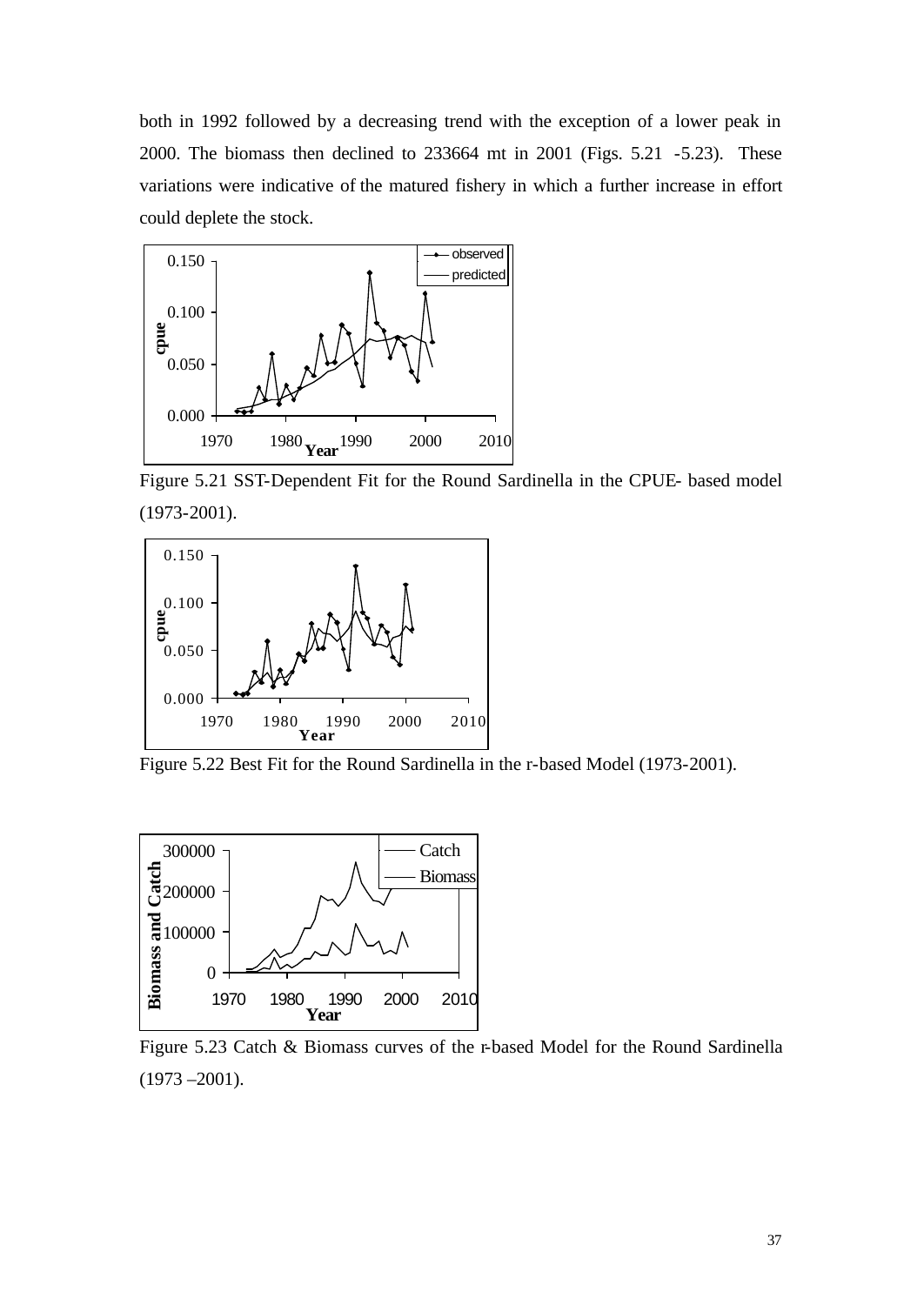both in 1992 followed by a decreasing trend with the exception of a lower peak in 2000. The biomass then declined to 233664 mt in 2001 (Figs. 5.21 -5.23). These variations were indicative of the matured fishery in which a further increase in effort could deplete the stock.

Figure 5.21 SST-Dependent Fit for the Round Sardinella in the CPUE- based model (1973-2001).

Figure 5.22 Best Fit for the Round Sardinella in the r-based Model (1973-2001).

Figure 5.23 Catch & Biomass curves of the r-based Model for the Round Sardinella (1973 –2001).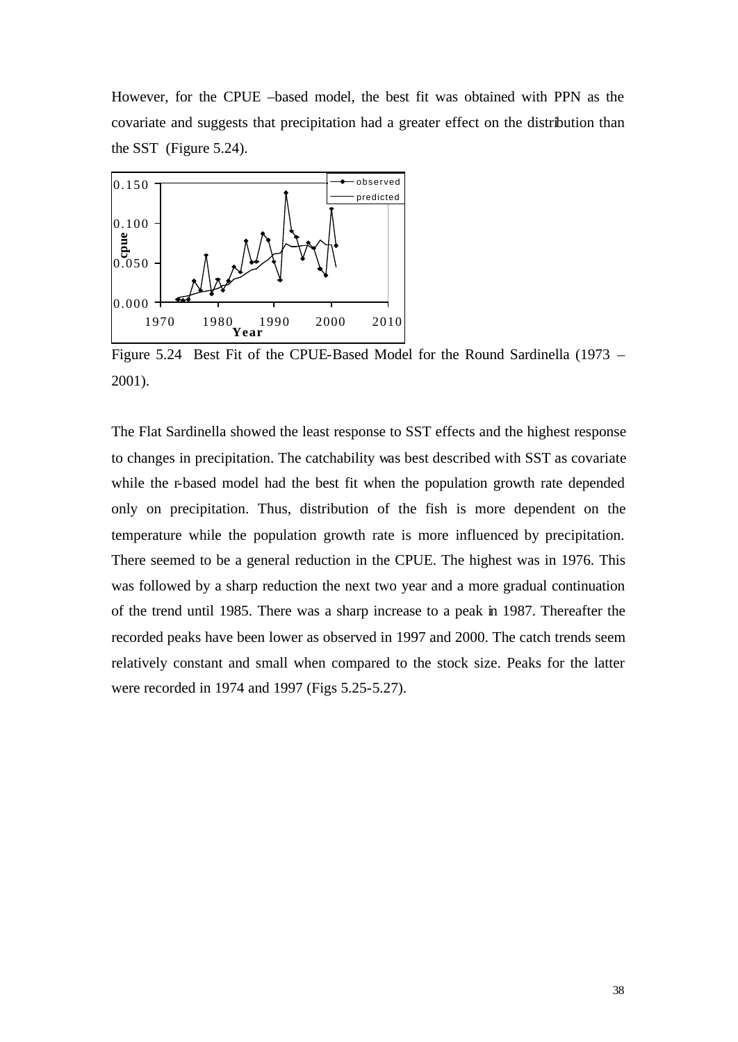However, for the CPUE –based model, the best fit was obtained with PPN as the covariate and suggests that precipitation had a greater effect on the distribution than the SST (Figure 5.24).

Figure 5.24 Best Fit of the CPUE-Based Model for the Round Sardinella (1973 – 2001).

The Flat Sardinella showed the least response to SST effects and the highest response to changes in precipitation. The catchability was best described with SST as covariate while the r-based model had the best fit when the population growth rate depended only on precipitation. Thus, distribution of the fish is more dependent on the temperature while the population growth rate is more influenced by precipitation. There seemed to be a general reduction in the CPUE. The highest was in 1976. This was followed by a sharp reduction the next two year and a more gradual continuation of the trend until 1985. There was a sharp increase to a peak in 1987. Thereafter the recorded peaks have been lower as observed in 1997 and 2000. The catch trends seem relatively constant and small when compared to the stock size. Peaks for the latter were recorded in 1974 and 1997 (Figs 5.25-5.27).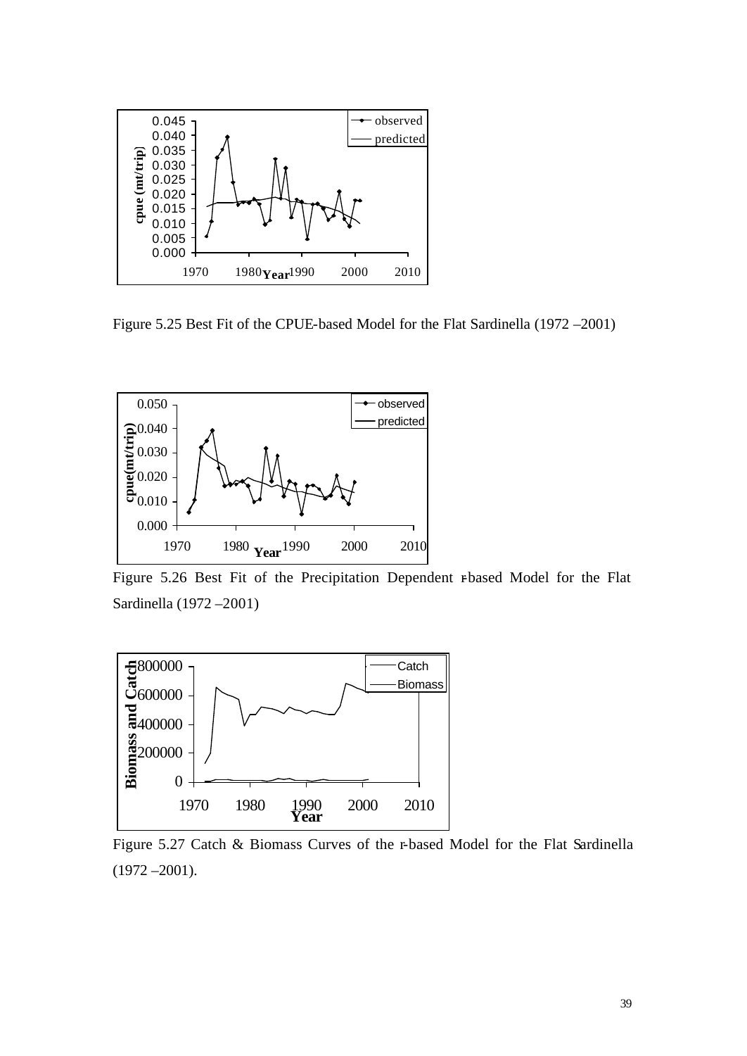Figure 5.25 Best Fit of the CPUE-based Model for the Flat Sardinella (1972 –2001)

Figure 5.26 Best Fit of the Precipitation Dependent r-based Model for the Flat Sardinella (1972 –2001)

Figure 5.27 Catch & Biomass Curves of the r-based Model for the Flat Sardinella (1972 –2001).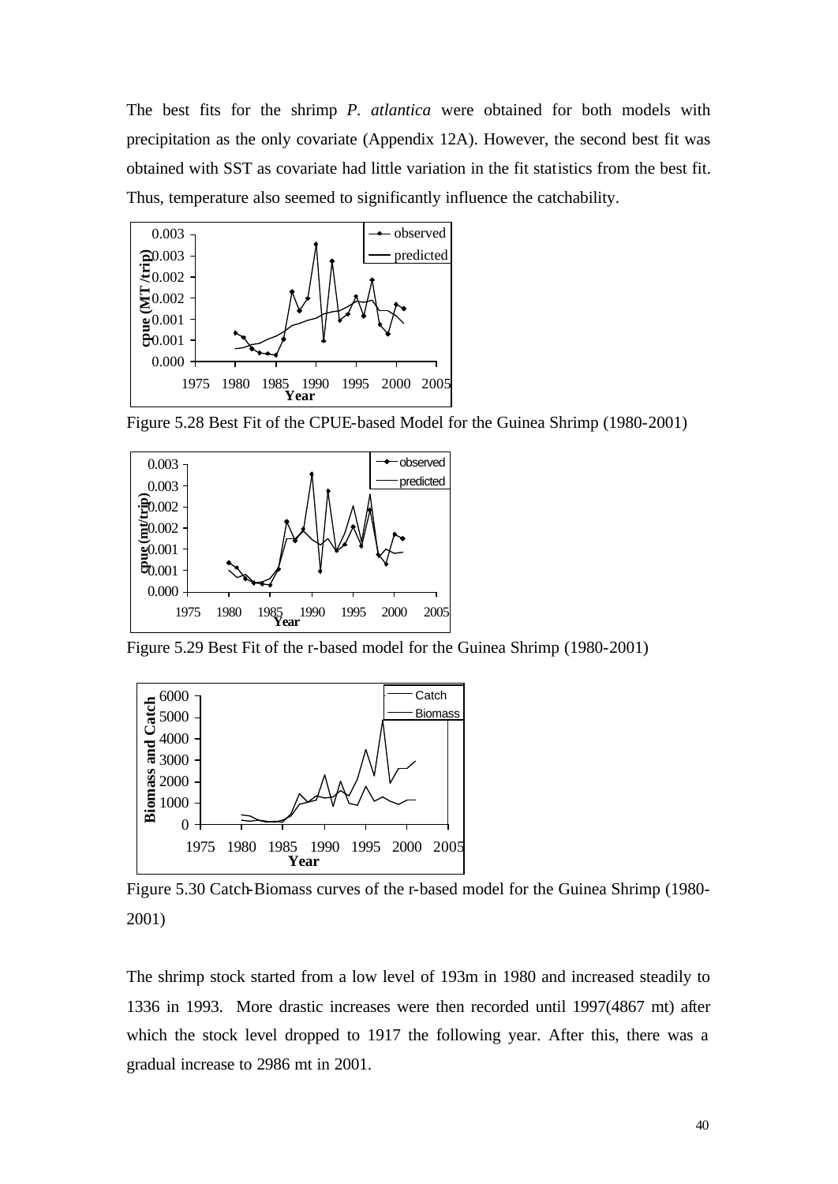The best fits for the shrimp *P. atlantica* were obtained for both models with precipitation as the only covariate (Appendix 12A). However, the second best fit was obtained with SST as covariate had little variation in the fit statistics from the best fit. Thus, temperature also seemed to significantly influence the catchability.

Figure 5.28 Best Fit of the CPUE-based Model for the Guinea Shrimp (1980-2001)

Figure 5.29 Best Fit of the r-based model for the Guinea Shrimp (1980-2001)

Figure 5.30 Catch-Biomass curves of the r-based model for the Guinea Shrimp (1980-2001)

The shrimp stock started from a low level of 193m in 1980 and increased steadily to 1336 in 1993. More drastic increases were then recorded until 1997(4867 mt) after which the stock level dropped to 1917 the following year. After this, there was a gradual increase to 2986 mt in 2001.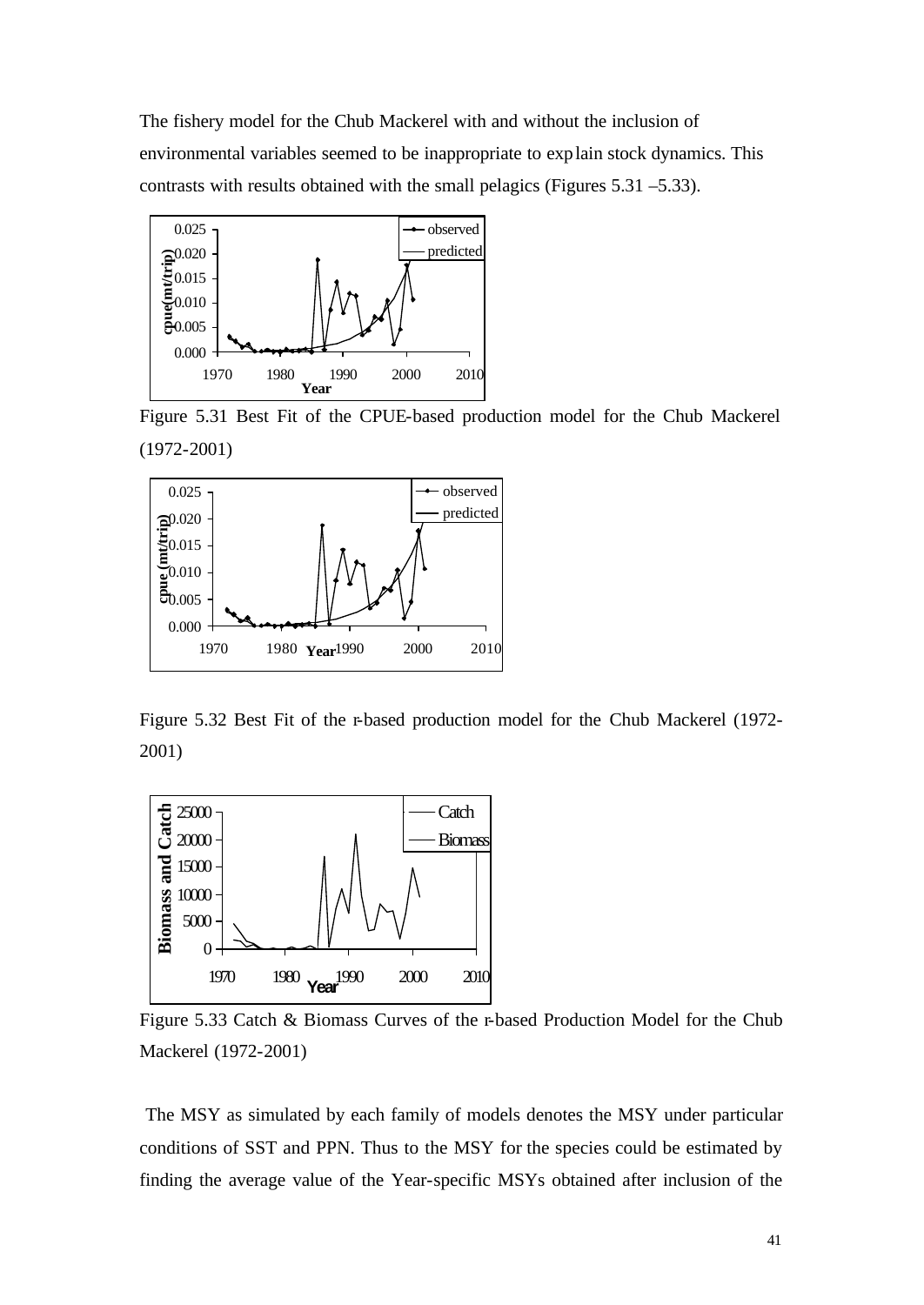The fishery model for the Chub Mackerel with and without the inclusion of environmental variables seemed to be inappropriate to explain stock dynamics. This contrasts with results obtained with the small pelagics (Figures 5.31 –5.33).

Figure 5.31 Best Fit of the CPUE-based production model for the Chub Mackerel (1972-2001)

Figure 5.32 Best Fit of the r-based production model for the Chub Mackerel (1972-2001)

Figure 5.33 Catch & Biomass Curves of the r-based Production Model for the Chub Mackerel (1972-2001)

The MSY as simulated by each family of models denotes the MSY under particular conditions of SST and PPN. Thus to the MSY for the species could be estimated by finding the average value of the Year-specific MSYs obtained after inclusion of the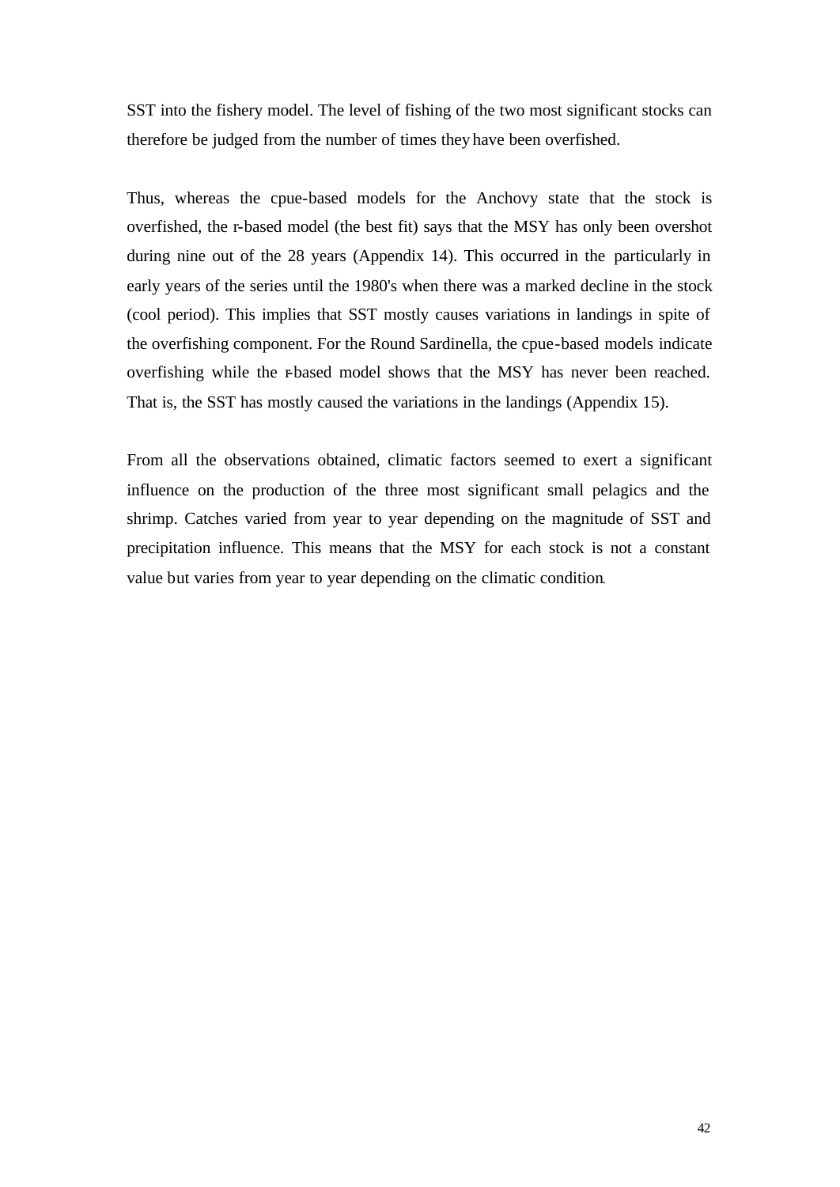SST into the fishery model. The level of fishing of the two most significant stocks can therefore be judged from the number of times they have been overfished.

Thus, whereas the cpue-based models for the Anchovy state that the stock is overfished, the r-based model (the best fit) says that the MSY has only been overshot during nine out of the 28 years (Appendix 14). This occurred in the particularly in early years of the series until the 1980's when there was a marked decline in the stock (cool period). This implies that SST mostly causes variations in landings in spite of the overfishing component. For the Round Sardinella, the cpue-based models indicate overfishing while the r-based model shows that the MSY has never been reached. That is, the SST has mostly caused the variations in the landings (Appendix 15).

From all the observations obtained, climatic factors seemed to exert a significant influence on the production of the three most significant small pelagics and the shrimp. Catches varied from year to year depending on the magnitude of SST and precipitation influence. This means that the MSY for each stock is not a constant value but varies from year to year depending on the climatic condition.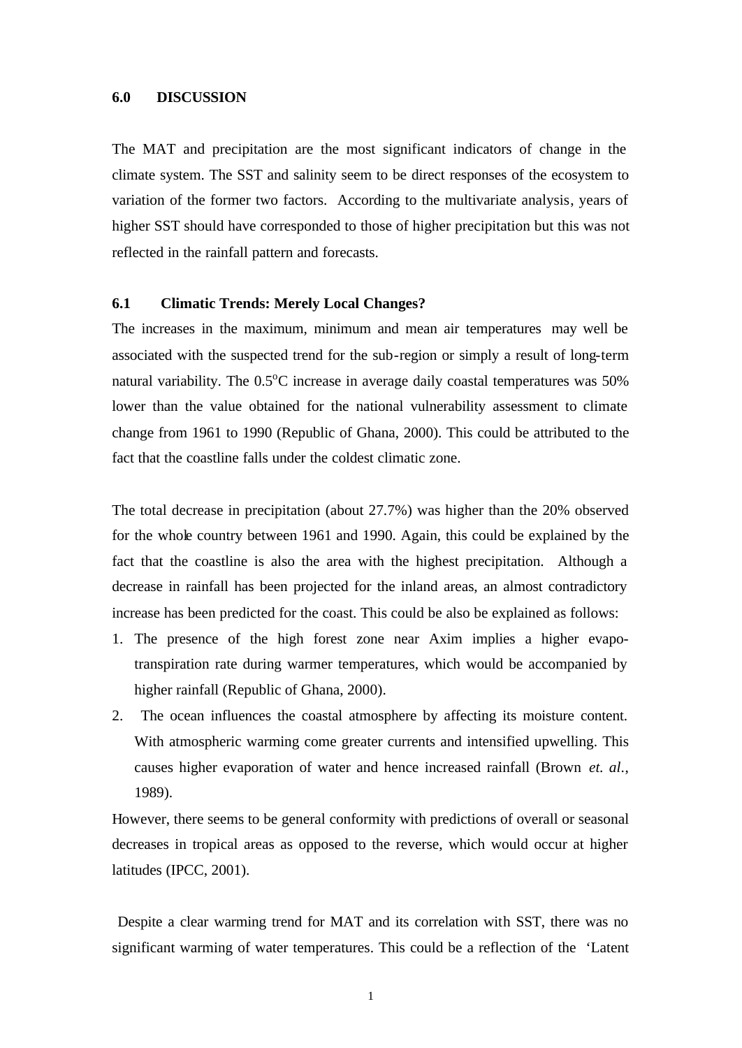## 6.0 DISCUSSION

The MAT and precipitation are the most significant indicators of change in the climate system. The SST and salinity seem to be direct responses of the ecosystem to variation of the former two factors. According to the multivariate analysis, years of higher SST should have corresponded to those of higher precipitation but this was not reflected in the rainfall pattern and forecasts.

### 6.1 Climatic Trends: Merely Local Changes?

The increases in the maximum, minimum and mean air temperatures may well be associated with the suspected trend for the sub-region or simply a result of long-term natural variability. The 0.5$^{o}$C increase in average daily coastal temperatures was 50% lower than the value obtained for the national vulnerability assessment to climate change from 1961 to 1990 (Republic of Ghana, 2000). This could be attributed to the fact that the coastline falls under the coldest climatic zone.

The total decrease in precipitation (about 27.7%) was higher than the 20% observed for the whole country between 1961 and 1990. Again, this could be explained by the fact that the coastline is also the area with the highest precipitation. Although a decrease in rainfall has been projected for the inland areas, an almost contradictory increase has been predicted for the coast. This could be also be explained as follows:

1. The presence of the high forest zone near Axim implies a higher evapo-transpiration rate during warmer temperatures, which would be accompanied by higher rainfall (Republic of Ghana, 2000).
2. The ocean influences the coastal atmosphere by affecting its moisture content. With atmospheric warming come greater currents and intensified upwelling. This causes higher evaporation of water and hence increased rainfall (Brown *et. al.*, 1989).

However, there seems to be general conformity with predictions of overall or seasonal decreases in tropical areas as opposed to the reverse, which would occur at higher latitudes (IPCC, 2001).

Despite a clear warming trend for MAT and its correlation with SST, there was no significant warming of water temperatures. This could be a reflection of the 'Latent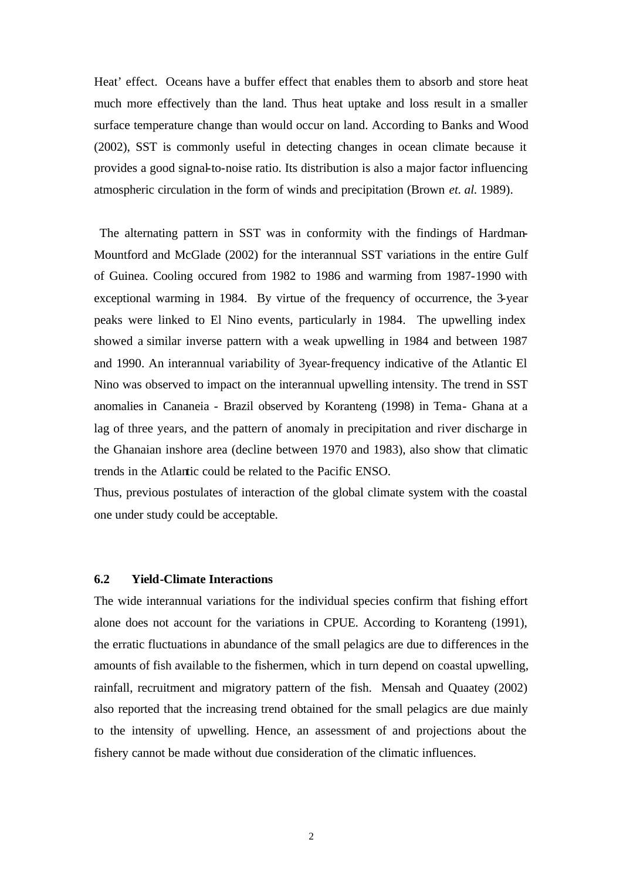Heat' effect. Oceans have a buffer effect that enables them to absorb and store heat much more effectively than the land. Thus heat uptake and loss result in a smaller surface temperature change than would occur on land. According to Banks and Wood (2002), SST is commonly useful in detecting changes in ocean climate because it provides a good signal-to-noise ratio. Its distribution is also a major factor influencing atmospheric circulation in the form of winds and precipitation (Brown *et. al.* 1989).

The alternating pattern in SST was in conformity with the findings of Hardman-Mountford and McGlade (2002) for the interannual SST variations in the entire Gulf of Guinea. Cooling occured from 1982 to 1986 and warming from 1987-1990 with exceptional warming in 1984. By virtue of the frequency of occurrence, the 3-year peaks were linked to El Nino events, particularly in 1984. The upwelling index showed a similar inverse pattern with a weak upwelling in 1984 and between 1987 and 1990. An interannual variability of 3year-frequency indicative of the Atlantic El Nino was observed to impact on the interannual upwelling intensity. The trend in SST anomalies in Cananeia - Brazil observed by Koranteng (1998) in Tema- Ghana at a lag of three years, and the pattern of anomaly in precipitation and river discharge in the Ghanaian inshore area (decline between 1970 and 1983), also show that climatic trends in the Atlantic could be related to the Pacific ENSO.

Thus, previous postulates of interaction of the global climate system with the coastal one under study could be acceptable.

### 6.2 Yield-Climate Interactions

The wide interannual variations for the individual species confirm that fishing effort alone does not account for the variations in CPUE. According to Koranteng (1991), the erratic fluctuations in abundance of the small pelagics are due to differences in the amounts of fish available to the fishermen, which in turn depend on coastal upwelling, rainfall, recruitment and migratory pattern of the fish. Mensah and Quaatey (2002) also reported that the increasing trend obtained for the small pelagics are due mainly to the intensity of upwelling. Hence, an assessment of and projections about the fishery cannot be made without due consideration of the climatic influences.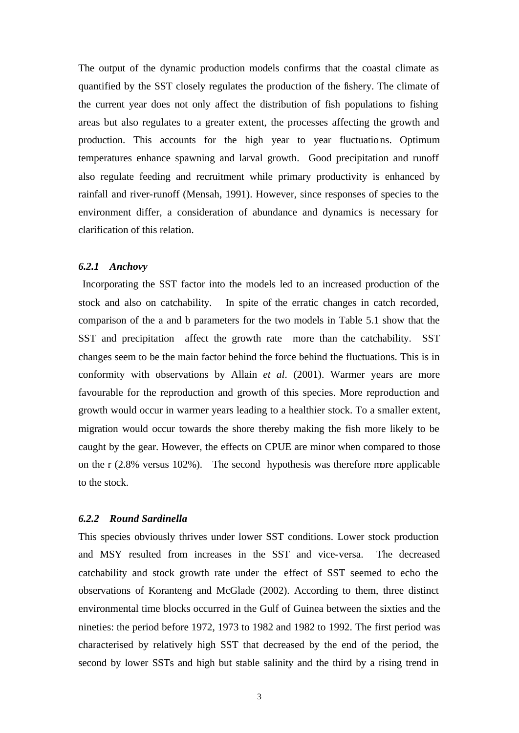The output of the dynamic production models confirms that the coastal climate as quantified by the SST closely regulates the production of the fishery. The climate of the current year does not only affect the distribution of fish populations to fishing areas but also regulates to a greater extent, the processes affecting the growth and production. This accounts for the high year to year fluctuations. Optimum temperatures enhance spawning and larval growth. Good precipitation and runoff also regulate feeding and recruitment while primary productivity is enhanced by rainfall and river-runoff (Mensah, 1991). However, since responses of species to the environment differ, a consideration of abundance and dynamics is necessary for clarification of this relation.

### *6.2.1 Anchovy*

Incorporating the SST factor into the models led to an increased production of the stock and also on catchability. In spite of the erratic changes in catch recorded, comparison of the a and b parameters for the two models in Table 5.1 show that the SST and precipitation affect the growth rate more than the catchability. SST changes seem to be the main factor behind the force behind the fluctuations. This is in conformity with observations by Allain *et al*. (2001). Warmer years are more favourable for the reproduction and growth of this species. More reproduction and growth would occur in warmer years leading to a healthier stock. To a smaller extent, migration would occur towards the shore thereby making the fish more likely to be caught by the gear. However, the effects on CPUE are minor when compared to those on the r (2.8% versus 102%). The second hypothesis was therefore more applicable to the stock.

### *6.2.2 Round Sardinella*

This species obviously thrives under lower SST conditions. Lower stock production and MSY resulted from increases in the SST and vice-versa. The decreased catchability and stock growth rate under the effect of SST seemed to echo the observations of Koranteng and McGlade (2002). According to them, three distinct environmental time blocks occurred in the Gulf of Guinea between the sixties and the nineties: the period before 1972, 1973 to 1982 and 1982 to 1992. The first period was characterised by relatively high SST that decreased by the end of the period, the second by lower SSTs and high but stable salinity and the third by a rising trend in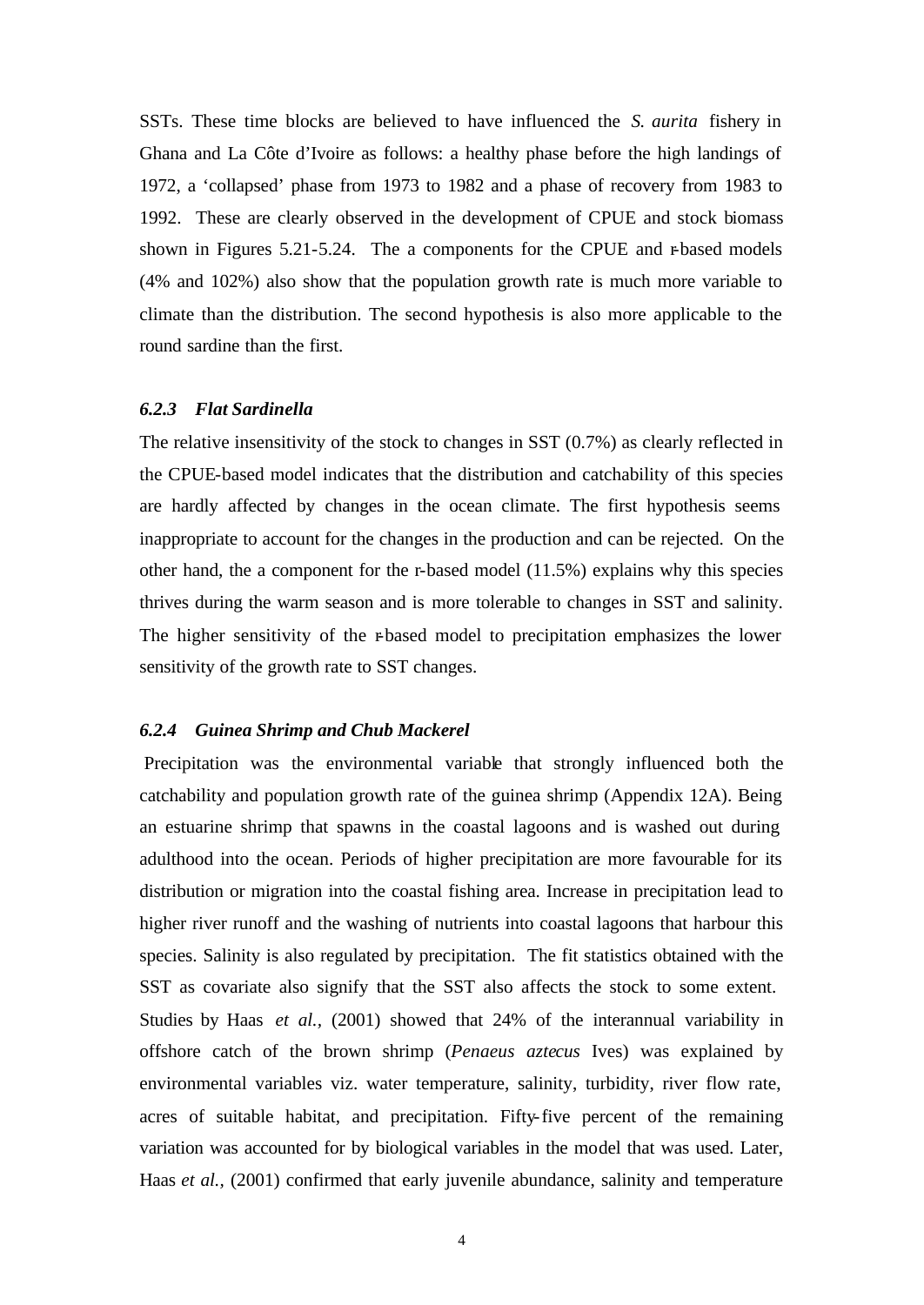SSTs. These time blocks are believed to have influenced the *S. aurita* fishery in Ghana and La Côte d'Ivoire as follows: a healthy phase before the high landings of 1972, a 'collapsed' phase from 1973 to 1982 and a phase of recovery from 1983 to 1992. These are clearly observed in the development of CPUE and stock biomass shown in Figures 5.21-5.24. The a components for the CPUE and r-based models (4% and 102%) also show that the population growth rate is much more variable to climate than the distribution. The second hypothesis is also more applicable to the round sardine than the first.

### *6.2.3 Flat Sardinella*

The relative insensitivity of the stock to changes in SST (0.7%) as clearly reflected in the CPUE-based model indicates that the distribution and catchability of this species are hardly affected by changes in the ocean climate. The first hypothesis seems inappropriate to account for the changes in the production and can be rejected. On the other hand, the a component for the r-based model (11.5%) explains why this species thrives during the warm season and is more tolerable to changes in SST and salinity. The higher sensitivity of the r-based model to precipitation emphasizes the lower sensitivity of the growth rate to SST changes.

### *6.2.4 Guinea Shrimp and Chub Mackerel*

Precipitation was the environmental variable that strongly influenced both the catchability and population growth rate of the guinea shrimp (Appendix 12A). Being an estuarine shrimp that spawns in the coastal lagoons and is washed out during adulthood into the ocean. Periods of higher precipitation are more favourable for its distribution or migration into the coastal fishing area. Increase in precipitation lead to higher river runoff and the washing of nutrients into coastal lagoons that harbour this species. Salinity is also regulated by precipitation. The fit statistics obtained with the SST as covariate also signify that the SST also affects the stock to some extent. Studies by Haas *et al.*, (2001) showed that 24% of the interannual variability in offshore catch of the brown shrimp (*Penaeus aztecus* Ives) was explained by environmental variables viz. water temperature, salinity, turbidity, river flow rate, acres of suitable habitat, and precipitation. Fifty-five percent of the remaining variation was accounted for by biological variables in the model that was used. Later, Haas *et al.*, (2001) confirmed that early juvenile abundance, salinity and temperature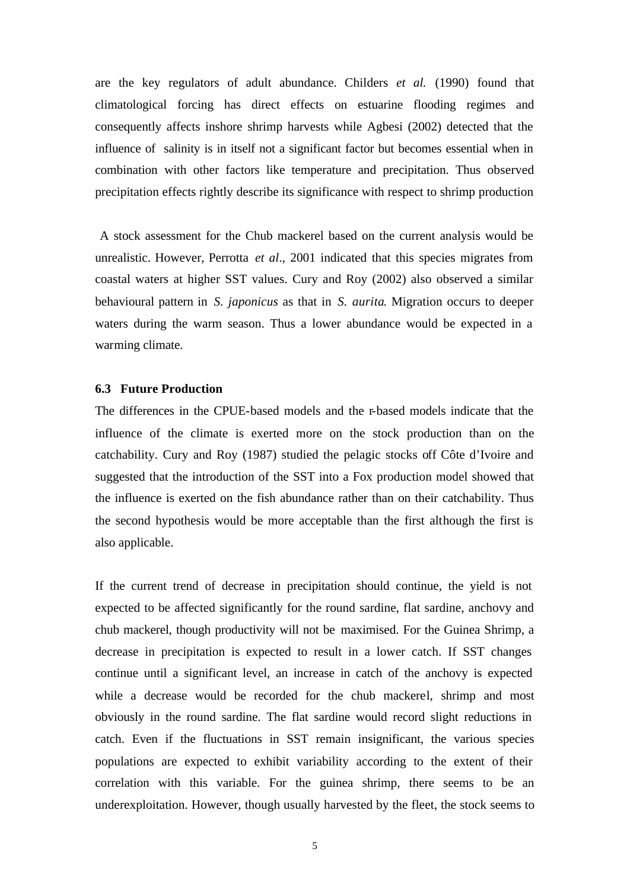are the key regulators of adult abundance. Childers *et al.* (1990) found that climatological forcing has direct effects on estuarine flooding regimes and consequently affects inshore shrimp harvests while Agbesi (2002) detected that the influence of salinity is in itself not a significant factor but becomes essential when in combination with other factors like temperature and precipitation. Thus observed precipitation effects rightly describe its significance with respect to shrimp production

A stock assessment for the Chub mackerel based on the current analysis would be unrealistic. However, Perrotta *et al*., 2001 indicated that this species migrates from coastal waters at higher SST values. Cury and Roy (2002) also observed a similar behavioural pattern in *S. japonicus* as that in *S. aurita*. Migration occurs to deeper waters during the warm season. Thus a lower abundance would be expected in a warming climate.

### 6.3 Future Production

The differences in the CPUE-based models and the r-based models indicate that the influence of the climate is exerted more on the stock production than on the catchability. Cury and Roy (1987) studied the pelagic stocks off Côte d'Ivoire and suggested that the introduction of the SST into a Fox production model showed that the influence is exerted on the fish abundance rather than on their catchability. Thus the second hypothesis would be more acceptable than the first although the first is also applicable.

If the current trend of decrease in precipitation should continue, the yield is not expected to be affected significantly for the round sardine, flat sardine, anchovy and chub mackerel, though productivity will not be maximised. For the Guinea Shrimp, a decrease in precipitation is expected to result in a lower catch. If SST changes continue until a significant level, an increase in catch of the anchovy is expected while a decrease would be recorded for the chub mackerel, shrimp and most obviously in the round sardine. The flat sardine would record slight reductions in catch. Even if the fluctuations in SST remain insignificant, the various species populations are expected to exhibit variability according to the extent of their correlation with this variable. For the guinea shrimp, there seems to be an underexploitation. However, though usually harvested by the fleet, the stock seems to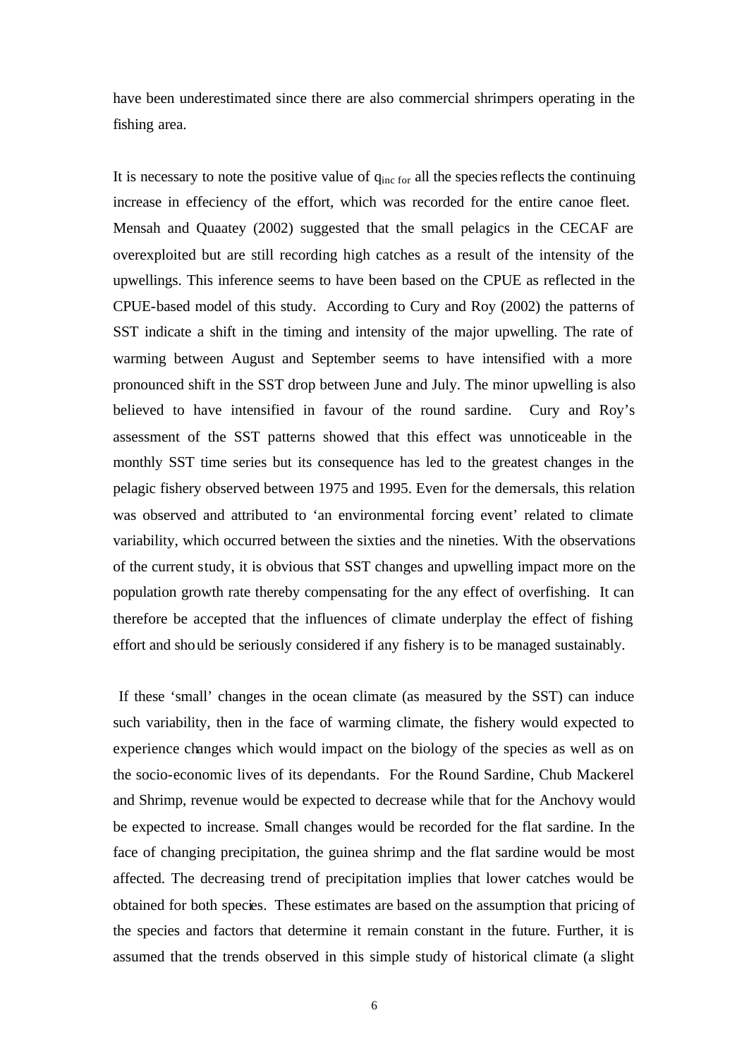have been underestimated since there are also commercial shrimpers operating in the fishing area.

It is necessary to note the positive value of $q_{inc\ for}$ all the species reflects the continuing increase in effeciency of the effort, which was recorded for the entire canoe fleet. Mensah and Quaatey (2002) suggested that the small pelagics in the CECAF are overexploited but are still recording high catches as a result of the intensity of the upwellings. This inference seems to have been based on the CPUE as reflected in the CPUE-based model of this study. According to Cury and Roy (2002) the patterns of SST indicate a shift in the timing and intensity of the major upwelling. The rate of warming between August and September seems to have intensified with a more pronounced shift in the SST drop between June and July. The minor upwelling is also believed to have intensified in favour of the round sardine. Cury and Roy's assessment of the SST patterns showed that this effect was unnoticeable in the monthly SST time series but its consequence has led to the greatest changes in the pelagic fishery observed between 1975 and 1995. Even for the demersals, this relation was observed and attributed to 'an environmental forcing event' related to climate variability, which occurred between the sixties and the nineties. With the observations of the current study, it is obvious that SST changes and upwelling impact more on the population growth rate thereby compensating for the any effect of overfishing. It can therefore be accepted that the influences of climate underplay the effect of fishing effort and should be seriously considered if any fishery is to be managed sustainably.

If these 'small' changes in the ocean climate (as measured by the SST) can induce such variability, then in the face of warming climate, the fishery would expected to experience changes which would impact on the biology of the species as well as on the socio-economic lives of its dependants. For the Round Sardine, Chub Mackerel and Shrimp, revenue would be expected to decrease while that for the Anchovy would be expected to increase. Small changes would be recorded for the flat sardine. In the face of changing precipitation, the guinea shrimp and the flat sardine would be most affected. The decreasing trend of precipitation implies that lower catches would be obtained for both species. These estimates are based on the assumption that pricing of the species and factors that determine it remain constant in the future. Further, it is assumed that the trends observed in this simple study of historical climate (a slight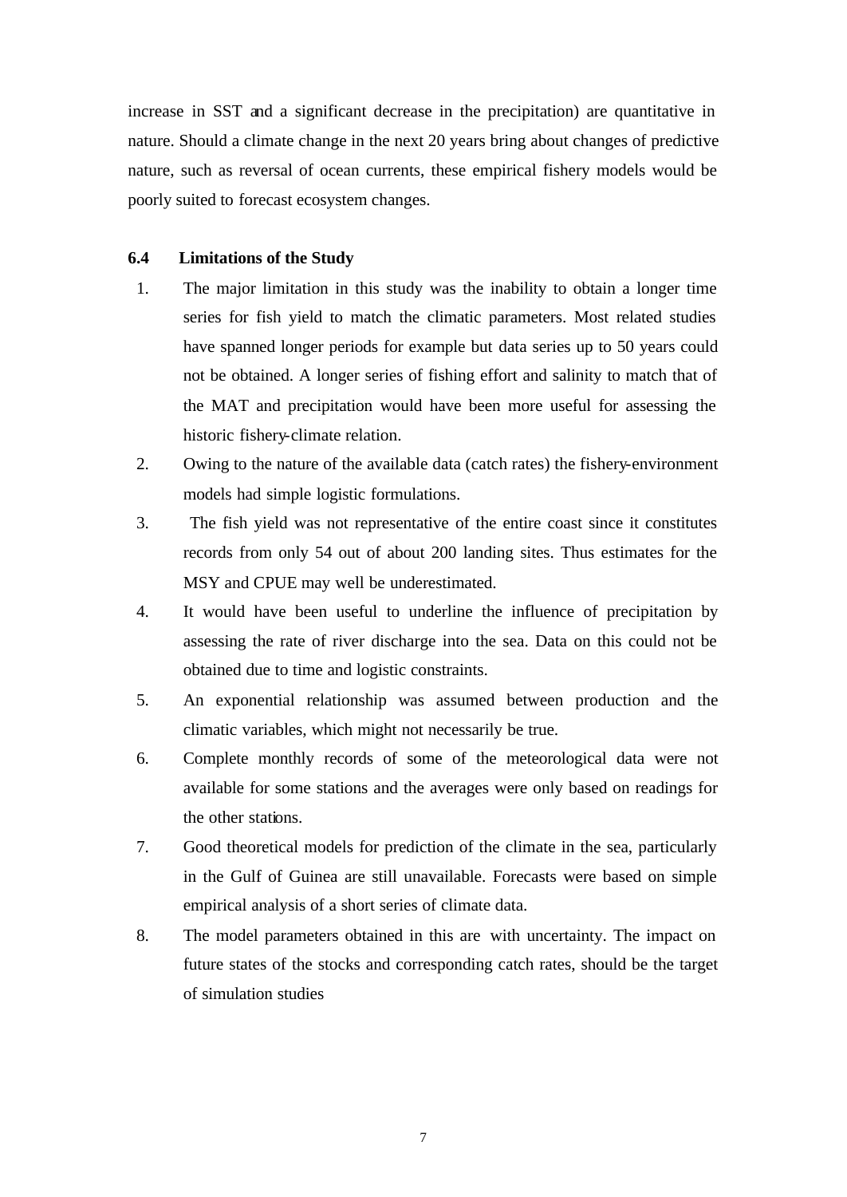increase in SST and a significant decrease in the precipitation) are quantitative in nature. Should a climate change in the next 20 years bring about changes of predictive nature, such as reversal of ocean currents, these empirical fishery models would be poorly suited to forecast ecosystem changes.

### 6.4 Limitations of the Study

1. The major limitation in this study was the inability to obtain a longer time series for fish yield to match the climatic parameters. Most related studies have spanned longer periods for example but data series up to 50 years could not be obtained. A longer series of fishing effort and salinity to match that of the MAT and precipitation would have been more useful for assessing the historic fishery-climate relation.
2. Owing to the nature of the available data (catch rates) the fishery-environment models had simple logistic formulations.
3. The fish yield was not representative of the entire coast since it constitutes records from only 54 out of about 200 landing sites. Thus estimates for the MSY and CPUE may well be underestimated.
4. It would have been useful to underline the influence of precipitation by assessing the rate of river discharge into the sea. Data on this could not be obtained due to time and logistic constraints.
5. An exponential relationship was assumed between production and the climatic variables, which might not necessarily be true.
6. Complete monthly records of some of the meteorological data were not available for some stations and the averages were only based on readings for the other stations.
7. Good theoretical models for prediction of the climate in the sea, particularly in the Gulf of Guinea are still unavailable. Forecasts were based on simple empirical analysis of a short series of climate data.
8. The model parameters obtained in this are with uncertainty. The impact on future states of the stocks and corresponding catch rates, should be the target of simulation studies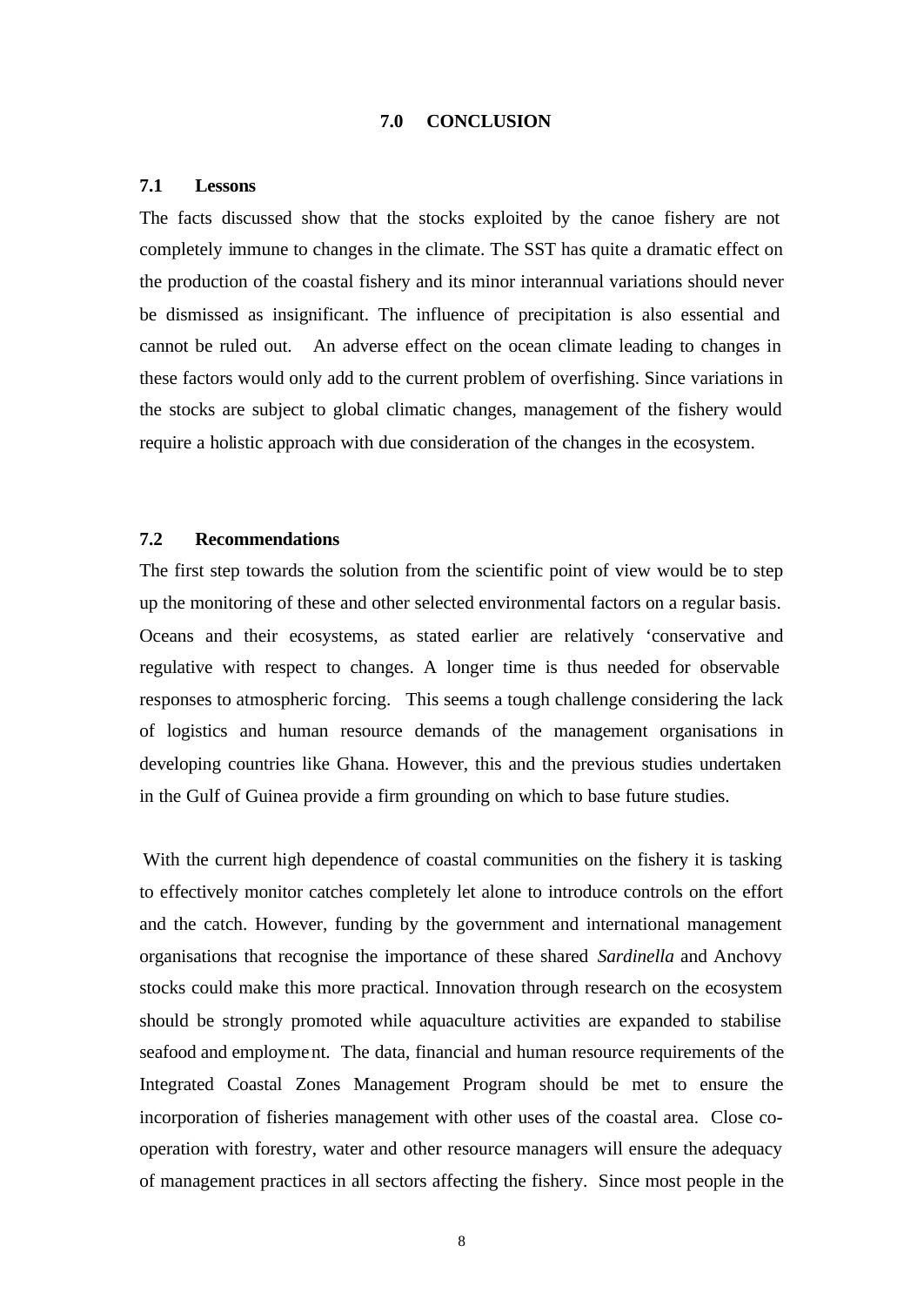# 7.0 CONCLUSION

## 7.1 Lessons

The facts discussed show that the stocks exploited by the canoe fishery are not completely immune to changes in the climate. The SST has quite a dramatic effect on the production of the coastal fishery and its minor interannual variations should never be dismissed as insignificant. The influence of precipitation is also essential and cannot be ruled out. An adverse effect on the ocean climate leading to changes in these factors would only add to the current problem of overfishing. Since variations in the stocks are subject to global climatic changes, management of the fishery would require a holistic approach with due consideration of the changes in the ecosystem.

## 7.2 Recommendations

The first step towards the solution from the scientific point of view would be to step up the monitoring of these and other selected environmental factors on a regular basis. Oceans and their ecosystems, as stated earlier are relatively 'conservative and regulative with respect to changes. A longer time is thus needed for observable responses to atmospheric forcing. This seems a tough challenge considering the lack of logistics and human resource demands of the management organisations in developing countries like Ghana. However, this and the previous studies undertaken in the Gulf of Guinea provide a firm grounding on which to base future studies.

With the current high dependence of coastal communities on the fishery it is tasking to effectively monitor catches completely let alone to introduce controls on the effort and the catch. However, funding by the government and international management organisations that recognise the importance of these shared *Sardinella* and Anchovy stocks could make this more practical. Innovation through research on the ecosystem should be strongly promoted while aquaculture activities are expanded to stabilise seafood and employment. The data, financial and human resource requirements of the Integrated Coastal Zones Management Program should be met to ensure the incorporation of fisheries management with other uses of the coastal area. Close co-operation with forestry, water and other resource managers will ensure the adequacy of management practices in all sectors affecting the fishery. Since most people in the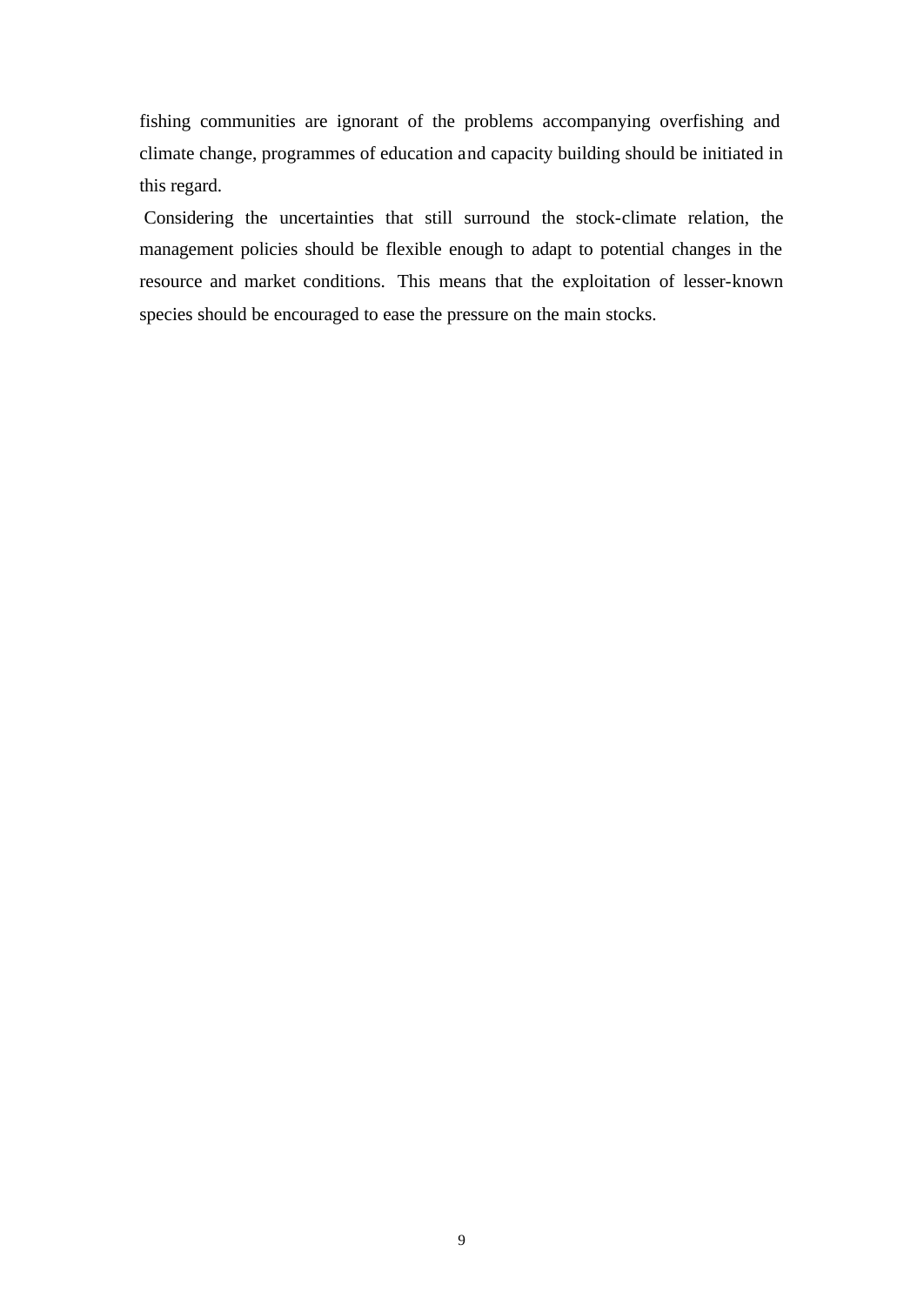fishing communities are ignorant of the problems accompanying overfishing and climate change, programmes of education and capacity building should be initiated in this regard.

Considering the uncertainties that still surround the stock-climate relation, the management policies should be flexible enough to adapt to potential changes in the resource and market conditions. This means that the exploitation of lesser-known species should be encouraged to ease the pressure on the main stocks.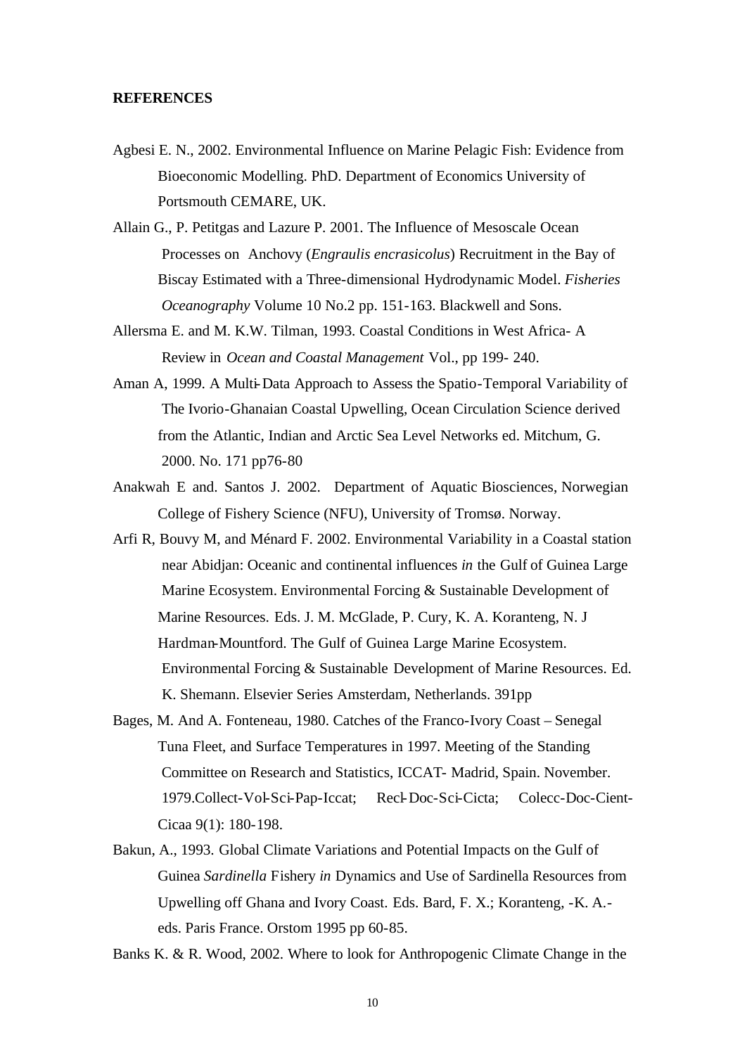**REFERENCES**

Agbesi E. N., 2002. Environmental Influence on Marine Pelagic Fish: Evidence from Bioeconomic Modelling. PhD. Department of Economics University of Portsmouth CEMARE, UK.

Allain G., P. Petitgas and Lazure P. 2001. The Influence of Mesoscale Ocean Processes on Anchovy (*Engraulis encrasicolus*) Recruitment in the Bay of Biscay Estimated with a Three-dimensional Hydrodynamic Model. *Fisheries Oceanography* Volume 10 No.2 pp. 151-163. Blackwell and Sons.

Allersma E. and M. K.W. Tilman, 1993. Coastal Conditions in West Africa- A Review in *Ocean and Coastal Management* Vol., pp 199- 240.

Aman A, 1999. A Multi-Data Approach to Assess the Spatio-Temporal Variability of The Ivorio-Ghanaian Coastal Upwelling, Ocean Circulation Science derived from the Atlantic, Indian and Arctic Sea Level Networks ed. Mitchum, G. 2000. No. 171 pp76-80

Anakwah E and. Santos J. 2002. Department of Aquatic Biosciences, Norwegian College of Fishery Science (NFU), University of Tromsø. Norway.

Arfi R, Bouvy M, and Ménard F. 2002. Environmental Variability in a Coastal station near Abidjan: Oceanic and continental influences *in* the Gulf of Guinea Large Marine Ecosystem. Environmental Forcing & Sustainable Development of Marine Resources. Eds. J. M. McGlade, P. Cury, K. A. Koranteng, N. J Hardman-Mountford. The Gulf of Guinea Large Marine Ecosystem. Environmental Forcing & Sustainable Development of Marine Resources. Ed. K. Shemann. Elsevier Series Amsterdam, Netherlands. 391pp

Bages, M. And A. Fonteneau, 1980. Catches of the Franco-Ivory Coast – Senegal Tuna Fleet, and Surface Temperatures in 1997. Meeting of the Standing Committee on Research and Statistics, ICCAT- Madrid, Spain. November. 1979.Collect-Vol-Sci-Pap-Iccat; Recl-Doc-Sci-Cicta; Colecc-Doc-Cient-Cicaa 9(1): 180-198.

Bakun, A., 1993. Global Climate Variations and Potential Impacts on the Gulf of Guinea *Sardinella* Fishery *in* Dynamics and Use of Sardinella Resources from Upwelling off Ghana and Ivory Coast. Eds. Bard, F. X.; Koranteng, -K. A.- eds. Paris France. Orstom 1995 pp 60-85.

Banks K. & R. Wood, 2002. Where to look for Anthropogenic Climate Change in the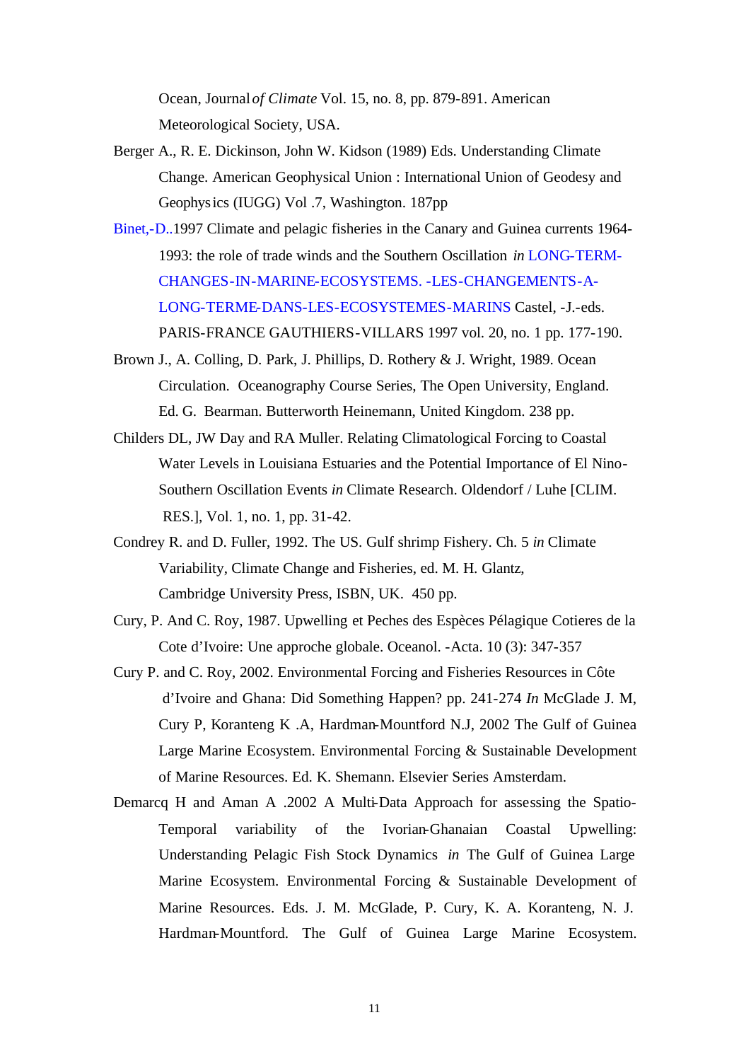Ocean, Journal *of Climate* Vol. 15, no. 8, pp. 879-891. American Meteorological Society, USA.

Berger A., R. E. Dickinson, John W. Kidson (1989) Eds. Understanding Climate Change. American Geophysical Union : International Union of Geodesy and Geophysics (IUGG) Vol .7, Washington. 187pp

Binet,-D..1997 Climate and pelagic fisheries in the Canary and Guinea currents 1964-1993: the role of trade winds and the Southern Oscillation *in* LONG-TERM-CHANGES-IN-MARINE-ECOSYSTEMS. -LES-CHANGEMENTS-A-LONG-TERME-DANS-LES-ECOSYSTEMES-MARINS Castel, -J.-eds. PARIS-FRANCE GAUTHIERS-VILLARS 1997 vol. 20, no. 1 pp. 177-190.

Brown J., A. Colling, D. Park, J. Phillips, D. Rothery & J. Wright, 1989. Ocean Circulation. Oceanography Course Series, The Open University, England. Ed. G. Bearman. Butterworth Heinemann, United Kingdom. 238 pp.

Childers DL, JW Day and RA Muller. Relating Climatological Forcing to Coastal Water Levels in Louisiana Estuaries and the Potential Importance of El Nino-Southern Oscillation Events *in* Climate Research. Oldendorf / Luhe [CLIM. RES.], Vol. 1, no. 1, pp. 31-42.

Condrey R. and D. Fuller, 1992. The US. Gulf shrimp Fishery. Ch. 5 *in* Climate Variability, Climate Change and Fisheries, ed. M. H. Glantz, Cambridge University Press, ISBN, UK. 450 pp.

Cury, P. And C. Roy, 1987. Upwelling et Peches des Espèces Pélagique Cotieres de la Cote d'Ivoire: Une approche globale. Oceanol. -Acta. 10 (3): 347-357

Cury P. and C. Roy, 2002. Environmental Forcing and Fisheries Resources in Côte d'Ivoire and Ghana: Did Something Happen? pp. 241-274 *In* McGlade J. M, Cury P, Koranteng K .A, Hardman-Mountford N.J, 2002 The Gulf of Guinea Large Marine Ecosystem. Environmental Forcing & Sustainable Development of Marine Resources. Ed. K. Shemann. Elsevier Series Amsterdam.

Demarcq H and Aman A .2002 A Multi-Data Approach for assessing the Spatio-Temporal variability of the Ivorian-Ghanaian Coastal Upwelling: Understanding Pelagic Fish Stock Dynamics *in* The Gulf of Guinea Large Marine Ecosystem. Environmental Forcing & Sustainable Development of Marine Resources. Eds. J. M. McGlade, P. Cury, K. A. Koranteng, N. J. Hardman-Mountford. The Gulf of Guinea Large Marine Ecosystem.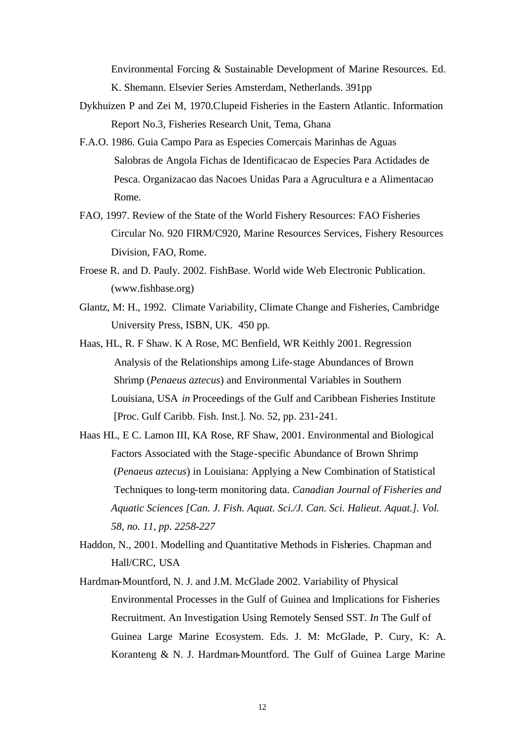Environmental Forcing & Sustainable Development of Marine Resources. Ed. K. Shemann. Elsevier Series Amsterdam, Netherlands. 391pp

Dykhuizen P and Zei M, 1970.Clupeid Fisheries in the Eastern Atlantic. Information Report No.3, Fisheries Research Unit, Tema, Ghana

F.A.O. 1986. Guia Campo Para as Especies Comercais Marinhas de Aguas Salobras de Angola Fichas de Identificacao de Especies Para Actidades de Pesca. Organizacao das Nacoes Unidas Para a Agrucultura e a Alimentacao Rome.

FAO, 1997. Review of the State of the World Fishery Resources: FAO Fisheries Circular No. 920 FIRM/C920, Marine Resources Services, Fishery Resources Division, FAO, Rome.

Froese R. and D. Pauly. 2002. FishBase. World wide Web Electronic Publication. (www.fishbase.org)

Glantz, M: H., 1992. Climate Variability, Climate Change and Fisheries, Cambridge University Press, ISBN, UK. 450 pp.

Haas, HL, R. F Shaw. K A Rose, MC Benfield, WR Keithly 2001. Regression Analysis of the Relationships among Life-stage Abundances of Brown Shrimp (*Penaeus aztecus*) and Environmental Variables in Southern Louisiana, USA *in* Proceedings of the Gulf and Caribbean Fisheries Institute [Proc. Gulf Caribb. Fish. Inst.]. No. 52, pp. 231-241.

Haas HL, E C. Lamon III, KA Rose, RF Shaw, 2001. Environmental and Biological Factors Associated with the Stage-specific Abundance of Brown Shrimp (*Penaeus aztecus*) in Louisiana: Applying a New Combination of Statistical Techniques to long-term monitoring data. *Canadian Journal of Fisheries and Aquatic Sciences [Can. J. Fish. Aquat. Sci./J. Can. Sci. Halieut. Aquat.]. Vol. 58, no. 11, pp. 2258-227*

Haddon, N., 2001. Modelling and Quantitative Methods in Fisheries. Chapman and Hall/CRC, USA

Hardman-Mountford, N. J. and J.M. McGlade 2002. Variability of Physical Environmental Processes in the Gulf of Guinea and Implications for Fisheries Recruitment. An Investigation Using Remotely Sensed SST. *In* The Gulf of Guinea Large Marine Ecosystem. Eds. J. M: McGlade, P. Cury, K: A. Koranteng & N. J. Hardman-Mountford. The Gulf of Guinea Large Marine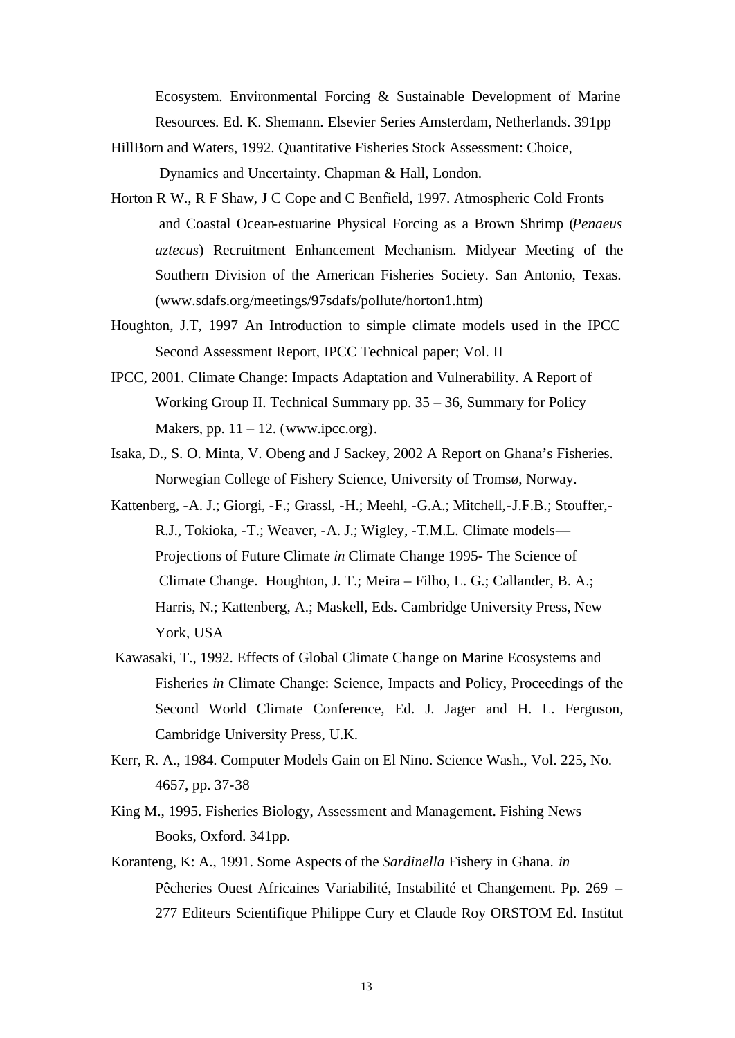Ecosystem. Environmental Forcing & Sustainable Development of Marine Resources. Ed. K. Shemann. Elsevier Series Amsterdam, Netherlands. 391pp

HillBorn and Waters, 1992. Quantitative Fisheries Stock Assessment: Choice, Dynamics and Uncertainty. Chapman & Hall, London.

Horton R W., R F Shaw, J C Cope and C Benfield, 1997. Atmospheric Cold Fronts and Coastal Ocean-estuarine Physical Forcing as a Brown Shrimp (*Penaeus aztecus*) Recruitment Enhancement Mechanism. Midyear Meeting of the Southern Division of the American Fisheries Society. San Antonio, Texas. (www.sdafs.org/meetings/97sdafs/pollute/horton1.htm)

Houghton, J.T, 1997 An Introduction to simple climate models used in the IPCC Second Assessment Report, IPCC Technical paper; Vol. II

IPCC, 2001. Climate Change: Impacts Adaptation and Vulnerability. A Report of Working Group II. Technical Summary pp. 35 – 36, Summary for Policy Makers, pp. 11 – 12. (www.ipcc.org).

Isaka, D., S. O. Minta, V. Obeng and J Sackey, 2002 A Report on Ghana's Fisheries. Norwegian College of Fishery Science, University of Tromsø, Norway.

Kattenberg, -A. J.; Giorgi, -F.; Grassl, -H.; Meehl, -G.A.; Mitchell,-J.F.B.; Stouffer,-R.J., Tokioka, -T.; Weaver, -A. J.; Wigley, -T.M.L. Climate models— Projections of Future Climate *in* Climate Change 1995- The Science of Climate Change. Houghton, J. T.; Meira – Filho, L. G.; Callander, B. A.; Harris, N.; Kattenberg, A.; Maskell, Eds. Cambridge University Press, New York, USA

Kawasaki, T., 1992. Effects of Global Climate Change on Marine Ecosystems and Fisheries *in* Climate Change: Science, Impacts and Policy, Proceedings of the Second World Climate Conference, Ed. J. Jager and H. L. Ferguson, Cambridge University Press, U.K.

Kerr, R. A., 1984. Computer Models Gain on El Nino. Science Wash., Vol. 225, No. 4657, pp. 37-38

King M., 1995. Fisheries Biology, Assessment and Management. Fishing News Books, Oxford. 341pp.

Koranteng, K: A., 1991. Some Aspects of the *Sardinella* Fishery in Ghana. *in* Pêcheries Ouest Africaines Variabilité, Instabilité et Changement. Pp. 269 – 277 Editeurs Scientifique Philippe Cury et Claude Roy ORSTOM Ed. Institut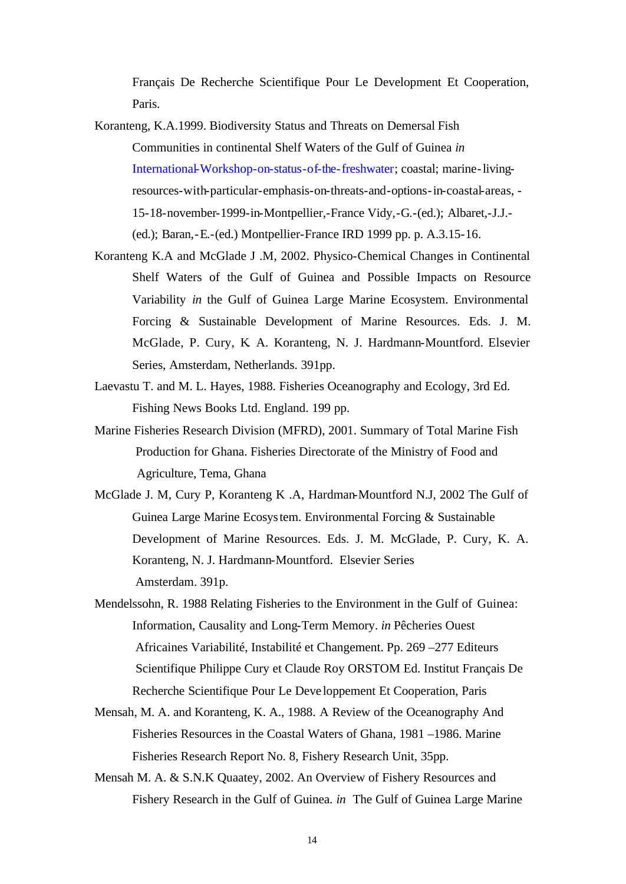Français De Recherche Scientifique Pour Le Development Et Cooperation, Paris.

Koranteng, K.A.1999. Biodiversity Status and Threats on Demersal Fish Communities in continental Shelf Waters of the Gulf of Guinea *in* International-Workshop-on-status-of-the-freshwater; coastal; marine-living-resources-with-particular-emphasis-on-threats-and-options-in-coastal-areas, -15-18-november-1999-in-Montpellier,-France Vidy,-G.-(ed.); Albaret,-J.J.-(ed.); Baran,-E.-(ed.) Montpellier-France IRD 1999 pp. p. A.3.15-16.

Koranteng K.A and McGlade J .M, 2002. Physico-Chemical Changes in Continental Shelf Waters of the Gulf of Guinea and Possible Impacts on Resource Variability *in* the Gulf of Guinea Large Marine Ecosystem. Environmental Forcing & Sustainable Development of Marine Resources. Eds. J. M. McGlade, P. Cury, K. A. Koranteng, N. J. Hardmann-Mountford. Elsevier Series, Amsterdam, Netherlands. 391pp.

Laevastu T. and M. L. Hayes, 1988. Fisheries Oceanography and Ecology, 3rd Ed. Fishing News Books Ltd. England. 199 pp.

Marine Fisheries Research Division (MFRD), 2001. Summary of Total Marine Fish Production for Ghana. Fisheries Directorate of the Ministry of Food and Agriculture, Tema, Ghana

McGlade J. M, Cury P, Koranteng K .A, Hardman-Mountford N.J, 2002 The Gulf of Guinea Large Marine Ecosystem. Environmental Forcing & Sustainable Development of Marine Resources. Eds. J. M. McGlade, P. Cury, K. A. Koranteng, N. J. Hardmann-Mountford. Elsevier Series Amsterdam. 391p.

Mendelssohn, R. 1988 Relating Fisheries to the Environment in the Gulf of Guinea: Information, Causality and Long-Term Memory. *in* Pêcheries Ouest Africaines Variabilité, Instabilité et Changement. Pp. 269 –277 Editeurs Scientifique Philippe Cury et Claude Roy ORSTOM Ed. Institut Français De Recherche Scientifique Pour Le Developpement Et Cooperation, Paris

Mensah, M. A. and Koranteng, K. A., 1988. A Review of the Oceanography And Fisheries Resources in the Coastal Waters of Ghana, 1981 –1986. Marine Fisheries Research Report No. 8, Fishery Research Unit, 35pp.

Mensah M. A. & S.N.K Quaatey, 2002. An Overview of Fishery Resources and Fishery Research in the Gulf of Guinea. *in* The Gulf of Guinea Large Marine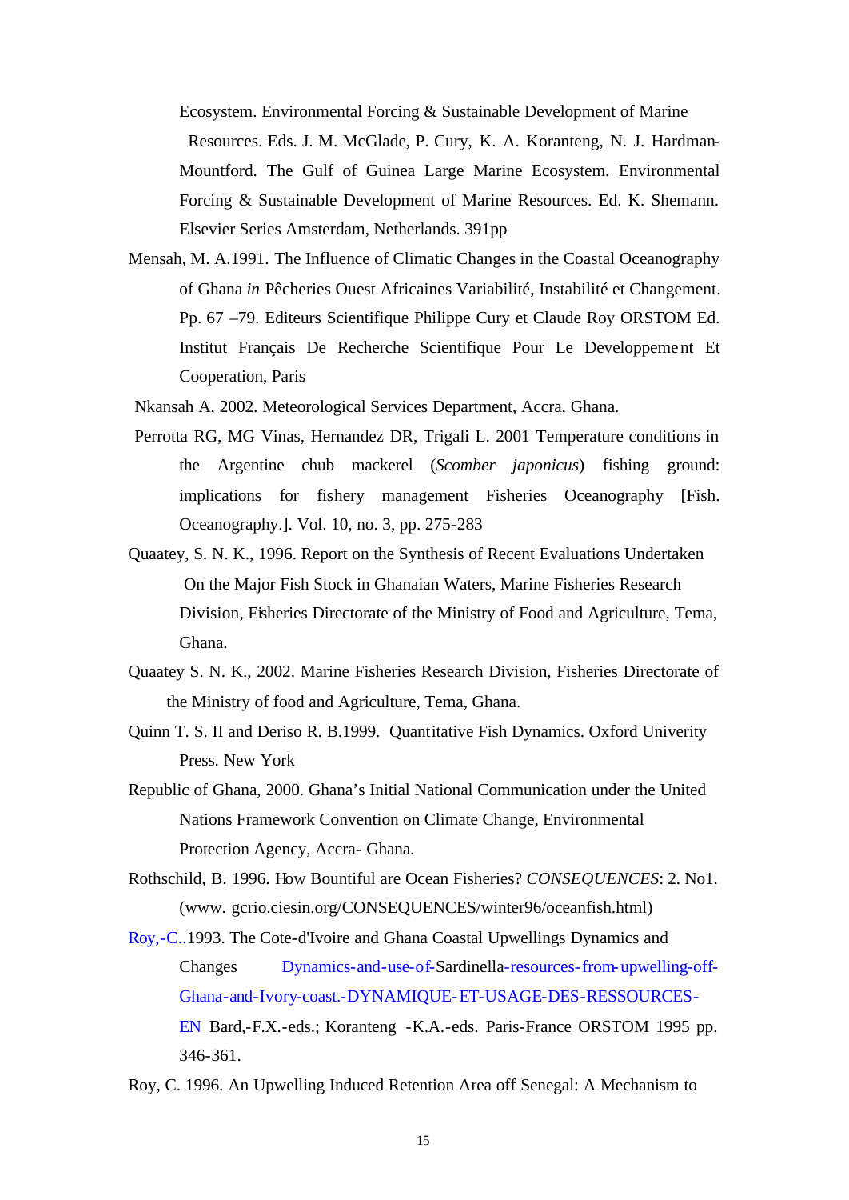Ecosystem. Environmental Forcing & Sustainable Development of Marine Resources. Eds. J. M. McGlade, P. Cury, K. A. Koranteng, N. J. Hardman-Mountford. The Gulf of Guinea Large Marine Ecosystem. Environmental Forcing & Sustainable Development of Marine Resources. Ed. K. Shemann. Elsevier Series Amsterdam, Netherlands. 391pp

Mensah, M. A.1991. The Influence of Climatic Changes in the Coastal Oceanography of Ghana *in* Pêcheries Ouest Africaines Variabilité, Instabilité et Changement. Pp. 67 –79. Editeurs Scientifique Philippe Cury et Claude Roy ORSTOM Ed. Institut Français De Recherche Scientifique Pour Le Developpement Et Cooperation, Paris

Nkansah A, 2002. Meteorological Services Department, Accra, Ghana.

Perrotta RG, MG Vinas, Hernandez DR, Trigali L. 2001 Temperature conditions in the Argentine chub mackerel (*Scomber japonicus*) fishing ground: implications for fishery management Fisheries Oceanography [Fish. Oceanography.]. Vol. 10, no. 3, pp. 275-283

Quaatey, S. N. K., 1996. Report on the Synthesis of Recent Evaluations Undertaken On the Major Fish Stock in Ghanaian Waters, Marine Fisheries Research Division, Fisheries Directorate of the Ministry of Food and Agriculture, Tema, Ghana.

Quaatey S. N. K., 2002. Marine Fisheries Research Division, Fisheries Directorate of the Ministry of food and Agriculture, Tema, Ghana.

Quinn T. S. II and Deriso R. B.1999. Quantitative Fish Dynamics. Oxford Univerity Press. New York

Republic of Ghana, 2000. Ghana's Initial National Communication under the United Nations Framework Convention on Climate Change, Environmental Protection Agency, Accra- Ghana.

Rothschild, B. 1996. How Bountiful are Ocean Fisheries? *CONSEQUENCES*: 2. No1. (www. gcrio.ciesin.org/CONSEQUENCES/winter96/oceanfish.html)

Roy,-C..1993. The Cote-d'Ivoire and Ghana Coastal Upwellings Dynamics and Changes Dynamics-and-use-of-Sardinella-resources-from-upwelling-off-Ghana-and-Ivory-coast.-DYNAMIQUE-ET-USAGE-DES-RESSOURCES-EN Bard,-F.X.-eds.; Koranteng -K.A.-eds. Paris-France ORSTOM 1995 pp. 346-361.

Roy, C. 1996. An Upwelling Induced Retention Area off Senegal: A Mechanism to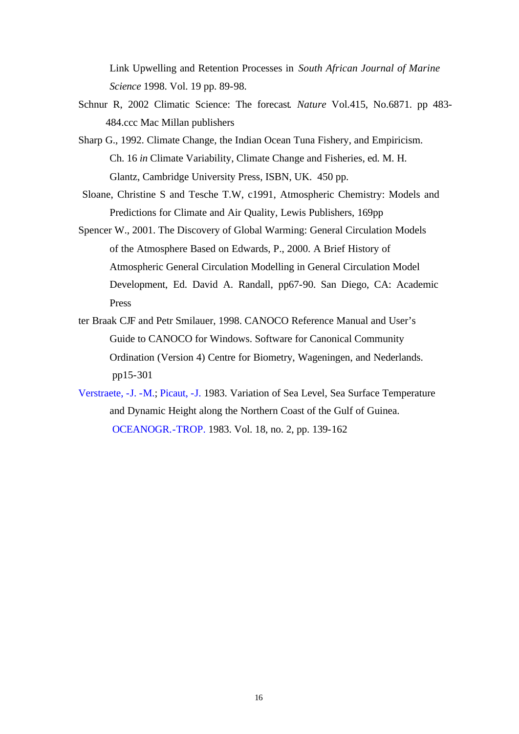Link Upwelling and Retention Processes in *South African Journal of Marine Science* 1998. Vol. 19 pp. 89-98.

Schnur R, 2002 Climatic Science: The forecast. *Nature* Vol.415, No.6871. pp 483-484.ccc Mac Millan publishers

Sharp G., 1992. Climate Change, the Indian Ocean Tuna Fishery, and Empiricism. Ch. 16 *in* Climate Variability, Climate Change and Fisheries, ed. M. H. Glantz, Cambridge University Press, ISBN, UK. 450 pp.

Sloane, Christine S and Tesche T.W, c1991, Atmospheric Chemistry: Models and Predictions for Climate and Air Quality, Lewis Publishers, 169pp

Spencer W., 2001. The Discovery of Global Warming: General Circulation Models of the Atmosphere Based on Edwards, P., 2000. A Brief History of Atmospheric General Circulation Modelling in General Circulation Model Development, Ed. David A. Randall, pp67-90. San Diego, CA: Academic Press

ter Braak CJF and Petr Smilauer, 1998. CANOCO Reference Manual and User's Guide to CANOCO for Windows. Software for Canonical Community Ordination (Version 4) Centre for Biometry, Wageningen, and Nederlands. pp15-301

Verstraete, -J. -M.; Picaut, -J. 1983. Variation of Sea Level, Sea Surface Temperature and Dynamic Height along the Northern Coast of the Gulf of Guinea. OCEANOGR.-TROP. 1983. Vol. 18, no. 2, pp. 139-162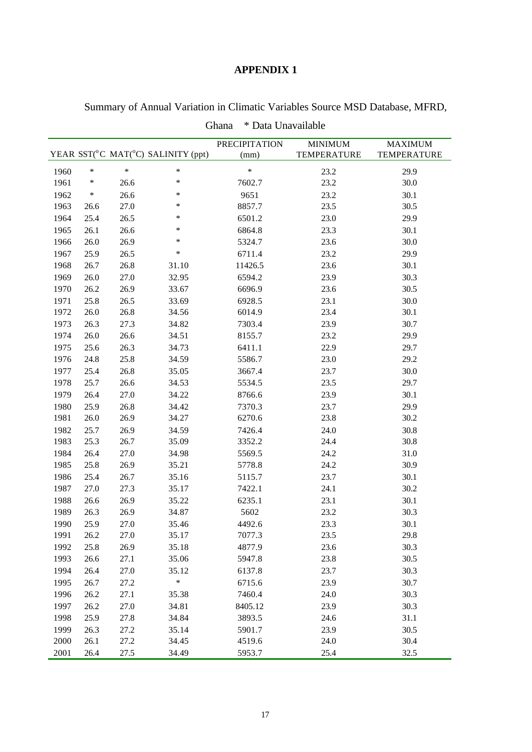# APPENDIX 1

Summary of Annual Variation in Climatic Variables Source MSD Database, MFRD, Ghana * Data Unavailable

| YEAR | SST(°C) | MAT(°C) | SALINITY (ppt) | PRECIPITATION (mm) | MINIMUM TEMPERATURE | MAXIMUM TEMPERATURE |
|---|---|---|---|---|---|---|
| 1960 | * | * | * | * | 23.2 | 29.9 |
| 1961 | * | 26.6 | * | 7602.7 | 23.2 | 30.0 |
| 1962 | * | 26.6 | * | 9651 | 23.2 | 30.1 |
| 1963 | 26.6 | 27.0 | * | 8857.7 | 23.5 | 30.5 |
| 1964 | 25.4 | 26.5 | * | 6501.2 | 23.0 | 29.9 |
| 1965 | 26.1 | 26.6 | * | 6864.8 | 23.3 | 30.1 |
| 1966 | 26.0 | 26.9 | * | 5324.7 | 23.6 | 30.0 |
| 1967 | 25.9 | 26.5 | * | 6711.4 | 23.2 | 29.9 |
| 1968 | 26.7 | 26.8 | 31.10 | 11426.5 | 23.6 | 30.1 |
| 1969 | 26.0 | 27.0 | 32.95 | 6594.2 | 23.9 | 30.3 |
| 1970 | 26.2 | 26.9 | 33.67 | 6696.9 | 23.6 | 30.5 |
| 1971 | 25.8 | 26.5 | 33.69 | 6928.5 | 23.1 | 30.0 |
| 1972 | 26.0 | 26.8 | 34.56 | 6014.9 | 23.4 | 30.1 |
| 1973 | 26.3 | 27.3 | 34.82 | 7303.4 | 23.9 | 30.7 |
| 1974 | 26.0 | 26.6 | 34.51 | 8155.7 | 23.2 | 29.9 |
| 1975 | 25.6 | 26.3 | 34.73 | 6411.1 | 22.9 | 29.7 |
| 1976 | 24.8 | 25.8 | 34.59 | 5586.7 | 23.0 | 29.2 |
| 1977 | 25.4 | 26.8 | 35.05 | 3667.4 | 23.7 | 30.0 |
| 1978 | 25.7 | 26.6 | 34.53 | 5534.5 | 23.5 | 29.7 |
| 1979 | 26.4 | 27.0 | 34.22 | 8766.6 | 23.9 | 30.1 |
| 1980 | 25.9 | 26.8 | 34.42 | 7370.3 | 23.7 | 29.9 |
| 1981 | 26.0 | 26.9 | 34.27 | 6270.6 | 23.8 | 30.2 |
| 1982 | 25.7 | 26.9 | 34.59 | 7426.4 | 24.0 | 30.8 |
| 1983 | 25.3 | 26.7 | 35.09 | 3352.2 | 24.4 | 30.8 |
| 1984 | 26.4 | 27.0 | 34.98 | 5569.5 | 24.2 | 31.0 |
| 1985 | 25.8 | 26.9 | 35.21 | 5778.8 | 24.2 | 30.9 |
| 1986 | 25.4 | 26.7 | 35.16 | 5115.7 | 23.7 | 30.1 |
| 1987 | 27.0 | 27.3 | 35.17 | 7422.1 | 24.1 | 30.2 |
| 1988 | 26.6 | 26.9 | 35.22 | 6235.1 | 23.1 | 30.1 |
| 1989 | 26.3 | 26.9 | 34.87 | 5602 | 23.2 | 30.3 |
| 1990 | 25.9 | 27.0 | 35.46 | 4492.6 | 23.3 | 30.1 |
| 1991 | 26.2 | 27.0 | 35.17 | 7077.3 | 23.5 | 29.8 |
| 1992 | 25.8 | 26.9 | 35.18 | 4877.9 | 23.6 | 30.3 |
| 1993 | 26.6 | 27.1 | 35.06 | 5947.8 | 23.8 | 30.5 |
| 1994 | 26.4 | 27.0 | 35.12 | 6137.8 | 23.7 | 30.3 |
| 1995 | 26.7 | 27.2 | * | 6715.6 | 23.9 | 30.7 |
| 1996 | 26.2 | 27.1 | 35.38 | 7460.4 | 24.0 | 30.3 |
| 1997 | 26.2 | 27.0 | 34.81 | 8405.12 | 23.9 | 30.3 |
| 1998 | 25.9 | 27.8 | 34.84 | 3893.5 | 24.6 | 31.1 |
| 1999 | 26.3 | 27.2 | 35.14 | 5901.7 | 23.9 | 30.5 |
| 2000 | 26.1 | 27.2 | 34.45 | 4519.6 | 24.0 | 30.4 |
| 2001 | 26.4 | 27.5 | 34.49 | 5953.7 | 25.4 | 32.5 |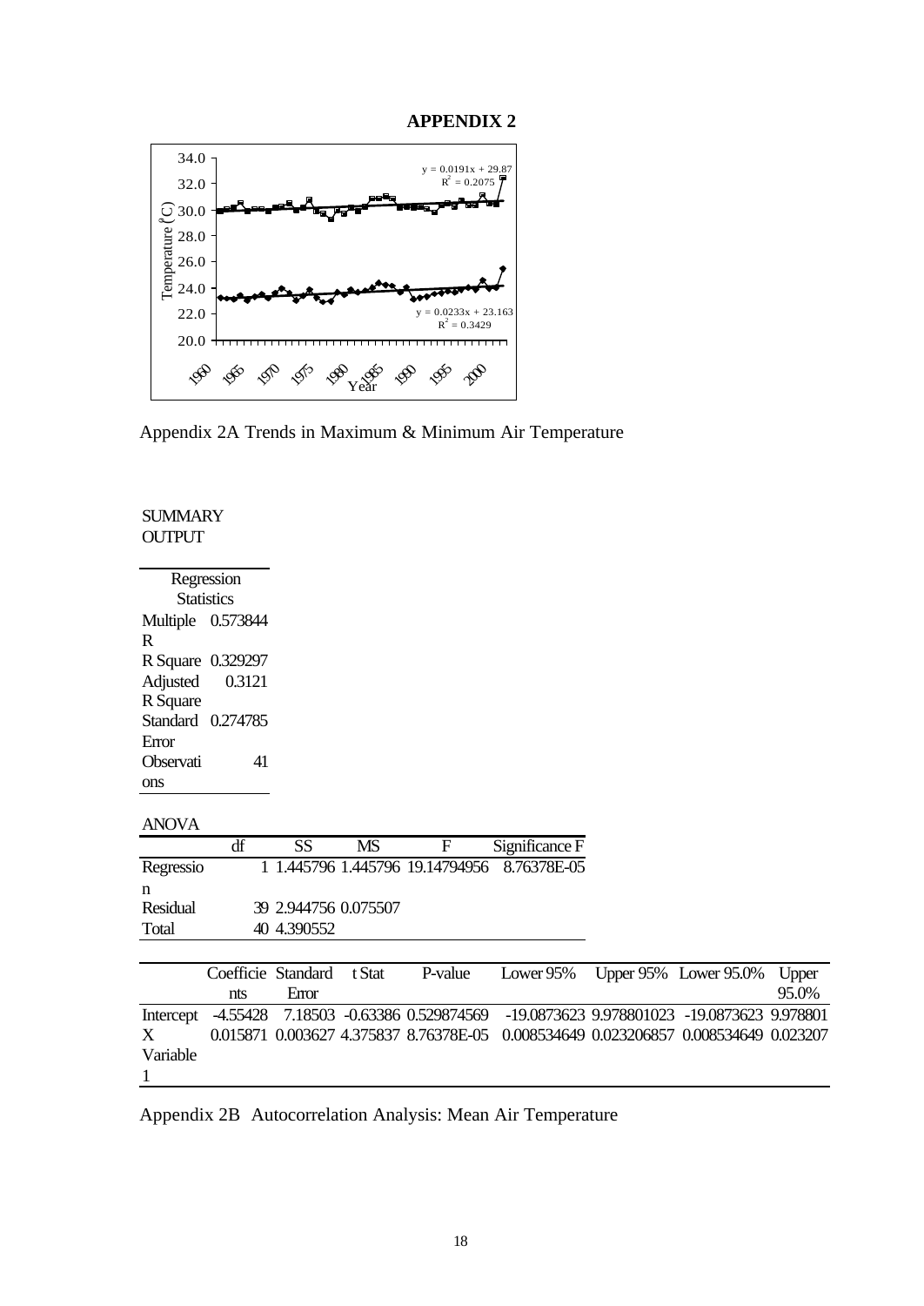## APPENDIX 2

Appendix 2A Trends in Maximum & Minimum Air Temperature

SUMMARY OUTPUT

| Regression Statistics | |
|---|---|
| Multiple R | 0.573844 |
| R Square | 0.329297 |
| Adjusted R Square | 0.3121 |
| Standard Error | 0.274785 |
| Observations | 41 |

ANOVA

| | df | SS | MS | F | Significance F |
|---|---|---|---|---|---|
| Regression | 1 | 1.445796 | 1.445796 | 19.14794956 | 8.76378E-05 |
| Residual | 39 | 2.944756 | 0.075507 | | |
| Total | 40 | 4.390552 | | | |

| | Coefficients | Standard Error | t Stat | P-value | Lower 95% | Upper 95% | Lower 95.0% | Upper 95.0% |
|---|---|---|---|---|---|---|---|---|
| Intercept | -4.55428 | 7.18503 | -0.63386 | 0.529874569 | -19.0873623 | 9.978801023 | -19.0873623 | 9.978801 |
| X Variable 1 | 0.015871 | 0.003627 | 4.375837 | 8.76378E-05 | 0.008534649 | 0.023206857 | 0.008534649 | 0.023207 |

Appendix 2B Autocorrelation Analysis: Mean Air Temperature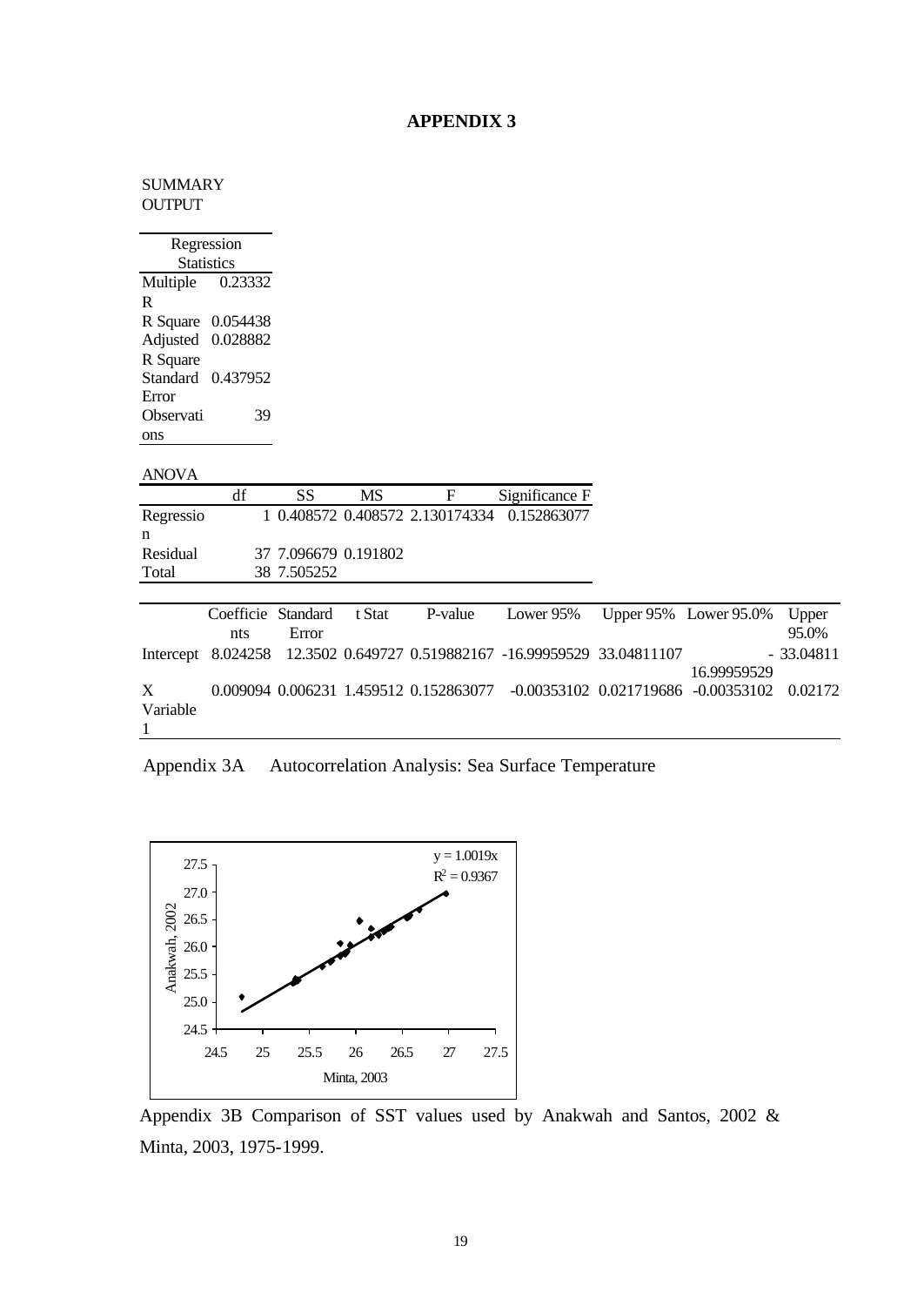# APPENDIX 3

SUMMARY OUTPUT

| Regression Statistics | |
|---|---|
| Multiple R | 0.23332 |
| R Square | 0.054438 |
| Adjusted R Square | 0.028882 |
| Standard Error | 0.437952 |
| Observations | 39 |

ANOVA

| | df | SS | MS | F | Significance F |
|---|---|---|---|---|---|
| Regression | 1 | 0.408572 | 0.408572 | 2.130174334 | 0.152863077 |
| Residual | 37 | 7.096679 | 0.191802 | | |
| Total | 38 | 7.505252 | | | |

| | Coefficients | Standard Error | t Stat | P-value | Lower 95% | Upper 95% | Lower 95.0% | Upper 95.0% |
|---|---|---|---|---|---|---|---|---|
| Intercept | 8.024258 | 12.3502 | 0.649727 | 0.519882167 | -16.99959529 | 33.04811107 | -16.99959529 | 33.04811 |
| X Variable 1 | 0.009094 | 0.006231 | 1.459512 | 0.152863077 | -0.00353102 | 0.021719686 | -0.00353102 | 0.02172 |

Appendix 3A Autocorrelation Analysis: Sea Surface Temperature

Appendix 3B Comparison of SST values used by Anakwah and Santos, 2002 & Minta, 2003, 1975-1999.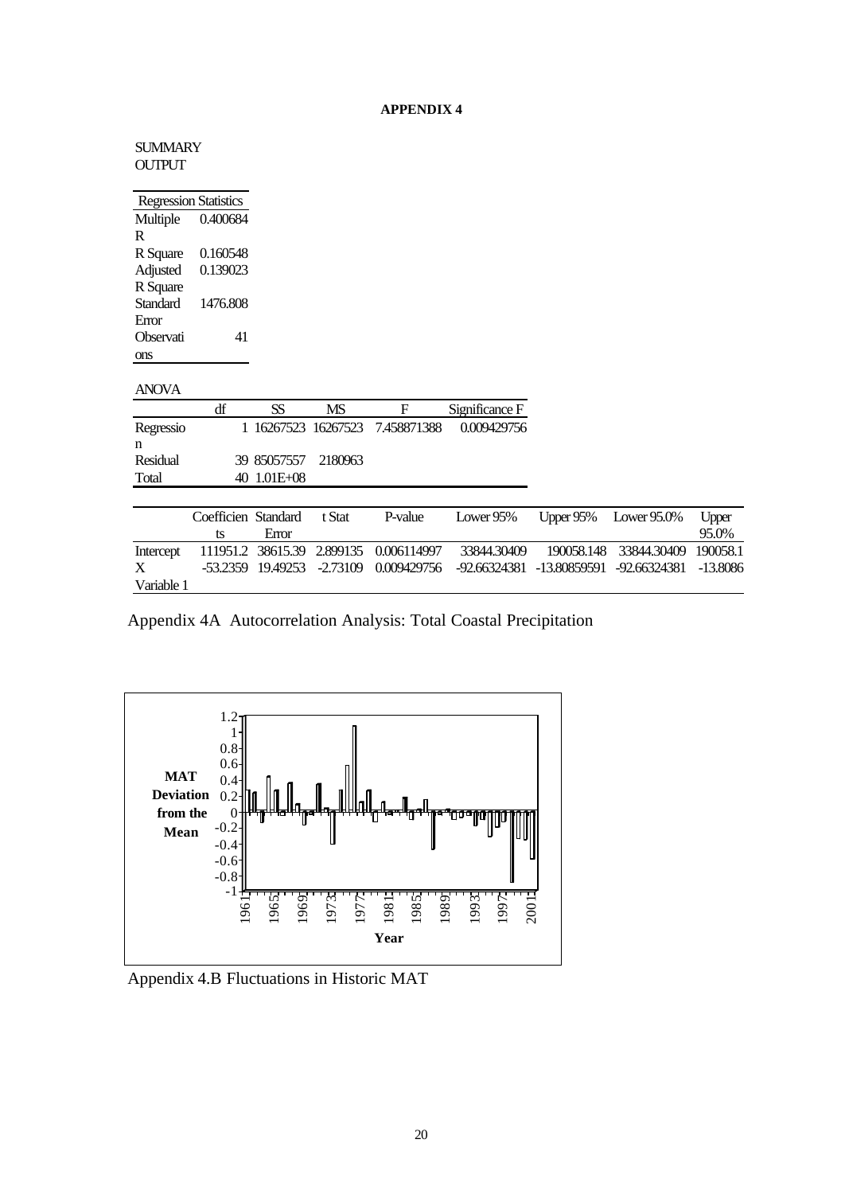**APPENDIX 4**

SUMMARY OUTPUT

| Regression Statistics | |
|---|---|
| Multiple R | 0.400684 |
| R Square | 0.160548 |
| Adjusted R Square | 0.139023 |
| Standard Error | 1476.808 |
| Observations | 41 |

ANOVA

| | df | SS | MS | F | Significance F |
|---|---|---|---|---|---|
| Regression | 1 | 16267523 | 16267523 | 7.458871388 | 0.009429756 |
| Residual | 39 | 85057557 | 2180963 | | |
| Total | 40 | 1.01E+08 | | | |

| | Coefficients | Standard Error | t Stat | P-value | Lower 95% | Upper 95% | Lower 95.0% | Upper 95.0% |
|---|---|---|---|---|---|---|---|---|
| Intercept | 111951.2 | 38615.39 | 2.899135 | 0.006114997 | 33844.30409 | 190058.148 | 33844.30409 | 190058.1 |
| X Variable 1 | -53.2359 | 19.49253 | -2.73109 | 0.009429756 | -92.66324381 | -13.80859591 | -92.66324381 | -13.8086 |

Appendix 4A Autocorrelation Analysis: Total Coastal Precipitation

Appendix 4.B Fluctuations in Historic MAT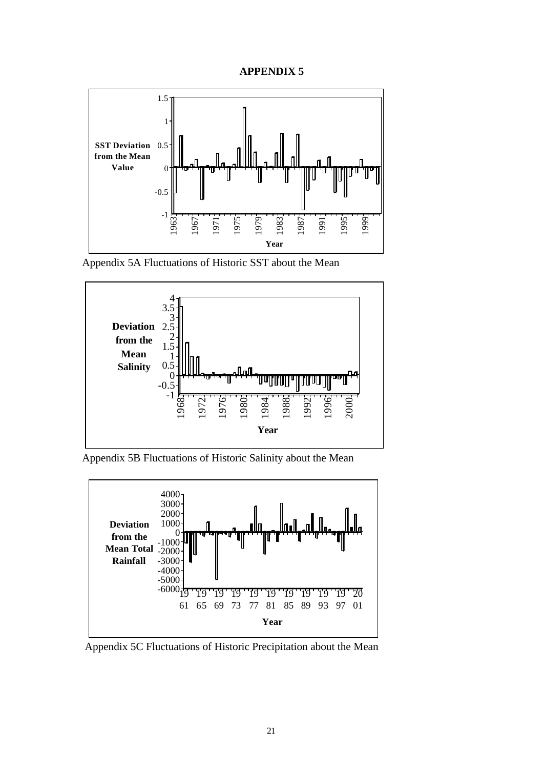# APPENDIX 5

SST Deviation from the Mean Value

Year

Appendix 5A Fluctuations of Historic SST about the Mean

Deviation from the Mean Salinity

Year

Appendix 5B Fluctuations of Historic Salinity about the Mean

Deviation from the Mean Total Rainfall

Year

Appendix 5C Fluctuations of Historic Precipitation about the Mean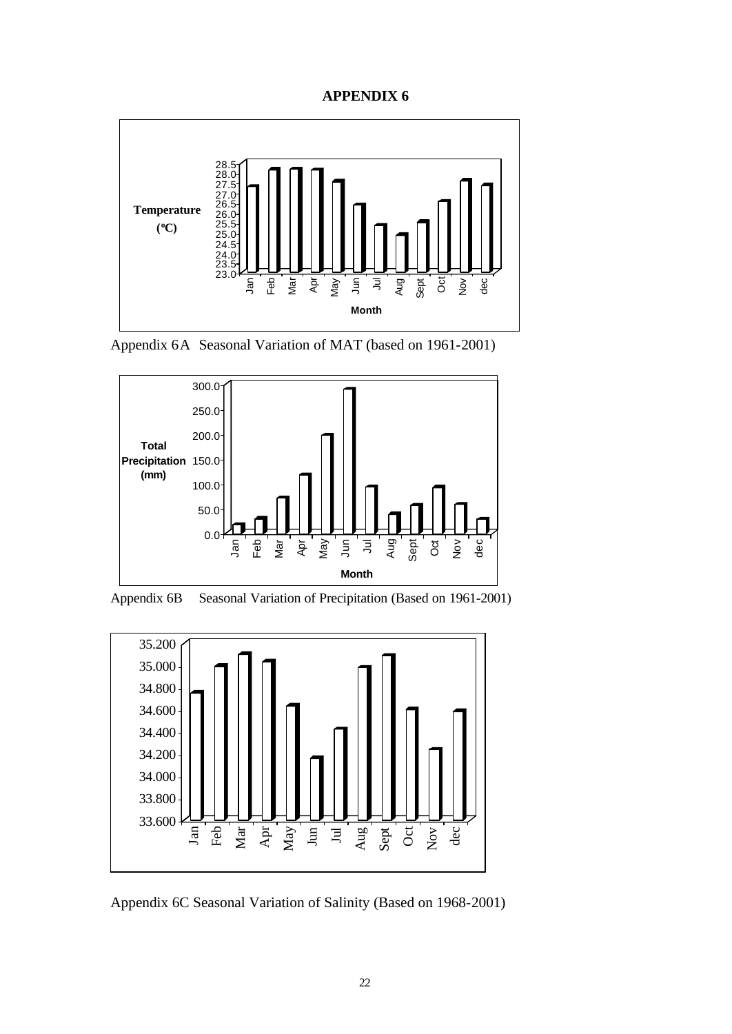# APPENDIX 6

Temperature (°C)

28.5
28.0
27.5
27.0
26.5
26.0
25.5
25.0
24.5
24.0
23.5
23.0

Jan Feb Mar Apr May Jun Jul Aug Sept Oct Nov dec

Month

Appendix 6A Seasonal Variation of MAT (based on 1961-2001)

Total Precipitation (mm)

300.0
250.0
200.0
150.0
100.0
50.0
0.0

Jan Feb Mar Apr May Jun Jul Aug Sept Oct Nov dec

Month

Appendix 6B Seasonal Variation of Precipitation (Based on 1961-2001)

35.200
35.000
34.800
34.600
34.400
34.200
34.000
33.800
33.600

Jan Feb Mar Apr May Jun Jul Aug Sept Oct Nov dec

Appendix 6C Seasonal Variation of Salinity (Based on 1968-2001)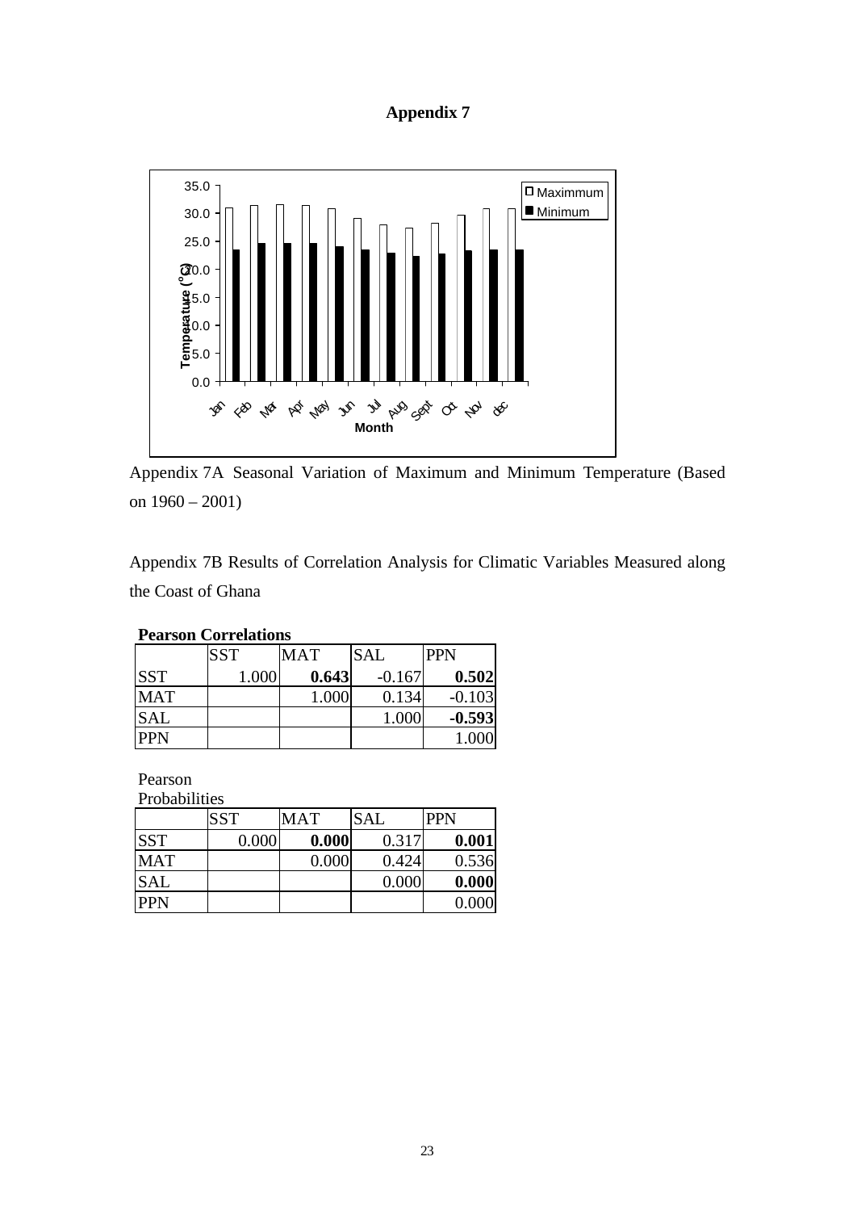# Appendix 7

Appendix 7A Seasonal Variation of Maximum and Minimum Temperature (Based on 1960 – 2001)

Appendix 7B Results of Correlation Analysis for Climatic Variables Measured along the Coast of Ghana

**Pearson Correlations**

| | SST | MAT | SAL | PPN |
|---|---|---|---|---|
| SST | 1.000 | **0.643** | -0.167 | **0.502** |
| MAT | | 1.000 | 0.134 | -0.103 |
| SAL | | | 1.000 | **-0.593** |
| PPN | | | | 1.000 |

Pearson Probabilities

| | SST | MAT | SAL | PPN |
|---|---|---|---|---|
| SST | 0.000 | **0.000** | 0.317 | **0.001** |
| MAT | | 0.000 | 0.424 | 0.536 |
| SAL | | | 0.000 | **0.000** |
| PPN | | | | 0.000 |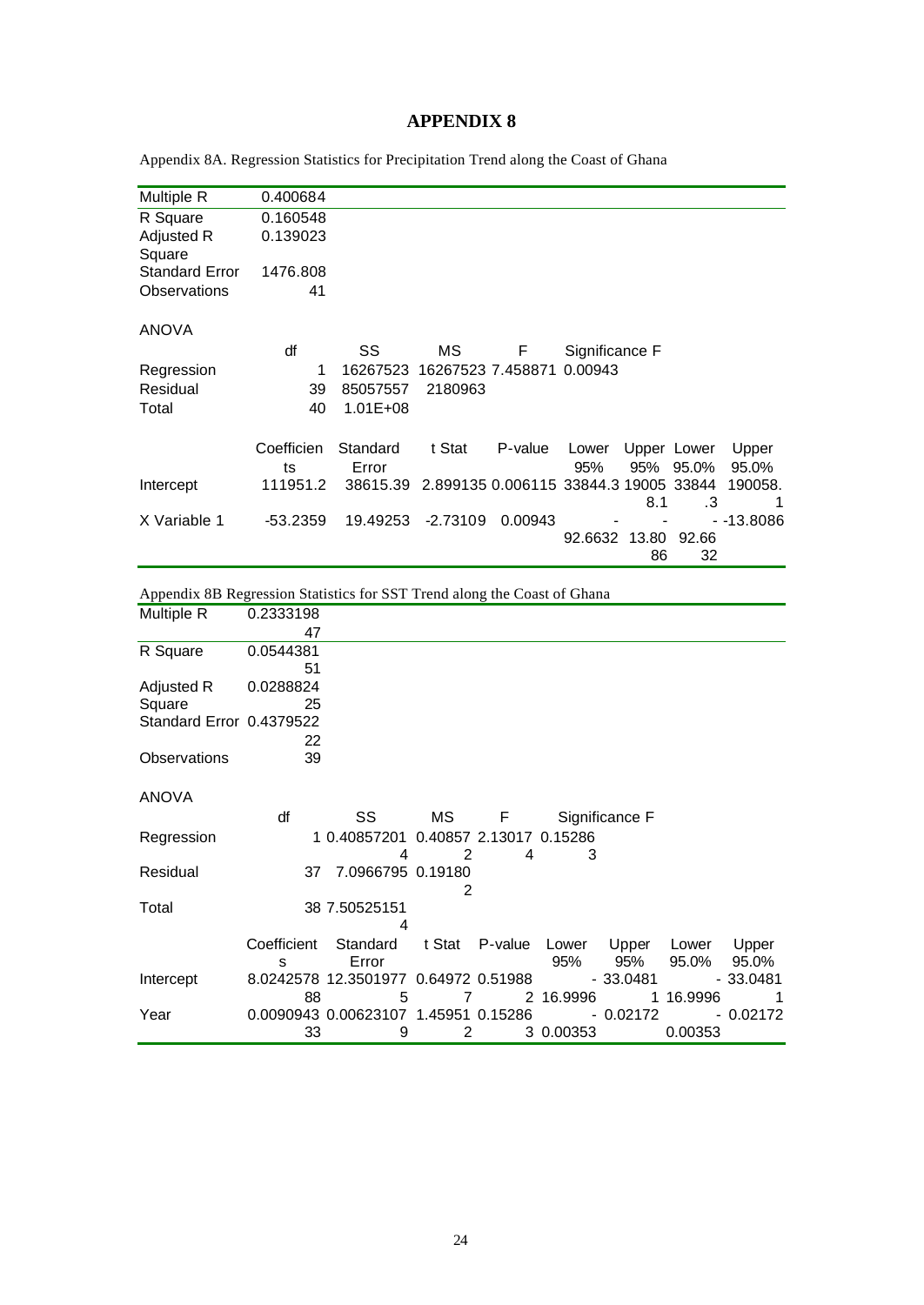# APPENDIX 8

Appendix 8A. Regression Statistics for Precipitation Trend along the Coast of Ghana

| | | | | | | | | |
|---|---|---|---|---|---|---|---|---|
| Multiple R | 0.400684 | | | | | | | |
| R Square | 0.160548 | | | | | | | |
| Adjusted R Square | 0.139023 | | | | | | | |
| Standard Error | 1476.808 | | | | | | | |
| Observations | 41 | | | | | | | |
| | | | | | | | | |
| ANOVA | | | | | | | | |
| | df | SS | MS | F | Significance F | | | |
| Regression | 1 | 16267523 | 16267523 | 7.458871 | 0.00943 | | | |
| Residual | 39 | 85057557 | 2180963 | | | | | |
| Total | 40 | 1.01E+08 | | | | | | |
| | | | | | | | | |
| | Coefficients | Standard Error | t Stat | P-value | Lower 95% | Upper 95% | Lower 95.0% | Upper 95.0% |
| Intercept | 111951.2 | 38615.39 | 2.899135 | 0.006115 | 33844.3 | 190058.1 | 33844.3 | 190058.1 |
| X Variable 1 | -53.2359 | 19.49253 | -2.73109 | 0.00943 | -92.6632 | -13.8086 | -92.6632 | -13.8086 |

Appendix 8B Regression Statistics for SST Trend along the Coast of Ghana

| | | | | | | | | |
|---|---|---|---|---|---|---|---|---|
| Multiple R | 0.233319847 | | | | | | | |
| R Square | 0.054438151 | | | | | | | |
| Adjusted R Square | 0.028882425 | | | | | | | |
| Standard Error | 0.437952222 | | | | | | | |
| Observations | 39 | | | | | | | |
| | | | | | | | | |
| ANOVA | | | | | | | | |
| | df | SS | MS | F | Significance F | | | |
| Regression | 1 | 0.408572014 | 0.408572 | 2.130174 | 0.152863 | | | |
| Residual | 37 | 7.0966795 | 0.191802 | | | | | |
| Total | 38 | 7.505251514 | | | | | | |
| | | | | | | | | |
| | Coefficients | Standard Error | t Stat | P-value | Lower 95% | Upper 95% | Lower 95.0% | Upper 95.0% |
| Intercept | 8.024257888 | 12.35019775 | 0.649727 | 0.519882 | -16.9996 | 33.04811 | -16.9996 | 33.04811 |
| Year | 0.009094333 | 0.006231079 | 1.459512 | 0.152863 | -0.00353 | 0.02172 | -0.00353 | 0.02172 |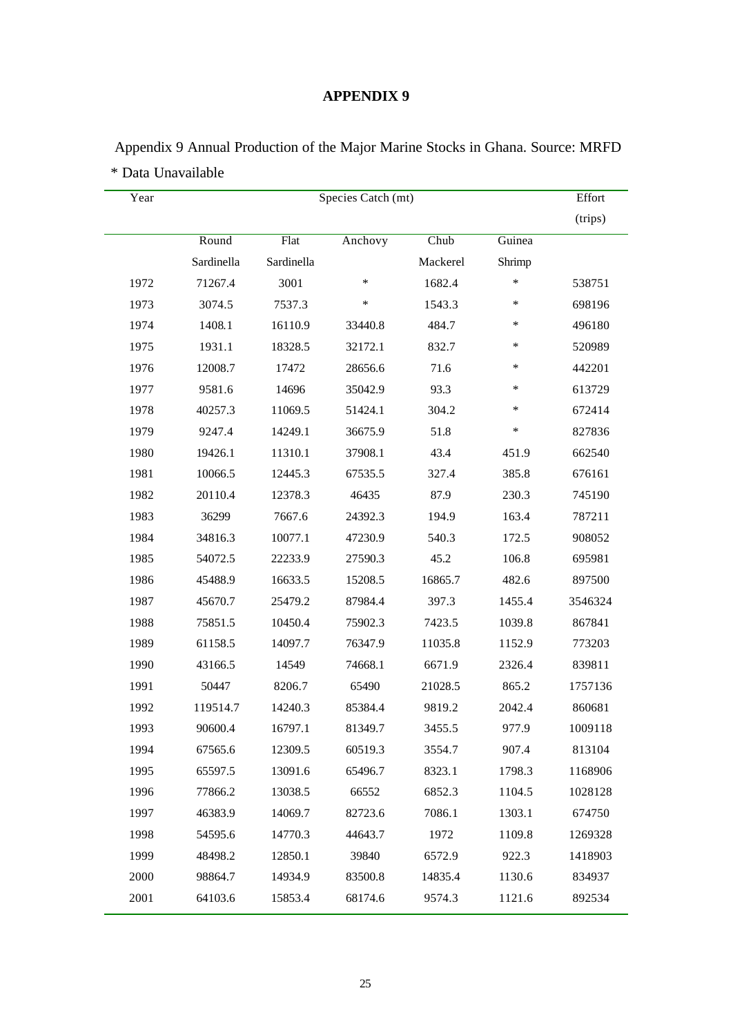# APPENDIX 9

Appendix 9 Annual Production of the Major Marine Stocks in Ghana. Source: MRFD

* Data Unavailable

| Year | Species Catch (mt) | | | | | Effort (trips) |
|---|---|---|---|---|---|---|
| | Round Sardinella | Flat Sardinella | Anchovy | Chub Mackerel | Guinea Shrimp | |
| 1972 | 71267.4 | 3001 | * | 1682.4 | * | 538751 |
| 1973 | 3074.5 | 7537.3 | * | 1543.3 | * | 698196 |
| 1974 | 1408.1 | 16110.9 | 33440.8 | 484.7 | * | 496180 |
| 1975 | 1931.1 | 18328.5 | 32172.1 | 832.7 | * | 520989 |
| 1976 | 12008.7 | 17472 | 28656.6 | 71.6 | * | 442201 |
| 1977 | 9581.6 | 14696 | 35042.9 | 93.3 | * | 613729 |
| 1978 | 40257.3 | 11069.5 | 51424.1 | 304.2 | * | 672414 |
| 1979 | 9247.4 | 14249.1 | 36675.9 | 51.8 | * | 827836 |
| 1980 | 19426.1 | 11310.1 | 37908.1 | 43.4 | 451.9 | 662540 |
| 1981 | 10066.5 | 12445.3 | 67535.5 | 327.4 | 385.8 | 676161 |
| 1982 | 20110.4 | 12378.3 | 46435 | 87.9 | 230.3 | 745190 |
| 1983 | 36299 | 7667.6 | 24392.3 | 194.9 | 163.4 | 787211 |
| 1984 | 34816.3 | 10077.1 | 47230.9 | 540.3 | 172.5 | 908052 |
| 1985 | 54072.5 | 22233.9 | 27590.3 | 45.2 | 106.8 | 695981 |
| 1986 | 45488.9 | 16633.5 | 15208.5 | 16865.7 | 482.6 | 897500 |
| 1987 | 45670.7 | 25479.2 | 87984.4 | 397.3 | 1455.4 | 3546324 |
| 1988 | 75851.5 | 10450.4 | 75902.3 | 7423.5 | 1039.8 | 867841 |
| 1989 | 61158.5 | 14097.7 | 76347.9 | 11035.8 | 1152.9 | 773203 |
| 1990 | 43166.5 | 14549 | 74668.1 | 6671.9 | 2326.4 | 839811 |
| 1991 | 50447 | 8206.7 | 65490 | 21028.5 | 865.2 | 1757136 |
| 1992 | 119514.7 | 14240.3 | 85384.4 | 9819.2 | 2042.4 | 860681 |
| 1993 | 90600.4 | 16797.1 | 81349.7 | 3455.5 | 977.9 | 1009118 |
| 1994 | 67565.6 | 12309.5 | 60519.3 | 3554.7 | 907.4 | 813104 |
| 1995 | 65597.5 | 13091.6 | 65496.7 | 8323.1 | 1798.3 | 1168906 |
| 1996 | 77866.2 | 13038.5 | 66552 | 6852.3 | 1104.5 | 1028128 |
| 1997 | 46383.9 | 14069.7 | 82723.6 | 7086.1 | 1303.1 | 674750 |
| 1998 | 54595.6 | 14770.3 | 44643.7 | 1972 | 1109.8 | 1269328 |
| 1999 | 48498.2 | 12850.1 | 39840 | 6572.9 | 922.3 | 1418903 |
| 2000 | 98864.7 | 14934.9 | 83500.8 | 14835.4 | 1130.6 | 834937 |
| 2001 | 64103.6 | 15853.4 | 68174.6 | 9574.3 | 1121.6 | 892534 |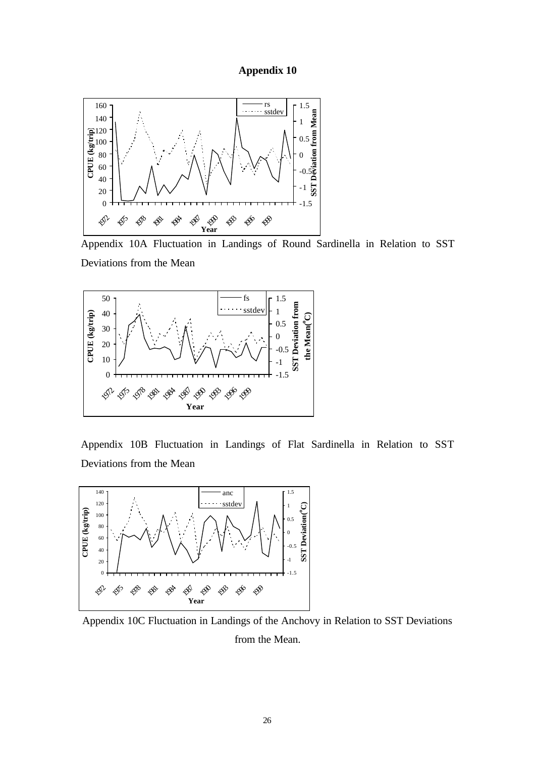# Appendix 10

Appendix 10A Fluctuation in Landings of Round Sardinella in Relation to SST Deviations from the Mean

Appendix 10B Fluctuation in Landings of Flat Sardinella in Relation to SST Deviations from the Mean

Appendix 10C Fluctuation in Landings of the Anchovy in Relation to SST Deviations from the Mean.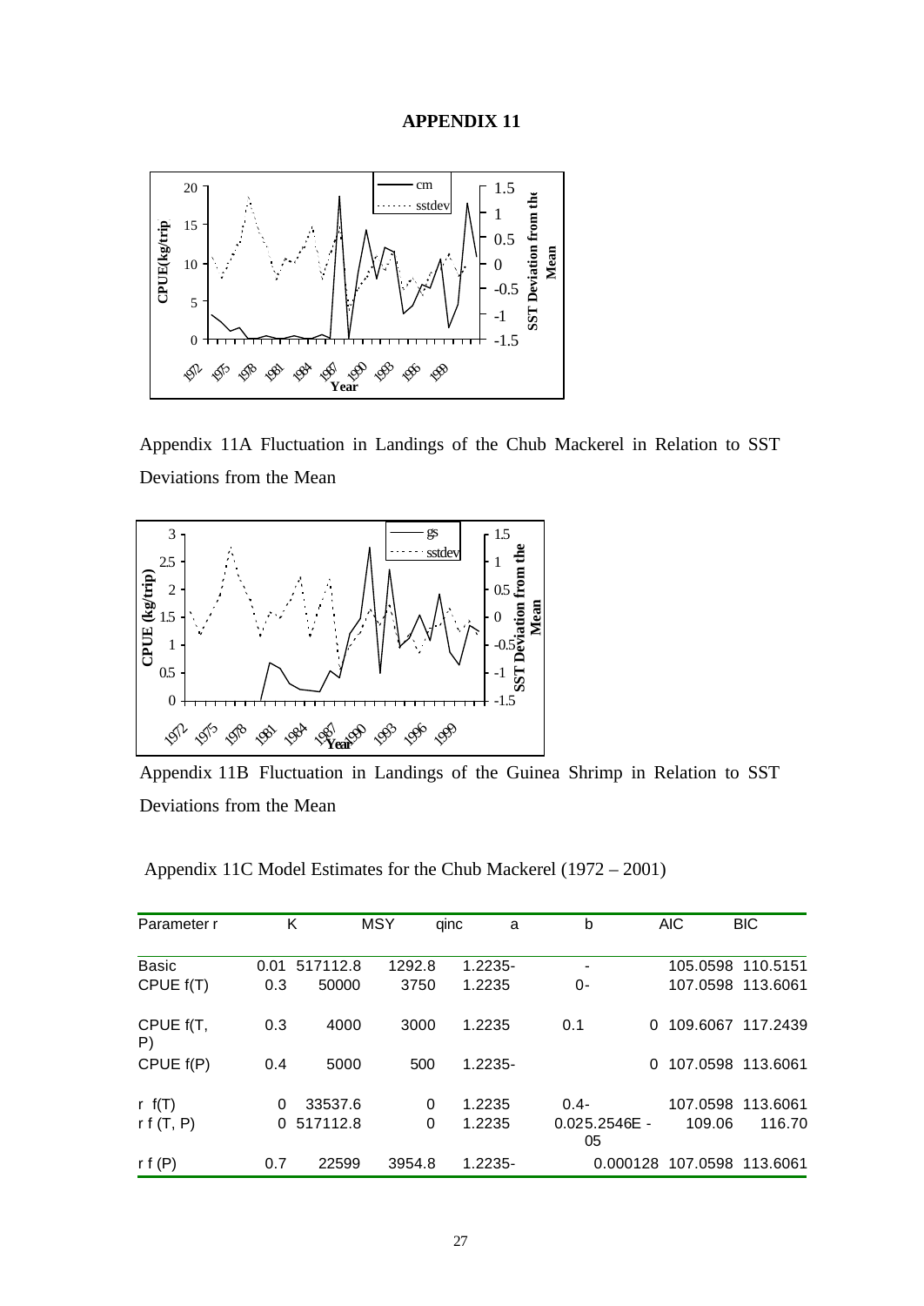# APPENDIX 11

Appendix 11A Fluctuation in Landings of the Chub Mackerel in Relation to SST Deviations from the Mean

Appendix 11B Fluctuation in Landings of the Guinea Shrimp in Relation to SST Deviations from the Mean

Appendix 11C Model Estimates for the Chub Mackerel (1972 – 2001)

| Parameter r | | K | MSY | qinc | a | b | AIC | BIC |
|---|---|---|---|---|---|---|---|---|
| Basic | 0.01 | 517112.8 | 1292.8 | | 1.2235- | - | 105.0598 | 110.5151 |
| CPUE f(T) | 0.3 | 50000 | 3750 | | 1.2235 | 0- | 107.0598 | 113.6061 |
| CPUE f(T, P) | 0.3 | 4000 | 3000 | | 1.2235 | 0.1 | 0 109.6067 | 117.2439 |
| CPUE f(P) | 0.4 | 5000 | 500 | | 1.2235- | | 0 107.0598 | 113.6061 |
| r f(T) | 0 | 33537.6 | 0 | | 1.2235 | 0.4- | 107.0598 | 113.6061 |
| r f (T, P) | 0 | 517112.8 | 0 | | 1.2235 | 0.025.2546E - 05 | 109.06 | 116.70 |
| r f (P) | 0.7 | 22599 | 3954.8 | | 1.2235- | 0.000128 | 107.0598 | 113.6061 |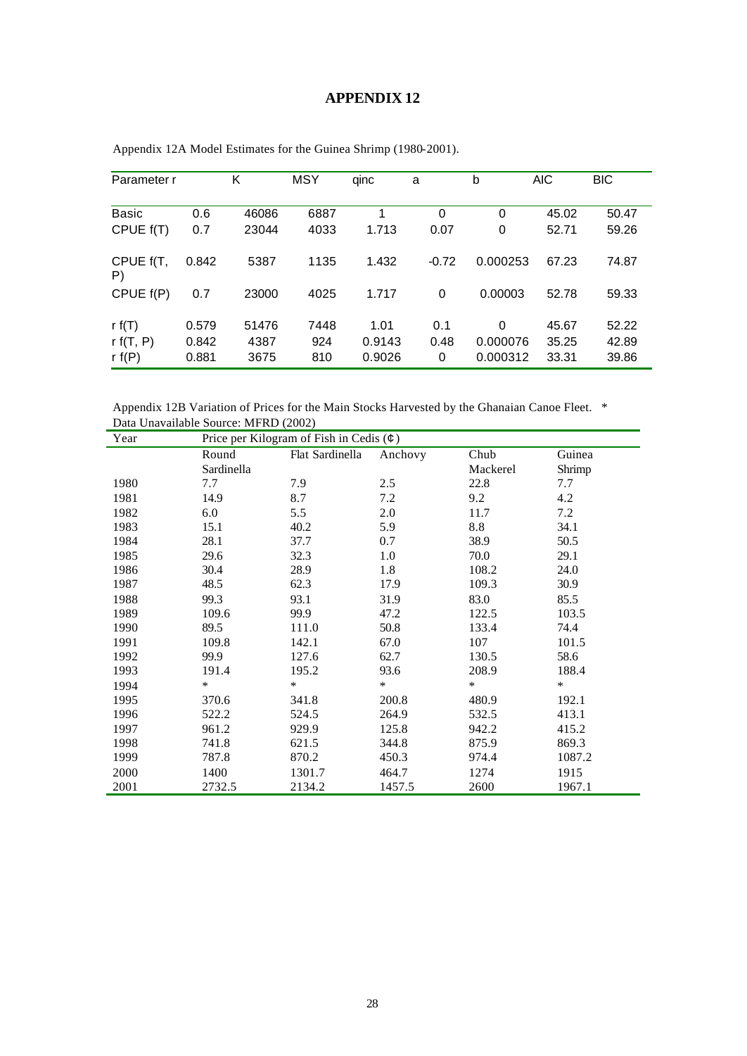# APPENDIX 12

Appendix 12A Model Estimates for the Guinea Shrimp (1980-2001).

| Parameter r | | K | MSY | qinc | a | b | AIC | BIC |
|---|---|---|---|---|---|---|---|---|
| Basic | 0.6 | 46086 | 6887 | 1 | 0 | 0 | 45.02 | 50.47 |
| CPUE f(T) | 0.7 | 23044 | 4033 | 1.713 | 0.07 | 0 | 52.71 | 59.26 |
| CPUE f(T, P) | 0.842 | 5387 | 1135 | 1.432 | -0.72 | 0.000253 | 67.23 | 74.87 |
| CPUE f(P) | 0.7 | 23000 | 4025 | 1.717 | 0 | 0.00003 | 52.78 | 59.33 |
| r f(T) | 0.579 | 51476 | 7448 | 1.01 | 0.1 | 0 | 45.67 | 52.22 |
| r f(T, P) | 0.842 | 4387 | 924 | 0.9143 | 0.48 | 0.000076 | 35.25 | 42.89 |
| r f(P) | 0.881 | 3675 | 810 | 0.9026 | 0 | 0.000312 | 33.31 | 39.86 |

Appendix 12B Variation of Prices for the Main Stocks Harvested by the Ghanaian Canoe Fleet. * Data Unavailable Source: MFRD (2002)

| Year | Price per Kilogram of Fish in Cedis (¢) | | | | |
|---|---|---|---|---|---|
| | Round Sardinella | Flat Sardinella | Anchovy | Chub Mackerel | Guinea Shrimp |
| 1980 | 7.7 | 7.9 | 2.5 | 22.8 | 7.7 |
| 1981 | 14.9 | 8.7 | 7.2 | 9.2 | 4.2 |
| 1982 | 6.0 | 5.5 | 2.0 | 11.7 | 7.2 |
| 1983 | 15.1 | 40.2 | 5.9 | 8.8 | 34.1 |
| 1984 | 28.1 | 37.7 | 0.7 | 38.9 | 50.5 |
| 1985 | 29.6 | 32.3 | 1.0 | 70.0 | 29.1 |
| 1986 | 30.4 | 28.9 | 1.8 | 108.2 | 24.0 |
| 1987 | 48.5 | 62.3 | 17.9 | 109.3 | 30.9 |
| 1988 | 99.3 | 93.1 | 31.9 | 83.0 | 85.5 |
| 1989 | 109.6 | 99.9 | 47.2 | 122.5 | 103.5 |
| 1990 | 89.5 | 111.0 | 50.8 | 133.4 | 74.4 |
| 1991 | 109.8 | 142.1 | 67.0 | 107 | 101.5 |
| 1992 | 99.9 | 127.6 | 62.7 | 130.5 | 58.6 |
| 1993 | 191.4 | 195.2 | 93.6 | 208.9 | 188.4 |
| 1994 | * | * | * | * | * |
| 1995 | 370.6 | 341.8 | 200.8 | 480.9 | 192.1 |
| 1996 | 522.2 | 524.5 | 264.9 | 532.5 | 413.1 |
| 1997 | 961.2 | 929.9 | 125.8 | 942.2 | 415.2 |
| 1998 | 741.8 | 621.5 | 344.8 | 875.9 | 869.3 |
| 1999 | 787.8 | 870.2 | 450.3 | 974.4 | 1087.2 |
| 2000 | 1400 | 1301.7 | 464.7 | 1274 | 1915 |
| 2001 | 2732.5 | 2134.2 | 1457.5 | 2600 | 1967.1 |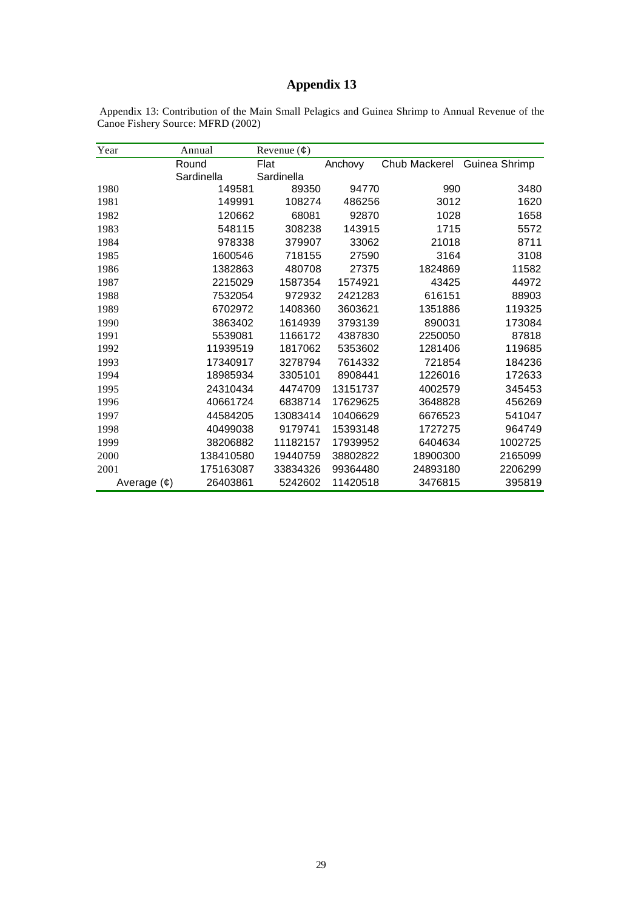# Appendix 13

Appendix 13: Contribution of the Main Small Pelagics and Guinea Shrimp to Annual Revenue of the Canoe Fishery Source: MFRD (2002)

| Year | Annual | Revenue (¢) | | | |
|---|---|---|---|---|---|
| | Round Sardinella | Flat Sardinella | Anchovy | Chub Mackerel | Guinea Shrimp |
| 1980 | 149581 | 89350 | 94770 | 990 | 3480 |
| 1981 | 149991 | 108274 | 486256 | 3012 | 1620 |
| 1982 | 120662 | 68081 | 92870 | 1028 | 1658 |
| 1983 | 548115 | 308238 | 143915 | 1715 | 5572 |
| 1984 | 978338 | 379907 | 33062 | 21018 | 8711 |
| 1985 | 1600546 | 718155 | 27590 | 3164 | 3108 |
| 1986 | 1382863 | 480708 | 27375 | 1824869 | 11582 |
| 1987 | 2215029 | 1587354 | 1574921 | 43425 | 44972 |
| 1988 | 7532054 | 972932 | 2421283 | 616151 | 88903 |
| 1989 | 6702972 | 1408360 | 3603621 | 1351886 | 119325 |
| 1990 | 3863402 | 1614939 | 3793139 | 890031 | 173084 |
| 1991 | 5539081 | 1166172 | 4387830 | 2250050 | 87818 |
| 1992 | 11939519 | 1817062 | 5353602 | 1281406 | 119685 |
| 1993 | 17340917 | 3278794 | 7614332 | 721854 | 184236 |
| 1994 | 18985934 | 3305101 | 8908441 | 1226016 | 172633 |
| 1995 | 24310434 | 4474709 | 13151737 | 4002579 | 345453 |
| 1996 | 40661724 | 6838714 | 17629625 | 3648828 | 456269 |
| 1997 | 44584205 | 13083414 | 10406629 | 6676523 | 541047 |
| 1998 | 40499038 | 9179741 | 15393148 | 1727275 | 964749 |
| 1999 | 38206882 | 11182157 | 17939952 | 6404634 | 1002725 |
| 2000 | 138410580 | 19440759 | 38802822 | 18900300 | 2165099 |
| 2001 | 175163087 | 33834326 | 99364480 | 24893180 | 2206299 |
| Average (¢) | 26403861 | 5242602 | 11420518 | 3476815 | 395819 |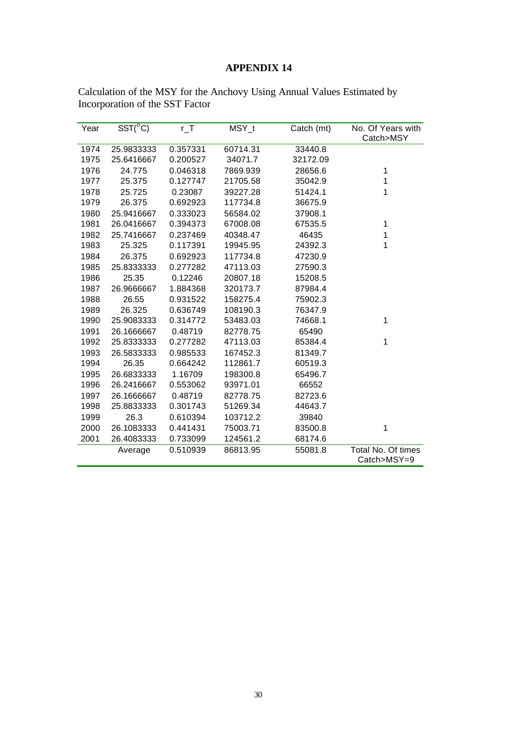# APPENDIX 14

Calculation of the MSY for the Anchovy Using Annual Values Estimated by Incorporation of the SST Factor

| Year | SST(°C) | r_T | MSY_t | Catch (mt) | No. Of Years with Catch>MSY |
|---|---|---|---|---|---|
| 1974 | 25.9833333 | 0.357331 | 60714.31 | 33440.8 | |
| 1975 | 25.6416667 | 0.200527 | 34071.7 | 32172.09 | |
| 1976 | 24.775 | 0.046318 | 7869.939 | 28656.6 | 1 |
| 1977 | 25.375 | 0.127747 | 21705.58 | 35042.9 | 1 |
| 1978 | 25.725 | 0.23087 | 39227.28 | 51424.1 | 1 |
| 1979 | 26.375 | 0.692923 | 117734.8 | 36675.9 | |
| 1980 | 25.9416667 | 0.333023 | 56584.02 | 37908.1 | |
| 1981 | 26.0416667 | 0.394373 | 67008.08 | 67535.5 | 1 |
| 1982 | 25.7416667 | 0.237469 | 40348.47 | 46435 | 1 |
| 1983 | 25.325 | 0.117391 | 19945.95 | 24392.3 | 1 |
| 1984 | 26.375 | 0.692923 | 117734.8 | 47230.9 | |
| 1985 | 25.8333333 | 0.277282 | 47113.03 | 27590.3 | |
| 1986 | 25.35 | 0.12246 | 20807.18 | 15208.5 | |
| 1987 | 26.9666667 | 1.884368 | 320173.7 | 87984.4 | |
| 1988 | 26.55 | 0.931522 | 158275.4 | 75902.3 | |
| 1989 | 26.325 | 0.636749 | 108190.3 | 76347.9 | |
| 1990 | 25.9083333 | 0.314772 | 53483.03 | 74668.1 | 1 |
| 1991 | 26.1666667 | 0.48719 | 82778.75 | 65490 | |
| 1992 | 25.8333333 | 0.277282 | 47113.03 | 85384.4 | 1 |
| 1993 | 26.5833333 | 0.985533 | 167452.3 | 81349.7 | |
| 1994 | 26.35 | 0.664242 | 112861.7 | 60519.3 | |
| 1995 | 26.6833333 | 1.16709 | 198300.8 | 65496.7 | |
| 1996 | 26.2416667 | 0.553062 | 93971.01 | 66552 | |
| 1997 | 26.1666667 | 0.48719 | 82778.75 | 82723.6 | |
| 1998 | 25.8833333 | 0.301743 | 51269.34 | 44643.7 | |
| 1999 | 26.3 | 0.610394 | 103712.2 | 39840 | |
| 2000 | 26.1083333 | 0.441431 | 75003.71 | 83500.8 | 1 |
| 2001 | 26.4083333 | 0.733099 | 124561.2 | 68174.6 | |
| | Average | 0.510939 | 86813.95 | 55081.8 | Total No. Of times Catch>MSY=9 |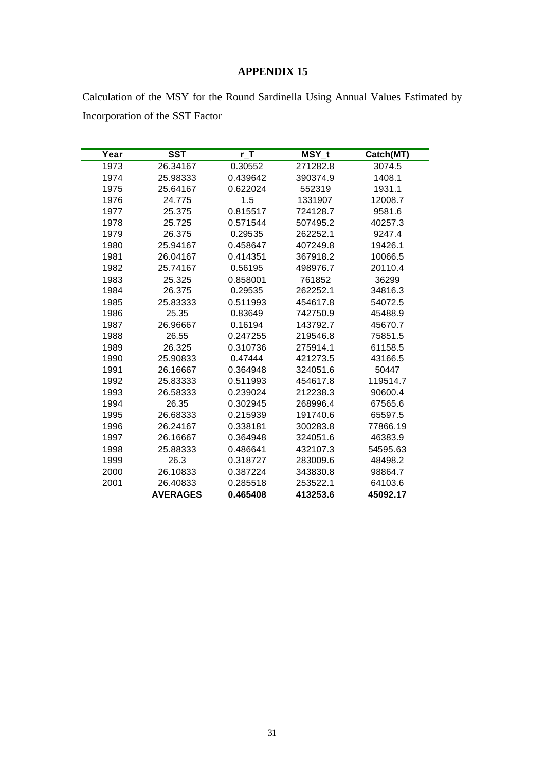# APPENDIX 15

Calculation of the MSY for the Round Sardinella Using Annual Values Estimated by Incorporation of the SST Factor

| Year | SST | r_T | MSY_t | Catch(MT) |
|---|---|---|---|---|
| 1973 | 26.34167 | 0.30552 | 271282.8 | 3074.5 |
| 1974 | 25.98333 | 0.439642 | 390374.9 | 1408.1 |
| 1975 | 25.64167 | 0.622024 | 552319 | 1931.1 |
| 1976 | 24.775 | 1.5 | 1331907 | 12008.7 |
| 1977 | 25.375 | 0.815517 | 724128.7 | 9581.6 |
| 1978 | 25.725 | 0.571544 | 507495.2 | 40257.3 |
| 1979 | 26.375 | 0.29535 | 262252.1 | 9247.4 |
| 1980 | 25.94167 | 0.458647 | 407249.8 | 19426.1 |
| 1981 | 26.04167 | 0.414351 | 367918.2 | 10066.5 |
| 1982 | 25.74167 | 0.56195 | 498976.7 | 20110.4 |
| 1983 | 25.325 | 0.858001 | 761852 | 36299 |
| 1984 | 26.375 | 0.29535 | 262252.1 | 34816.3 |
| 1985 | 25.83333 | 0.511993 | 454617.8 | 54072.5 |
| 1986 | 25.35 | 0.83649 | 742750.9 | 45488.9 |
| 1987 | 26.96667 | 0.16194 | 143792.7 | 45670.7 |
| 1988 | 26.55 | 0.247255 | 219546.8 | 75851.5 |
| 1989 | 26.325 | 0.310736 | 275914.1 | 61158.5 |
| 1990 | 25.90833 | 0.47444 | 421273.5 | 43166.5 |
| 1991 | 26.16667 | 0.364948 | 324051.6 | 50447 |
| 1992 | 25.83333 | 0.511993 | 454617.8 | 119514.7 |
| 1993 | 26.58333 | 0.239024 | 212238.3 | 90600.4 |
| 1994 | 26.35 | 0.302945 | 268996.4 | 67565.6 |
| 1995 | 26.68333 | 0.215939 | 191740.6 | 65597.5 |
| 1996 | 26.24167 | 0.338181 | 300283.8 | 77866.19 |
| 1997 | 26.16667 | 0.364948 | 324051.6 | 46383.9 |
| 1998 | 25.88333 | 0.486641 | 432107.3 | 54595.63 |
| 1999 | 26.3 | 0.318727 | 283009.6 | 48498.2 |
| 2000 | 26.10833 | 0.387224 | 343830.8 | 98864.7 |
| 2001 | 26.40833 | 0.285518 | 253522.1 | 64103.6 |
| | **AVERAGES** | **0.465408** | **413253.6** | **45092.17** |